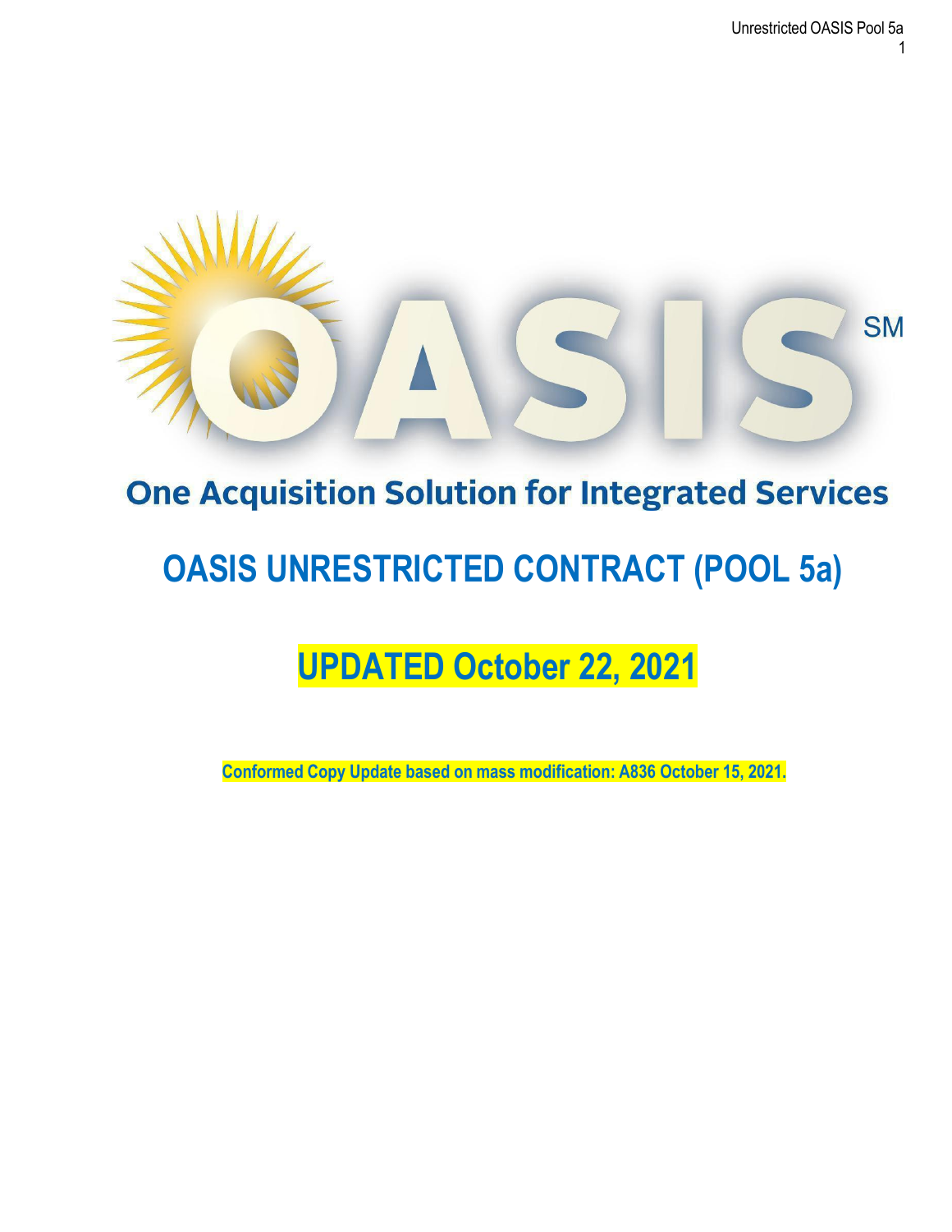# OASIS℠

## One Acquisition Solution for Integrated Services

# OASIS UNRESTRICTED CONTRACT (POOL 5a)

## UPDATED October 22, 2021

**Conformed Copy Update based on mass modification: A836 October 15, 2021.**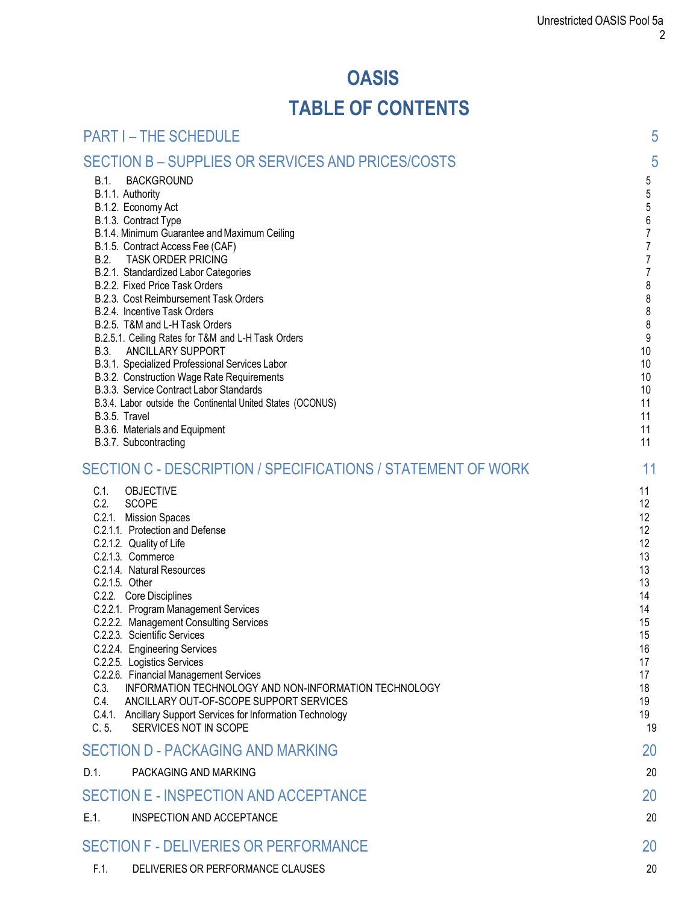# OASIS

# TABLE OF CONTENTS

| | |
|---|---|
| **PART I – THE SCHEDULE** | **5** |
| **SECTION B – SUPPLIES OR SERVICES AND PRICES/COSTS** | **5** |
| B.1. BACKGROUND | 5 |
| B.1.1. Authority | 5 |
| B.1.2. Economy Act | 5 |
| B.1.3. Contract Type | 6 |
| B.1.4. Minimum Guarantee and Maximum Ceiling | 7 |
| B.1.5. Contract Access Fee (CAF) | 7 |
| B.2. TASK ORDER PRICING | 7 |
| B.2.1. Standardized Labor Categories | 7 |
| B.2.2. Fixed Price Task Orders | 8 |
| B.2.3. Cost Reimbursement Task Orders | 8 |
| B.2.4. Incentive Task Orders | 8 |
| B.2.5. T&M and L-H Task Orders | 8 |
| B.2.5.1. Ceiling Rates for T&M and L-H Task Orders | 9 |
| B.3. ANCILLARY SUPPORT | 10 |
| B.3.1. Specialized Professional Services Labor | 10 |
| B.3.2. Construction Wage Rate Requirements | 10 |
| B.3.3. Service Contract Labor Standards | 10 |
| B.3.4. Labor outside the Continental United States (OCONUS) | 11 |
| B.3.5. Travel | 11 |
| B.3.6. Materials and Equipment | 11 |
| B.3.7. Subcontracting | 11 |
| **SECTION C - DESCRIPTION / SPECIFICATIONS / STATEMENT OF WORK** | **11** |
| C.1. OBJECTIVE | 11 |
| C.2. SCOPE | 12 |
| C.2.1. Mission Spaces | 12 |
| C.2.1.1. Protection and Defense | 12 |
| C.2.1.2. Quality of Life | 12 |
| C.2.1.3. Commerce | 13 |
| C.2.1.4. Natural Resources | 13 |
| C.2.1.5. Other | 13 |
| C.2.2. Core Disciplines | 14 |
| C.2.2.1. Program Management Services | 14 |
| C.2.2.2. Management Consulting Services | 15 |
| C.2.2.3. Scientific Services | 15 |
| C.2.2.4. Engineering Services | 16 |
| C.2.2.5. Logistics Services | 17 |
| C.2.2.6. Financial Management Services | 17 |
| C.3. INFORMATION TECHNOLOGY AND NON-INFORMATION TECHNOLOGY | 18 |
| C.4. ANCILLARY OUT-OF-SCOPE SUPPORT SERVICES | 19 |
| C.4.1. Ancillary Support Services for Information Technology | 19 |
| C. 5. SERVICES NOT IN SCOPE | 19 |
| **SECTION D - PACKAGING AND MARKING** | **20** |
| D.1. PACKAGING AND MARKING | 20 |
| **SECTION E - INSPECTION AND ACCEPTANCE** | **20** |
| E.1. INSPECTION AND ACCEPTANCE | 20 |
| **SECTION F - DELIVERIES OR PERFORMANCE** | **20** |
| F.1. DELIVERIES OR PERFORMANCE CLAUSES | 20 |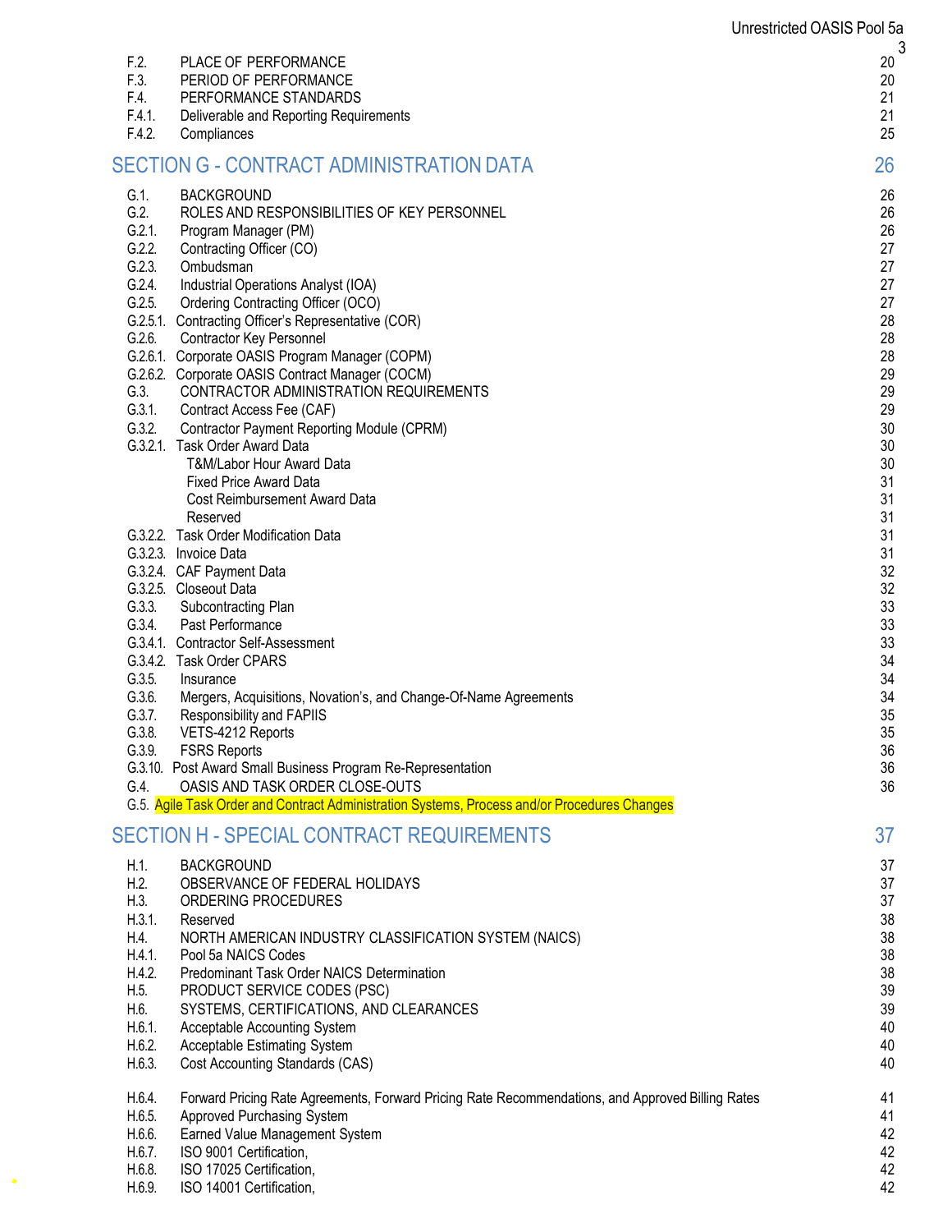| | | |
|---|---|---|
| F.2. | PLACE OF PERFORMANCE | 20 |
| F.3. | PERIOD OF PERFORMANCE | 20 |
| F.4. | PERFORMANCE STANDARDS | 21 |
| F.4.1. | Deliverable and Reporting Requirements | 21 |
| F.4.2. | Compliances | 25 |

## SECTION G - CONTRACT ADMINISTRATION DATA 26

| | | |
|---|---|---|
| G.1. | BACKGROUND | 26 |
| G.2. | ROLES AND RESPONSIBILITIES OF KEY PERSONNEL | 26 |
| G.2.1. | Program Manager (PM) | 26 |
| G.2.2. | Contracting Officer (CO) | 27 |
| G.2.3. | Ombudsman | 27 |
| G.2.4. | Industrial Operations Analyst (IOA) | 27 |
| G.2.5. | Ordering Contracting Officer (OCO) | 27 |
| G.2.5.1. | Contracting Officer's Representative (COR) | 28 |
| G.2.6. | Contractor Key Personnel | 28 |
| G.2.6.1. | Corporate OASIS Program Manager (COPM) | 28 |
| G.2.6.2. | Corporate OASIS Contract Manager (COCM) | 29 |
| G.3. | CONTRACTOR ADMINISTRATION REQUIREMENTS | 29 |
| G.3.1. | Contract Access Fee (CAF) | 29 |
| G.3.2. | Contractor Payment Reporting Module (CPRM) | 30 |
| G.3.2.1. | Task Order Award Data | 30 |
| | T&M/Labor Hour Award Data | 30 |
| | Fixed Price Award Data | 31 |
| | Cost Reimbursement Award Data | 31 |
| | Reserved | 31 |
| G.3.2.2. | Task Order Modification Data | 31 |
| G.3.2.3. | Invoice Data | 31 |
| G.3.2.4. | CAF Payment Data | 32 |
| G.3.2.5. | Closeout Data | 32 |
| G.3.3. | Subcontracting Plan | 33 |
| G.3.4. | Past Performance | 33 |
| G.3.4.1. | Contractor Self-Assessment | 33 |
| G.3.4.2. | Task Order CPARS | 34 |
| G.3.5. | Insurance | 34 |
| G.3.6. | Mergers, Acquisitions, Novation's, and Change-Of-Name Agreements | 34 |
| G.3.7. | Responsibility and FAPIIS | 35 |
| G.3.8. | VETS-4212 Reports | 35 |
| G.3.9. | FSRS Reports | 36 |
| G.3.10. | Post Award Small Business Program Re-Representation | 36 |
| G.4. | OASIS AND TASK ORDER CLOSE-OUTS | 36 |
| G.5. | Agile Task Order and Contract Administration Systems, Process and/or Procedures Changes | |

## SECTION H - SPECIAL CONTRACT REQUIREMENTS 37

| | | |
|---|---|---|
| H.1. | BACKGROUND | 37 |
| H.2. | OBSERVANCE OF FEDERAL HOLIDAYS | 37 |
| H.3. | ORDERING PROCEDURES | 37 |
| H.3.1. | Reserved | 38 |
| H.4. | NORTH AMERICAN INDUSTRY CLASSIFICATION SYSTEM (NAICS) | 38 |
| H.4.1. | Pool 5a NAICS Codes | 38 |
| H.4.2. | Predominant Task Order NAICS Determination | 38 |
| H.5. | PRODUCT SERVICE CODES (PSC) | 39 |
| H.6. | SYSTEMS, CERTIFICATIONS, AND CLEARANCES | 39 |
| H.6.1. | Acceptable Accounting System | 40 |
| H.6.2. | Acceptable Estimating System | 40 |
| H.6.3. | Cost Accounting Standards (CAS) | 40 |
| H.6.4. | Forward Pricing Rate Agreements, Forward Pricing Rate Recommendations, and Approved Billing Rates | 41 |
| H.6.5. | Approved Purchasing System | 41 |
| H.6.6. | Earned Value Management System | 42 |
| H.6.7. | ISO 9001 Certification, | 42 |
| H.6.8. | ISO 17025 Certification, | 42 |
| H.6.9. | ISO 14001 Certification, | 42 |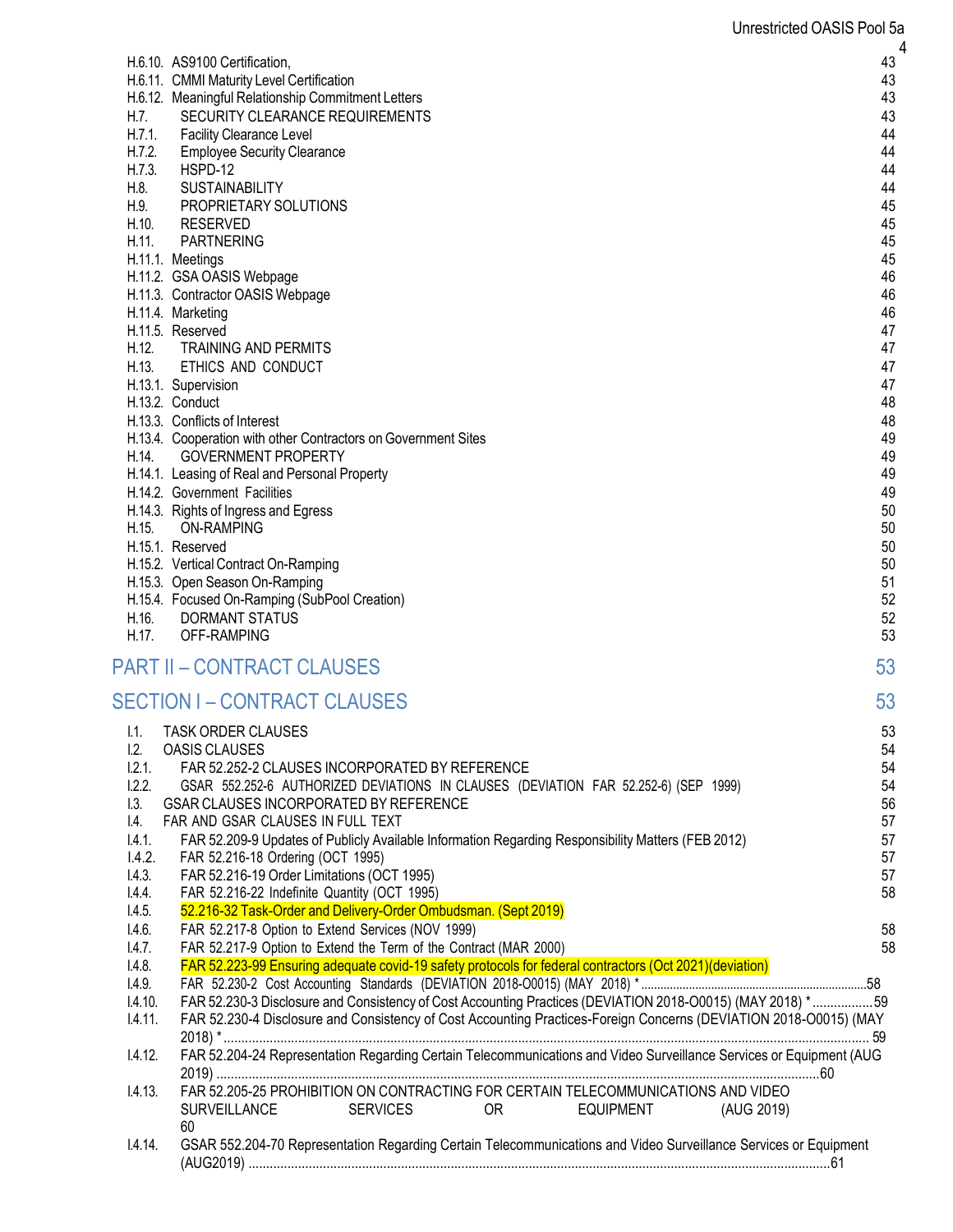H.6.10. AS9100 Certification, 43
H.6.11. CMMI Maturity Level Certification 43
H.6.12. Meaningful Relationship Commitment Letters 43
H.7. SECURITY CLEARANCE REQUIREMENTS 43
H.7.1. Facility Clearance Level 44
H.7.2. Employee Security Clearance 44
H.7.3. HSPD-12 44
H.8. SUSTAINABILITY 44
H.9. PROPRIETARY SOLUTIONS 45
H.10. RESERVED 45
H.11. PARTNERING 45
H.11.1. Meetings 45
H.11.2. GSA OASIS Webpage 46
H.11.3. Contractor OASIS Webpage 46
H.11.4. Marketing 46
H.11.5. Reserved 47
H.12. TRAINING AND PERMITS 47
H.13. ETHICS AND CONDUCT 47
H.13.1. Supervision 47
H.13.2. Conduct 48
H.13.3. Conflicts of Interest 48
H.13.4. Cooperation with other Contractors on Government Sites 49
H.14. GOVERNMENT PROPERTY 49
H.14.1. Leasing of Real and Personal Property 49
H.14.2. Government Facilities 49
H.14.3. Rights of Ingress and Egress 50
H.15. ON-RAMPING 50
H.15.1. Reserved 50
H.15.2. Vertical Contract On-Ramping 50
H.15.3. Open Season On-Ramping 51
H.15.4. Focused On-Ramping (SubPool Creation) 52
H.16. DORMANT STATUS 52
H.17. OFF-RAMPING 53

# PART II – CONTRACT CLAUSES 53

# SECTION I – CONTRACT CLAUSES 53

I.1. TASK ORDER CLAUSES 53
I.2. OASIS CLAUSES 54
I.2.1. FAR 52.252-2 CLAUSES INCORPORATED BY REFERENCE 54
I.2.2. GSAR 552.252-6 AUTHORIZED DEVIATIONS IN CLAUSES (DEVIATION FAR 52.252-6) (SEP 1999) 54
I.3. GSAR CLAUSES INCORPORATED BY REFERENCE 56
I.4. FAR AND GSAR CLAUSES IN FULL TEXT 57
I.4.1. FAR 52.209-9 Updates of Publicly Available Information Regarding Responsibility Matters (FEB 2012) 57
I.4.2. FAR 52.216-18 Ordering (OCT 1995) 57
I.4.3. FAR 52.216-19 Order Limitations (OCT 1995) 57
I.4.4. FAR 52.216-22 Indefinite Quantity (OCT 1995) 58
I.4.5. 52.216-32 Task-Order and Delivery-Order Ombudsman. (Sept 2019)
I.4.6. FAR 52.217-8 Option to Extend Services (NOV 1999) 58
I.4.7. FAR 52.217-9 Option to Extend the Term of the Contract (MAR 2000) 58
I.4.8. FAR 52.223-99 Ensuring adequate covid-19 safety protocols for federal contractors (Oct 2021)(deviation)
I.4.9. FAR 52.230-2 Cost Accounting Standards (DEVIATION 2018-O0015) (MAY 2018) * 58
I.4.10. FAR 52.230-3 Disclosure and Consistency of Cost Accounting Practices (DEVIATION 2018-O0015) (MAY 2018) * 59
I.4.11. FAR 52.230-4 Disclosure and Consistency of Cost Accounting Practices-Foreign Concerns (DEVIATION 2018-O0015) (MAY 2018) * 59
I.4.12. FAR 52.204-24 Representation Regarding Certain Telecommunications and Video Surveillance Services or Equipment (AUG 2019) 60
I.4.13. FAR 52.205-25 PROHIBITION ON CONTRACTING FOR CERTAIN TELECOMMUNICATIONS AND VIDEO SURVEILLANCE SERVICES OR EQUIPMENT (AUG 2019) 60
I.4.14. GSAR 552.204-70 Representation Regarding Certain Telecommunications and Video Surveillance Services or Equipment (AUG2019) 61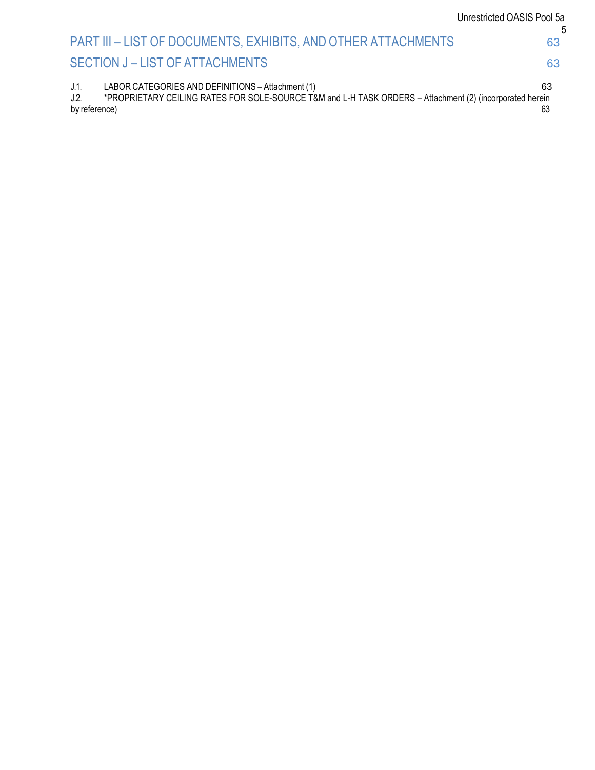PART III – LIST OF DOCUMENTS, EXHIBITS, AND OTHER ATTACHMENTS 63

SECTION J – LIST OF ATTACHMENTS 63

J.1. LABOR CATEGORIES AND DEFINITIONS – Attachment (1) 63

J.2. *PROPRIETARY CEILING RATES FOR SOLE-SOURCE T&M and L-H TASK ORDERS – Attachment (2) (incorporated herein by reference) 63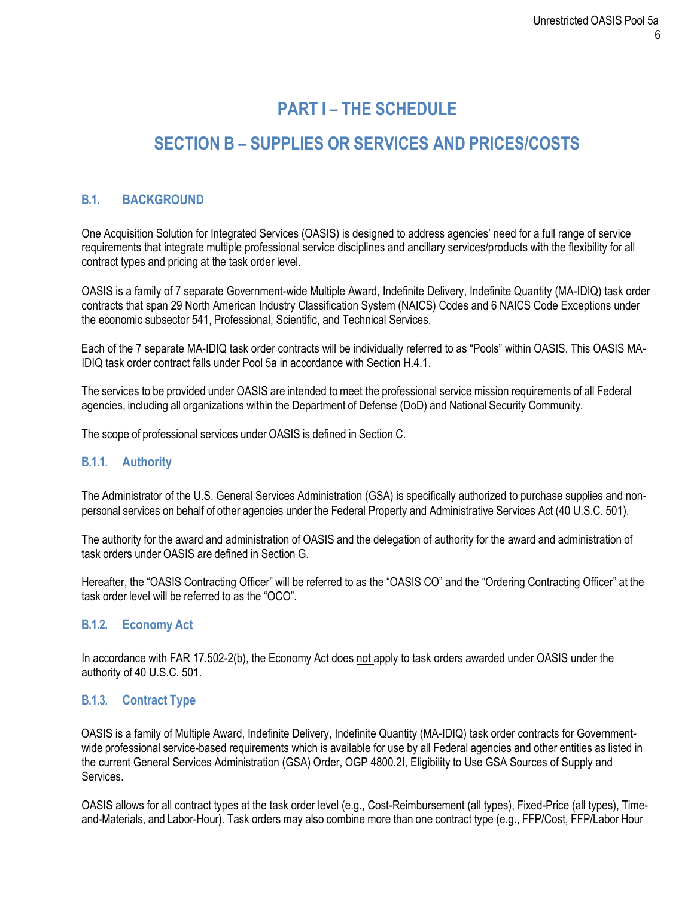# PART I – THE SCHEDULE

# SECTION B – SUPPLIES OR SERVICES AND PRICES/COSTS

## B.1. BACKGROUND

One Acquisition Solution for Integrated Services (OASIS) is designed to address agencies' need for a full range of service requirements that integrate multiple professional service disciplines and ancillary services/products with the flexibility for all contract types and pricing at the task order level.

OASIS is a family of 7 separate Government-wide Multiple Award, Indefinite Delivery, Indefinite Quantity (MA-IDIQ) task order contracts that span 29 North American Industry Classification System (NAICS) Codes and 6 NAICS Code Exceptions under the economic subsector 541, Professional, Scientific, and Technical Services.

Each of the 7 separate MA-IDIQ task order contracts will be individually referred to as "Pools" within OASIS. This OASIS MA-IDIQ task order contract falls under Pool 5a in accordance with Section H.4.1.

The services to be provided under OASIS are intended to meet the professional service mission requirements of all Federal agencies, including all organizations within the Department of Defense (DoD) and National Security Community.

The scope of professional services under OASIS is defined in Section C.

### B.1.1. Authority

The Administrator of the U.S. General Services Administration (GSA) is specifically authorized to purchase supplies and non-personal services on behalf of other agencies under the Federal Property and Administrative Services Act (40 U.S.C. 501).

The authority for the award and administration of OASIS and the delegation of authority for the award and administration of task orders under OASIS are defined in Section G.

Hereafter, the "OASIS Contracting Officer" will be referred to as the "OASIS CO" and the "Ordering Contracting Officer" at the task order level will be referred to as the "OCO".

### B.1.2. Economy Act

In accordance with FAR 17.502-2(b), the Economy Act does not apply to task orders awarded under OASIS under the authority of 40 U.S.C. 501.

### B.1.3. Contract Type

OASIS is a family of Multiple Award, Indefinite Delivery, Indefinite Quantity (MA-IDIQ) task order contracts for Government-wide professional service-based requirements which is available for use by all Federal agencies and other entities as listed in the current General Services Administration (GSA) Order, OGP 4800.2I, Eligibility to Use GSA Sources of Supply and Services.

OASIS allows for all contract types at the task order level (e.g., Cost-Reimbursement (all types), Fixed-Price (all types), Time-and-Materials, and Labor-Hour). Task orders may also combine more than one contract type (e.g., FFP/Cost, FFP/Labor Hour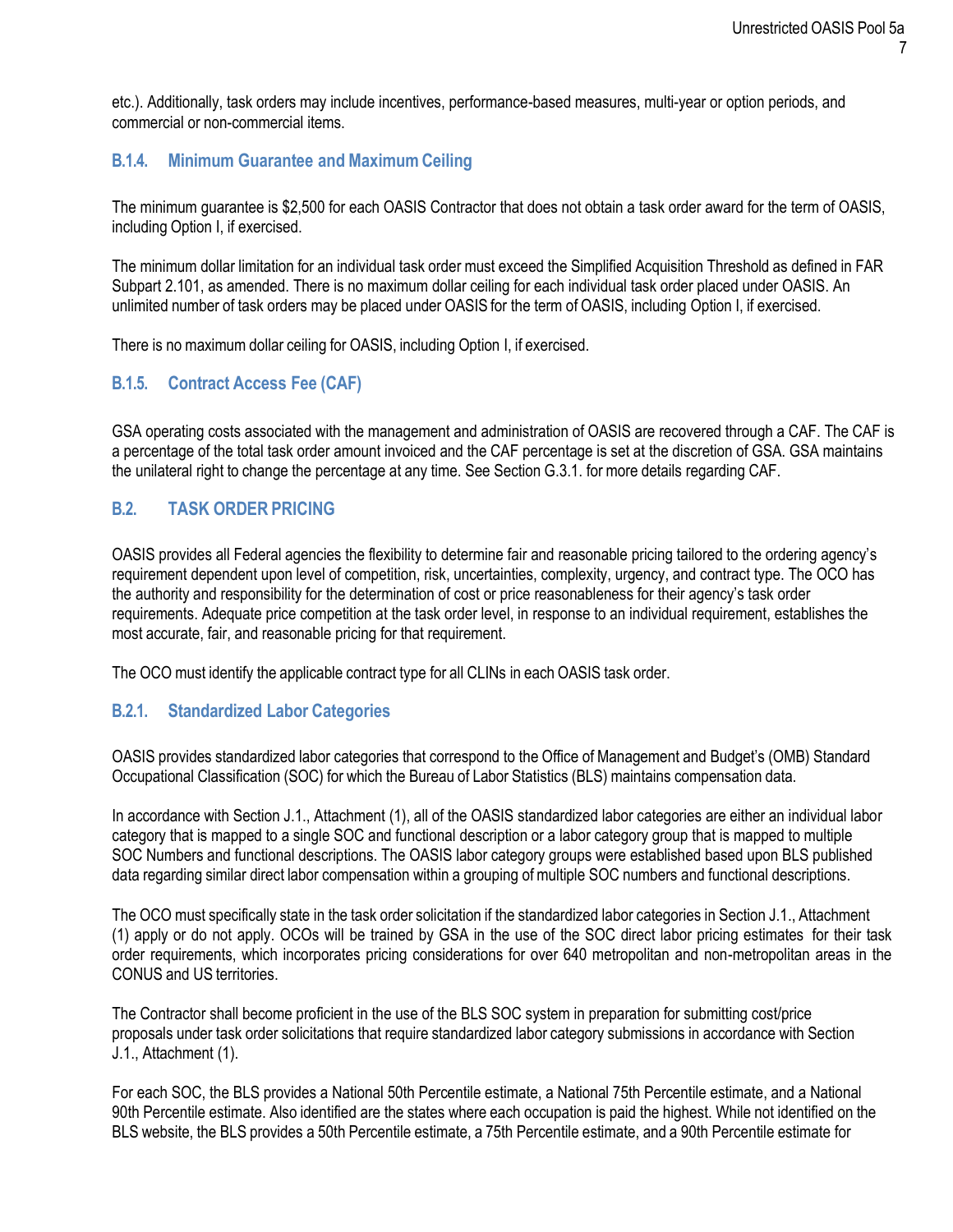etc.). Additionally, task orders may include incentives, performance-based measures, multi-year or option periods, and commercial or non-commercial items.

### B.1.4. Minimum Guarantee and Maximum Ceiling

The minimum guarantee is $2,500 for each OASIS Contractor that does not obtain a task order award for the term of OASIS, including Option I, if exercised.

The minimum dollar limitation for an individual task order must exceed the Simplified Acquisition Threshold as defined in FAR Subpart 2.101, as amended. There is no maximum dollar ceiling for each individual task order placed under OASIS. An unlimited number of task orders may be placed under OASIS for the term of OASIS, including Option I, if exercised.

There is no maximum dollar ceiling for OASIS, including Option I, if exercised.

### B.1.5. Contract Access Fee (CAF)

GSA operating costs associated with the management and administration of OASIS are recovered through a CAF. The CAF is a percentage of the total task order amount invoiced and the CAF percentage is set at the discretion of GSA. GSA maintains the unilateral right to change the percentage at any time. See Section G.3.1. for more details regarding CAF.

## B.2. TASK ORDER PRICING

OASIS provides all Federal agencies the flexibility to determine fair and reasonable pricing tailored to the ordering agency's requirement dependent upon level of competition, risk, uncertainties, complexity, urgency, and contract type. The OCO has the authority and responsibility for the determination of cost or price reasonableness for their agency's task order requirements. Adequate price competition at the task order level, in response to an individual requirement, establishes the most accurate, fair, and reasonable pricing for that requirement.

The OCO must identify the applicable contract type for all CLINs in each OASIS task order.

### B.2.1. Standardized Labor Categories

OASIS provides standardized labor categories that correspond to the Office of Management and Budget's (OMB) Standard Occupational Classification (SOC) for which the Bureau of Labor Statistics (BLS) maintains compensation data.

In accordance with Section J.1., Attachment (1), all of the OASIS standardized labor categories are either an individual labor category that is mapped to a single SOC and functional description or a labor category group that is mapped to multiple SOC Numbers and functional descriptions. The OASIS labor category groups were established based upon BLS published data regarding similar direct labor compensation within a grouping of multiple SOC numbers and functional descriptions.

The OCO must specifically state in the task order solicitation if the standardized labor categories in Section J.1., Attachment (1) apply or do not apply. OCOs will be trained by GSA in the use of the SOC direct labor pricing estimates for their task order requirements, which incorporates pricing considerations for over 640 metropolitan and non-metropolitan areas in the CONUS and US territories.

The Contractor shall become proficient in the use of the BLS SOC system in preparation for submitting cost/price proposals under task order solicitations that require standardized labor category submissions in accordance with Section J.1., Attachment (1).

For each SOC, the BLS provides a National 50th Percentile estimate, a National 75th Percentile estimate, and a National 90th Percentile estimate. Also identified are the states where each occupation is paid the highest. While not identified on the BLS website, the BLS provides a 50th Percentile estimate, a 75th Percentile estimate, and a 90th Percentile estimate for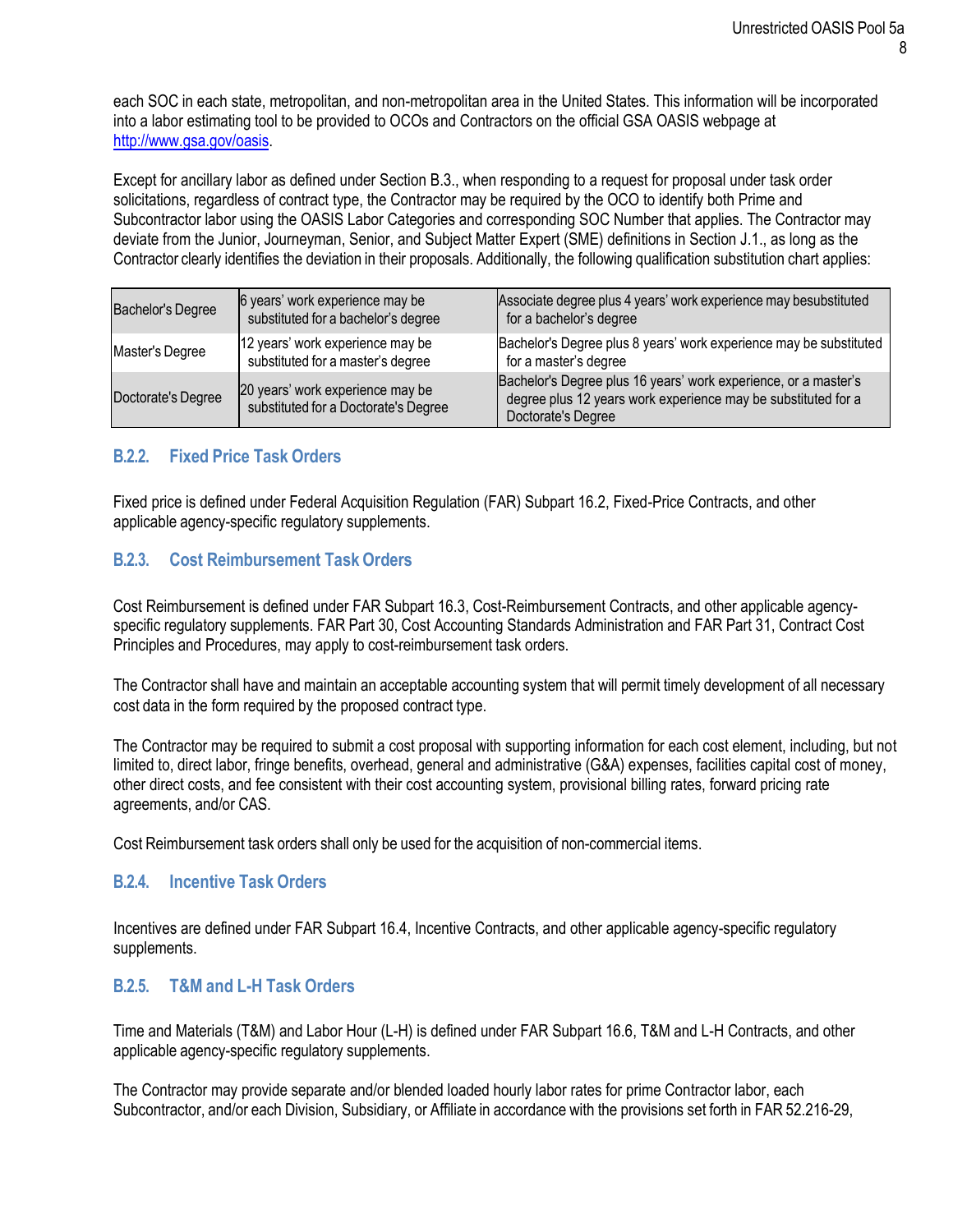each SOC in each state, metropolitan, and non-metropolitan area in the United States. This information will be incorporated into a labor estimating tool to be provided to OCOs and Contractors on the official GSA OASIS webpage at http://www.gsa.gov/oasis.

Except for ancillary labor as defined under Section B.3., when responding to a request for proposal under task order solicitations, regardless of contract type, the Contractor may be required by the OCO to identify both Prime and Subcontractor labor using the OASIS Labor Categories and corresponding SOC Number that applies. The Contractor may deviate from the Junior, Journeyman, Senior, and Subject Matter Expert (SME) definitions in Section J.1., as long as the Contractor clearly identifies the deviation in their proposals. Additionally, the following qualification substitution chart applies:

| | | |
|---|---|---|
| Bachelor's Degree | 6 years' work experience may be substituted for a bachelor's degree | Associate degree plus 4 years' work experience may besubstituted for a bachelor's degree |
| Master's Degree | 12 years' work experience may be substituted for a master's degree | Bachelor's Degree plus 8 years' work experience may be substituted for a master's degree |
| Doctorate's Degree | 20 years' work experience may be substituted for a Doctorate's Degree | Bachelor's Degree plus 16 years' work experience, or a master's degree plus 12 years work experience may be substituted for a Doctorate's Degree |

### B.2.2. Fixed Price Task Orders

Fixed price is defined under Federal Acquisition Regulation (FAR) Subpart 16.2, Fixed-Price Contracts, and other applicable agency-specific regulatory supplements.

### B.2.3. Cost Reimbursement Task Orders

Cost Reimbursement is defined under FAR Subpart 16.3, Cost-Reimbursement Contracts, and other applicable agency-specific regulatory supplements. FAR Part 30, Cost Accounting Standards Administration and FAR Part 31, Contract Cost Principles and Procedures, may apply to cost-reimbursement task orders.

The Contractor shall have and maintain an acceptable accounting system that will permit timely development of all necessary cost data in the form required by the proposed contract type.

The Contractor may be required to submit a cost proposal with supporting information for each cost element, including, but not limited to, direct labor, fringe benefits, overhead, general and administrative (G&A) expenses, facilities capital cost of money, other direct costs, and fee consistent with their cost accounting system, provisional billing rates, forward pricing rate agreements, and/or CAS.

Cost Reimbursement task orders shall only be used for the acquisition of non-commercial items.

### B.2.4. Incentive Task Orders

Incentives are defined under FAR Subpart 16.4, Incentive Contracts, and other applicable agency-specific regulatory supplements.

### B.2.5. T&M and L-H Task Orders

Time and Materials (T&M) and Labor Hour (L-H) is defined under FAR Subpart 16.6, T&M and L-H Contracts, and other applicable agency-specific regulatory supplements.

The Contractor may provide separate and/or blended loaded hourly labor rates for prime Contractor labor, each Subcontractor, and/or each Division, Subsidiary, or Affiliate in accordance with the provisions set forth in FAR 52.216-29,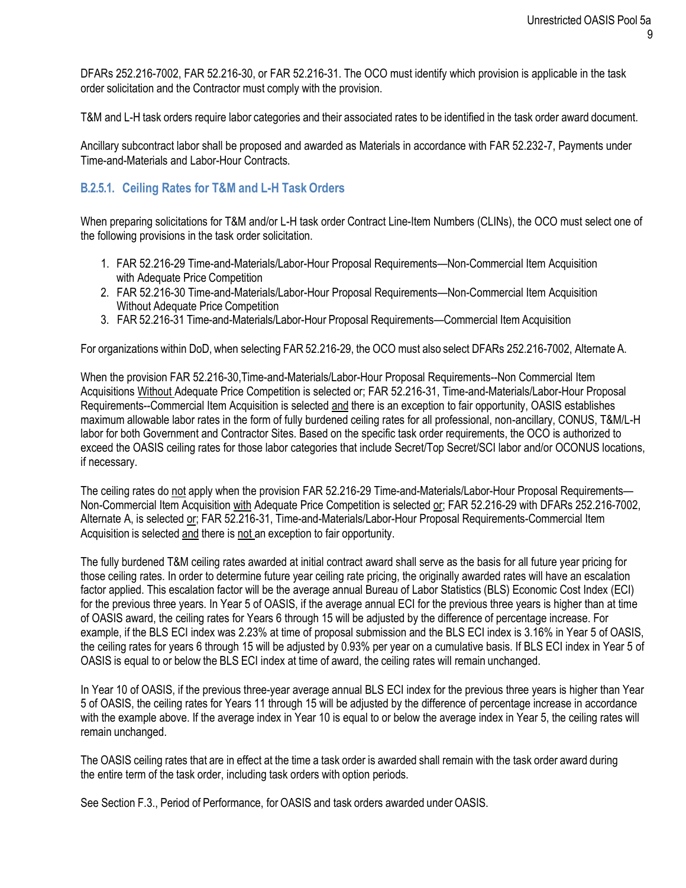DFARs 252.216-7002, FAR 52.216-30, or FAR 52.216-31. The OCO must identify which provision is applicable in the task order solicitation and the Contractor must comply with the provision.

T&M and L-H task orders require labor categories and their associated rates to be identified in the task order award document.

Ancillary subcontract labor shall be proposed and awarded as Materials in accordance with FAR 52.232-7, Payments under Time-and-Materials and Labor-Hour Contracts.

### B.2.5.1. Ceiling Rates for T&M and L-H Task Orders

When preparing solicitations for T&M and/or L-H task order Contract Line-Item Numbers (CLINs), the OCO must select one of the following provisions in the task order solicitation.

1. FAR 52.216-29 Time-and-Materials/Labor-Hour Proposal Requirements—Non-Commercial Item Acquisition with Adequate Price Competition
2. FAR 52.216-30 Time-and-Materials/Labor-Hour Proposal Requirements—Non-Commercial Item Acquisition Without Adequate Price Competition
3. FAR 52.216-31 Time-and-Materials/Labor-Hour Proposal Requirements—Commercial Item Acquisition

For organizations within DoD, when selecting FAR 52.216-29, the OCO must also select DFARs 252.216-7002, Alternate A.

When the provision FAR 52.216-30,Time-and-Materials/Labor-Hour Proposal Requirements--Non Commercial Item Acquisitions Without Adequate Price Competition is selected or; FAR 52.216-31, Time-and-Materials/Labor-Hour Proposal Requirements--Commercial Item Acquisition is selected and there is an exception to fair opportunity, OASIS establishes maximum allowable labor rates in the form of fully burdened ceiling rates for all professional, non-ancillary, CONUS, T&M/L-H labor for both Government and Contractor Sites. Based on the specific task order requirements, the OCO is authorized to exceed the OASIS ceiling rates for those labor categories that include Secret/Top Secret/SCI labor and/or OCONUS locations, if necessary.

The ceiling rates do not apply when the provision FAR 52.216-29 Time-and-Materials/Labor-Hour Proposal Requirements—Non-Commercial Item Acquisition with Adequate Price Competition is selected or; FAR 52.216-29 with DFARs 252.216-7002, Alternate A, is selected or; FAR 52.216-31, Time-and-Materials/Labor-Hour Proposal Requirements-Commercial Item Acquisition is selected and there is not an exception to fair opportunity.

The fully burdened T&M ceiling rates awarded at initial contract award shall serve as the basis for all future year pricing for those ceiling rates. In order to determine future year ceiling rate pricing, the originally awarded rates will have an escalation factor applied. This escalation factor will be the average annual Bureau of Labor Statistics (BLS) Economic Cost Index (ECI) for the previous three years. In Year 5 of OASIS, if the average annual ECI for the previous three years is higher than at time of OASIS award, the ceiling rates for Years 6 through 15 will be adjusted by the difference of percentage increase. For example, if the BLS ECI index was 2.23% at time of proposal submission and the BLS ECI index is 3.16% in Year 5 of OASIS, the ceiling rates for years 6 through 15 will be adjusted by 0.93% per year on a cumulative basis. If BLS ECI index in Year 5 of OASIS is equal to or below the BLS ECI index at time of award, the ceiling rates will remain unchanged.

In Year 10 of OASIS, if the previous three-year average annual BLS ECI index for the previous three years is higher than Year 5 of OASIS, the ceiling rates for Years 11 through 15 will be adjusted by the difference of percentage increase in accordance with the example above. If the average index in Year 10 is equal to or below the average index in Year 5, the ceiling rates will remain unchanged.

The OASIS ceiling rates that are in effect at the time a task order is awarded shall remain with the task order award during the entire term of the task order, including task orders with option periods.

See Section F.3., Period of Performance, for OASIS and task orders awarded under OASIS.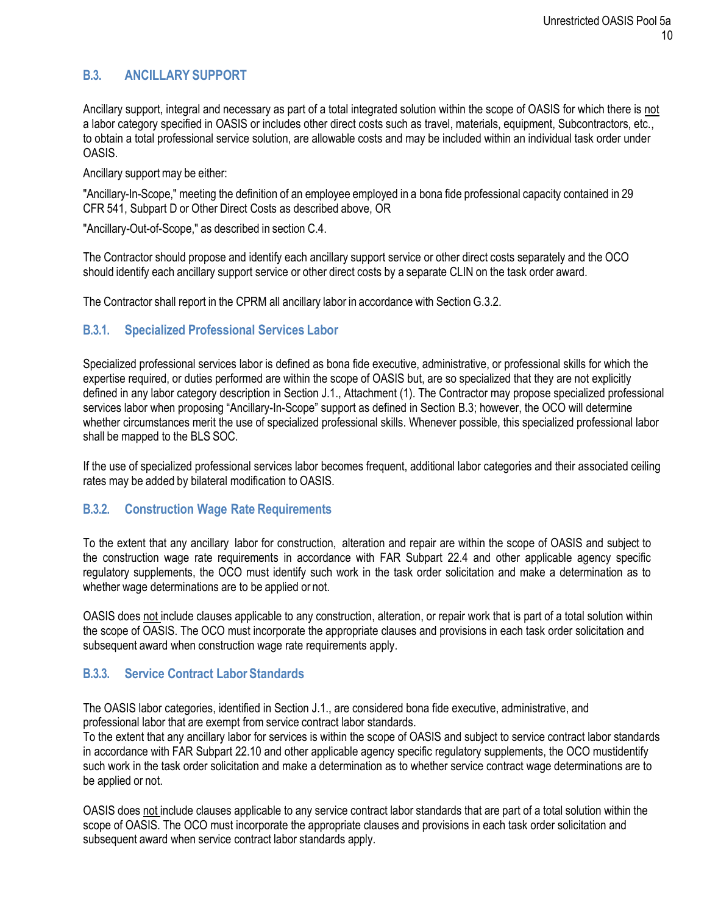## B.3. ANCILLARY SUPPORT

Ancillary support, integral and necessary as part of a total integrated solution within the scope of OASIS for which there is not a labor category specified in OASIS or includes other direct costs such as travel, materials, equipment, Subcontractors, etc., to obtain a total professional service solution, are allowable costs and may be included within an individual task order under OASIS.

Ancillary support may be either:

"Ancillary-In-Scope," meeting the definition of an employee employed in a bona fide professional capacity contained in 29 CFR 541, Subpart D or Other Direct Costs as described above, OR

"Ancillary-Out-of-Scope," as described in section C.4.

The Contractor should propose and identify each ancillary support service or other direct costs separately and the OCO should identify each ancillary support service or other direct costs by a separate CLIN on the task order award.

The Contractor shall report in the CPRM all ancillary labor in accordance with Section G.3.2.

### B.3.1. Specialized Professional Services Labor

Specialized professional services labor is defined as bona fide executive, administrative, or professional skills for which the expertise required, or duties performed are within the scope of OASIS but, are so specialized that they are not explicitly defined in any labor category description in Section J.1., Attachment (1). The Contractor may propose specialized professional services labor when proposing "Ancillary-In-Scope" support as defined in Section B.3; however, the OCO will determine whether circumstances merit the use of specialized professional skills. Whenever possible, this specialized professional labor shall be mapped to the BLS SOC.

If the use of specialized professional services labor becomes frequent, additional labor categories and their associated ceiling rates may be added by bilateral modification to OASIS.

### B.3.2. Construction Wage Rate Requirements

To the extent that any ancillary labor for construction, alteration and repair are within the scope of OASIS and subject to the construction wage rate requirements in accordance with FAR Subpart 22.4 and other applicable agency specific regulatory supplements, the OCO must identify such work in the task order solicitation and make a determination as to whether wage determinations are to be applied or not.

OASIS does not include clauses applicable to any construction, alteration, or repair work that is part of a total solution within the scope of OASIS. The OCO must incorporate the appropriate clauses and provisions in each task order solicitation and subsequent award when construction wage rate requirements apply.

### B.3.3. Service Contract Labor Standards

The OASIS labor categories, identified in Section J.1., are considered bona fide executive, administrative, and professional labor that are exempt from service contract labor standards.
To the extent that any ancillary labor for services is within the scope of OASIS and subject to service contract labor standards in accordance with FAR Subpart 22.10 and other applicable agency specific regulatory supplements, the OCO mustidentify such work in the task order solicitation and make a determination as to whether service contract wage determinations are to be applied or not.

OASIS does not include clauses applicable to any service contract labor standards that are part of a total solution within the scope of OASIS. The OCO must incorporate the appropriate clauses and provisions in each task order solicitation and subsequent award when service contract labor standards apply.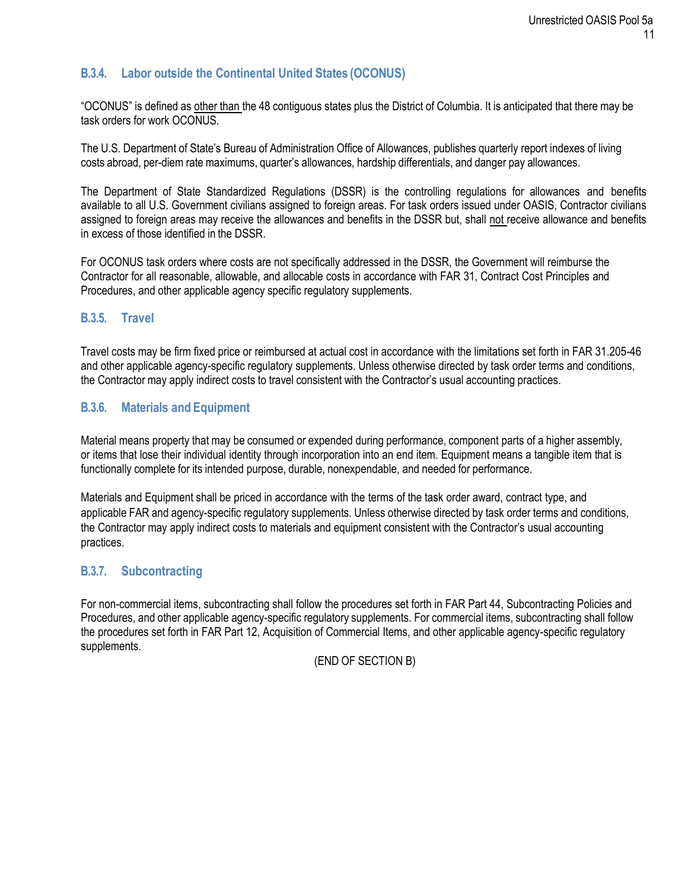### B.3.4. Labor outside the Continental United States (OCONUS)

"OCONUS" is defined as <u>other than</u> the 48 contiguous states plus the District of Columbia. It is anticipated that there may be task orders for work OCONUS.

The U.S. Department of State's Bureau of Administration Office of Allowances, publishes quarterly report indexes of living costs abroad, per-diem rate maximums, quarter's allowances, hardship differentials, and danger pay allowances.

The Department of State Standardized Regulations (DSSR) is the controlling regulations for allowances and benefits available to all U.S. Government civilians assigned to foreign areas. For task orders issued under OASIS, Contractor civilians assigned to foreign areas may receive the allowances and benefits in the DSSR but, shall <u>not</u> receive allowance and benefits in excess of those identified in the DSSR.

For OCONUS task orders where costs are not specifically addressed in the DSSR, the Government will reimburse the Contractor for all reasonable, allowable, and allocable costs in accordance with FAR 31, Contract Cost Principles and Procedures, and other applicable agency specific regulatory supplements.

### B.3.5. Travel

Travel costs may be firm fixed price or reimbursed at actual cost in accordance with the limitations set forth in FAR 31.205-46 and other applicable agency-specific regulatory supplements. Unless otherwise directed by task order terms and conditions, the Contractor may apply indirect costs to travel consistent with the Contractor's usual accounting practices.

### B.3.6. Materials and Equipment

Material means property that may be consumed or expended during performance, component parts of a higher assembly, or items that lose their individual identity through incorporation into an end item. Equipment means a tangible item that is functionally complete for its intended purpose, durable, nonexpendable, and needed for performance.

Materials and Equipment shall be priced in accordance with the terms of the task order award, contract type, and applicable FAR and agency-specific regulatory supplements. Unless otherwise directed by task order terms and conditions, the Contractor may apply indirect costs to materials and equipment consistent with the Contractor's usual accounting practices.

### B.3.7. Subcontracting

For non-commercial items, subcontracting shall follow the procedures set forth in FAR Part 44, Subcontracting Policies and Procedures, and other applicable agency-specific regulatory supplements. For commercial items, subcontracting shall follow the procedures set forth in FAR Part 12, Acquisition of Commercial Items, and other applicable agency-specific regulatory supplements.

(END OF SECTION B)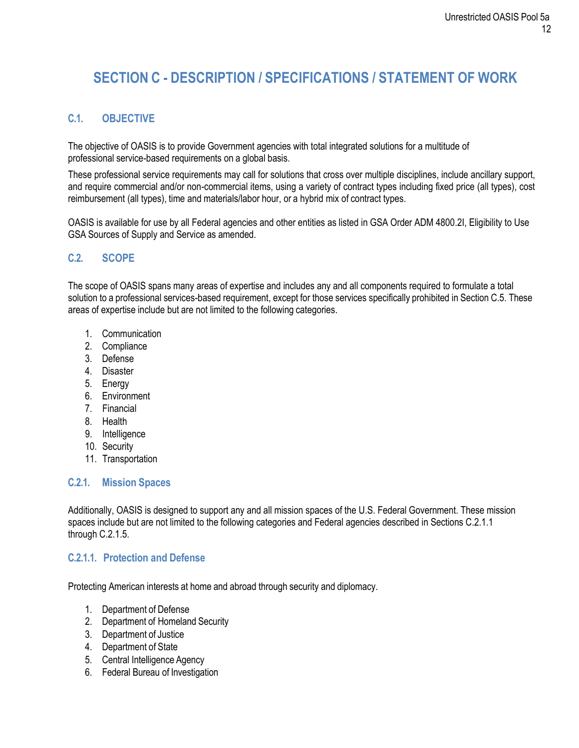# SECTION C - DESCRIPTION / SPECIFICATIONS / STATEMENT OF WORK

## C.1. OBJECTIVE

The objective of OASIS is to provide Government agencies with total integrated solutions for a multitude of professional service-based requirements on a global basis.

These professional service requirements may call for solutions that cross over multiple disciplines, include ancillary support, and require commercial and/or non-commercial items, using a variety of contract types including fixed price (all types), cost reimbursement (all types), time and materials/labor hour, or a hybrid mix of contract types.

OASIS is available for use by all Federal agencies and other entities as listed in GSA Order ADM 4800.2I, Eligibility to Use GSA Sources of Supply and Service as amended.

## C.2. SCOPE

The scope of OASIS spans many areas of expertise and includes any and all components required to formulate a total solution to a professional services-based requirement, except for those services specifically prohibited in Section C.5. These areas of expertise include but are not limited to the following categories.

1. Communication
2. Compliance
3. Defense
4. Disaster
5. Energy
6. Environment
7. Financial
8. Health
9. Intelligence
10. Security
11. Transportation

### C.2.1. Mission Spaces

Additionally, OASIS is designed to support any and all mission spaces of the U.S. Federal Government. These mission spaces include but are not limited to the following categories and Federal agencies described in Sections C.2.1.1 through C.2.1.5.

#### C.2.1.1. Protection and Defense

Protecting American interests at home and abroad through security and diplomacy.

1. Department of Defense
2. Department of Homeland Security
3. Department of Justice
4. Department of State
5. Central Intelligence Agency
6. Federal Bureau of Investigation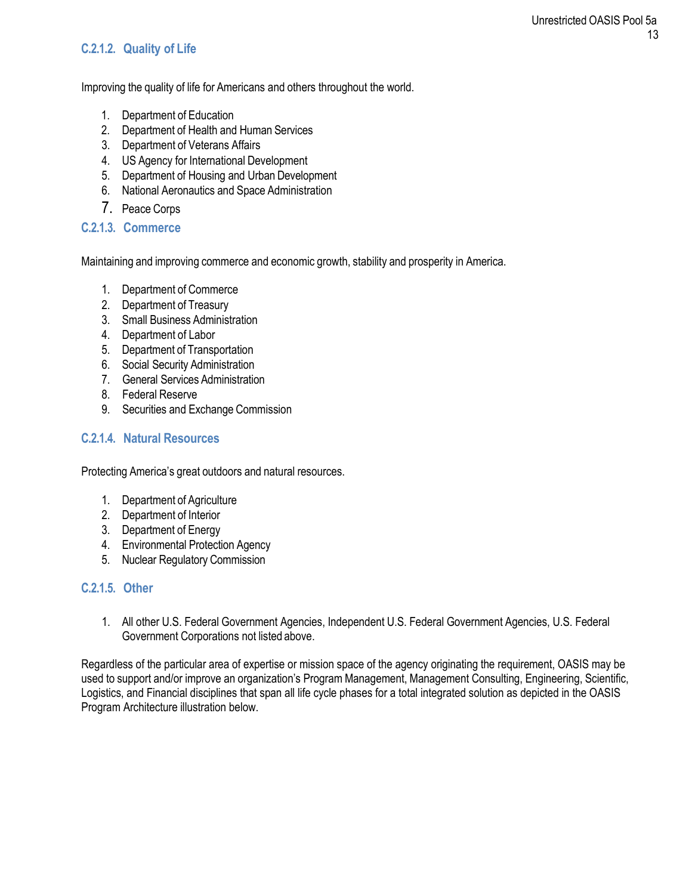### C.2.1.2. Quality of Life

Improving the quality of life for Americans and others throughout the world.

1. Department of Education
2. Department of Health and Human Services
3. Department of Veterans Affairs
4. US Agency for International Development
5. Department of Housing and Urban Development
6. National Aeronautics and Space Administration
7. Peace Corps

### C.2.1.3. Commerce

Maintaining and improving commerce and economic growth, stability and prosperity in America.

1. Department of Commerce
2. Department of Treasury
3. Small Business Administration
4. Department of Labor
5. Department of Transportation
6. Social Security Administration
7. General Services Administration
8. Federal Reserve
9. Securities and Exchange Commission

### C.2.1.4. Natural Resources

Protecting America's great outdoors and natural resources.

1. Department of Agriculture
2. Department of Interior
3. Department of Energy
4. Environmental Protection Agency
5. Nuclear Regulatory Commission

### C.2.1.5. Other

1. All other U.S. Federal Government Agencies, Independent U.S. Federal Government Agencies, U.S. Federal Government Corporations not listed above.

Regardless of the particular area of expertise or mission space of the agency originating the requirement, OASIS may be used to support and/or improve an organization's Program Management, Management Consulting, Engineering, Scientific, Logistics, and Financial disciplines that span all life cycle phases for a total integrated solution as depicted in the OASIS Program Architecture illustration below.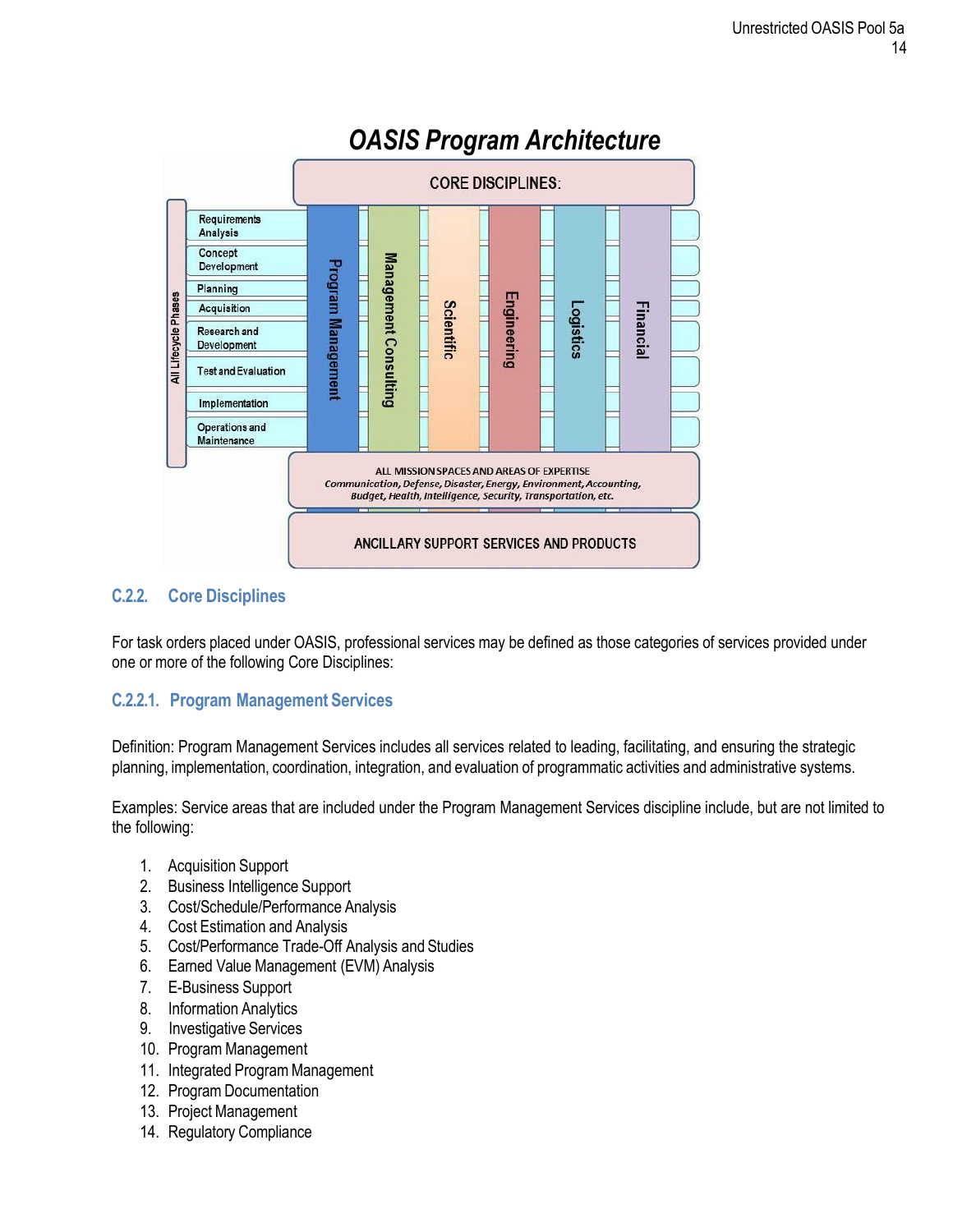## OASIS Program Architecture

CORE DISCIPLINES:

All Lifecycle Phases: Requirements Analysis, Concept Development, Planning, Acquisition, Research and Development, Test and Evaluation, Implementation, Operations and Maintenance

Program Management | Management Consulting | Scientific | Engineering | Logistics | Financial

ALL MISSION SPACES AND AREAS OF EXPERTISE
*Communication, Defense, Disaster, Energy, Environment, Accounting, Budget, Health, Intelligence, Security, Transportation, etc.*

ANCILLARY SUPPORT SERVICES AND PRODUCTS

## C.2.2. Core Disciplines

For task orders placed under OASIS, professional services may be defined as those categories of services provided under one or more of the following Core Disciplines:

### C.2.2.1. Program Management Services

Definition: Program Management Services includes all services related to leading, facilitating, and ensuring the strategic planning, implementation, coordination, integration, and evaluation of programmatic activities and administrative systems.

Examples: Service areas that are included under the Program Management Services discipline include, but are not limited to the following:

1. Acquisition Support
2. Business Intelligence Support
3. Cost/Schedule/Performance Analysis
4. Cost Estimation and Analysis
5. Cost/Performance Trade-Off Analysis and Studies
6. Earned Value Management (EVM) Analysis
7. E-Business Support
8. Information Analytics
9. Investigative Services
10. Program Management
11. Integrated Program Management
12. Program Documentation
13. Project Management
14. Regulatory Compliance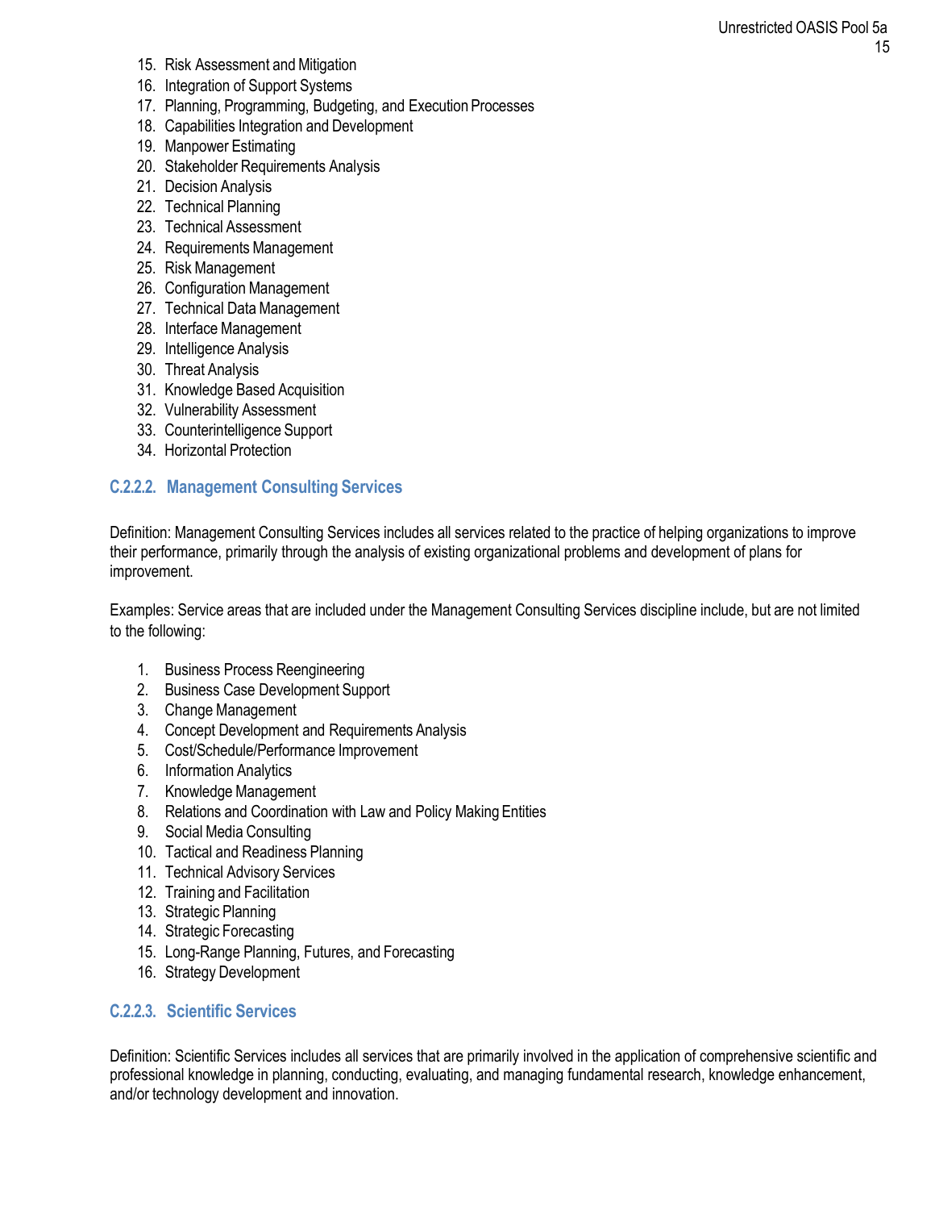15. Risk Assessment and Mitigation
16. Integration of Support Systems
17. Planning, Programming, Budgeting, and Execution Processes
18. Capabilities Integration and Development
19. Manpower Estimating
20. Stakeholder Requirements Analysis
21. Decision Analysis
22. Technical Planning
23. Technical Assessment
24. Requirements Management
25. Risk Management
26. Configuration Management
27. Technical Data Management
28. Interface Management
29. Intelligence Analysis
30. Threat Analysis
31. Knowledge Based Acquisition
32. Vulnerability Assessment
33. Counterintelligence Support
34. Horizontal Protection

### C.2.2.2. Management Consulting Services

Definition: Management Consulting Services includes all services related to the practice of helping organizations to improve their performance, primarily through the analysis of existing organizational problems and development of plans for improvement.

Examples: Service areas that are included under the Management Consulting Services discipline include, but are not limited to the following:

1. Business Process Reengineering
2. Business Case Development Support
3. Change Management
4. Concept Development and Requirements Analysis
5. Cost/Schedule/Performance Improvement
6. Information Analytics
7. Knowledge Management
8. Relations and Coordination with Law and Policy Making Entities
9. Social Media Consulting
10. Tactical and Readiness Planning
11. Technical Advisory Services
12. Training and Facilitation
13. Strategic Planning
14. Strategic Forecasting
15. Long-Range Planning, Futures, and Forecasting
16. Strategy Development

### C.2.2.3. Scientific Services

Definition: Scientific Services includes all services that are primarily involved in the application of comprehensive scientific and professional knowledge in planning, conducting, evaluating, and managing fundamental research, knowledge enhancement, and/or technology development and innovation.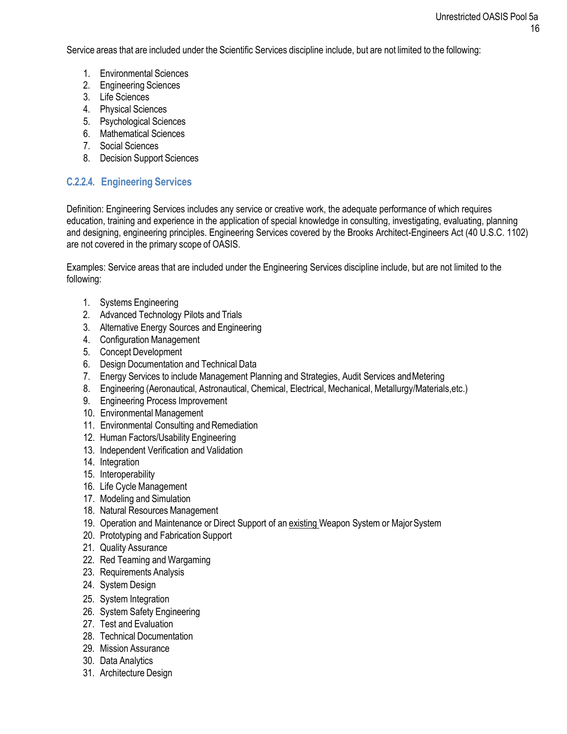Service areas that are included under the Scientific Services discipline include, but are not limited to the following:

1. Environmental Sciences
2. Engineering Sciences
3. Life Sciences
4. Physical Sciences
5. Psychological Sciences
6. Mathematical Sciences
7. Social Sciences
8. Decision Support Sciences

### C.2.2.4. Engineering Services

Definition: Engineering Services includes any service or creative work, the adequate performance of which requires education, training and experience in the application of special knowledge in consulting, investigating, evaluating, planning and designing, engineering principles. Engineering Services covered by the Brooks Architect-Engineers Act (40 U.S.C. 1102) are not covered in the primary scope of OASIS.

Examples: Service areas that are included under the Engineering Services discipline include, but are not limited to the following:

1. Systems Engineering
2. Advanced Technology Pilots and Trials
3. Alternative Energy Sources and Engineering
4. Configuration Management
5. Concept Development
6. Design Documentation and Technical Data
7. Energy Services to include Management Planning and Strategies, Audit Services and Metering
8. Engineering (Aeronautical, Astronautical, Chemical, Electrical, Mechanical, Metallurgy/Materials, etc.)
9. Engineering Process Improvement
10. Environmental Management
11. Environmental Consulting and Remediation
12. Human Factors/Usability Engineering
13. Independent Verification and Validation
14. Integration
15. Interoperability
16. Life Cycle Management
17. Modeling and Simulation
18. Natural Resources Management
19. Operation and Maintenance or Direct Support of an <u>existing</u> Weapon System or Major System
20. Prototyping and Fabrication Support
21. Quality Assurance
22. Red Teaming and Wargaming
23. Requirements Analysis
24. System Design
25. System Integration
26. System Safety Engineering
27. Test and Evaluation
28. Technical Documentation
29. Mission Assurance
30. Data Analytics
31. Architecture Design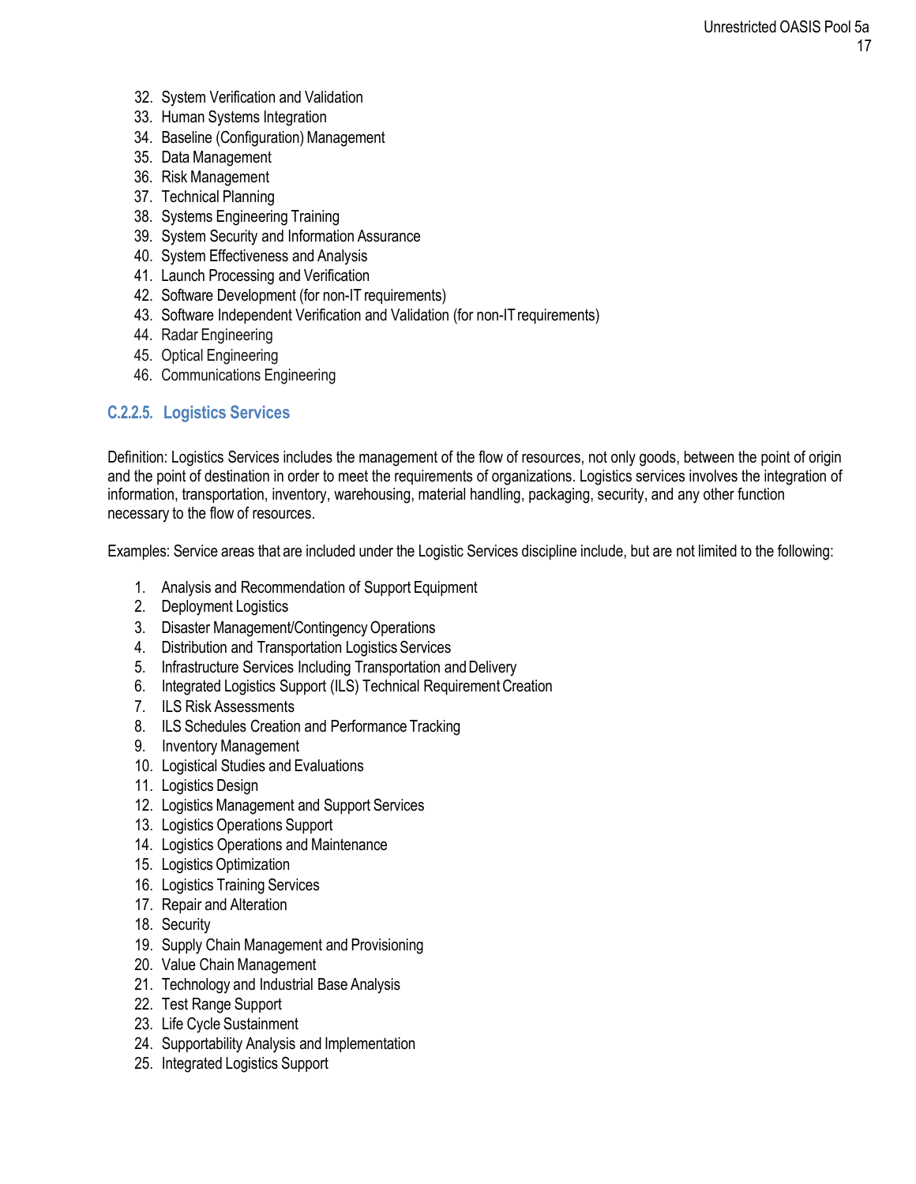32. System Verification and Validation
33. Human Systems Integration
34. Baseline (Configuration) Management
35. Data Management
36. Risk Management
37. Technical Planning
38. Systems Engineering Training
39. System Security and Information Assurance
40. System Effectiveness and Analysis
41. Launch Processing and Verification
42. Software Development (for non-IT requirements)
43. Software Independent Verification and Validation (for non-IT requirements)
44. Radar Engineering
45. Optical Engineering
46. Communications Engineering

### C.2.2.5. Logistics Services

Definition: Logistics Services includes the management of the flow of resources, not only goods, between the point of origin and the point of destination in order to meet the requirements of organizations. Logistics services involves the integration of information, transportation, inventory, warehousing, material handling, packaging, security, and any other function necessary to the flow of resources.

Examples: Service areas that are included under the Logistic Services discipline include, but are not limited to the following:

1. Analysis and Recommendation of Support Equipment
2. Deployment Logistics
3. Disaster Management/Contingency Operations
4. Distribution and Transportation Logistics Services
5. Infrastructure Services Including Transportation and Delivery
6. Integrated Logistics Support (ILS) Technical Requirement Creation
7. ILS Risk Assessments
8. ILS Schedules Creation and Performance Tracking
9. Inventory Management
10. Logistical Studies and Evaluations
11. Logistics Design
12. Logistics Management and Support Services
13. Logistics Operations Support
14. Logistics Operations and Maintenance
15. Logistics Optimization
16. Logistics Training Services
17. Repair and Alteration
18. Security
19. Supply Chain Management and Provisioning
20. Value Chain Management
21. Technology and Industrial Base Analysis
22. Test Range Support
23. Life Cycle Sustainment
24. Supportability Analysis and Implementation
25. Integrated Logistics Support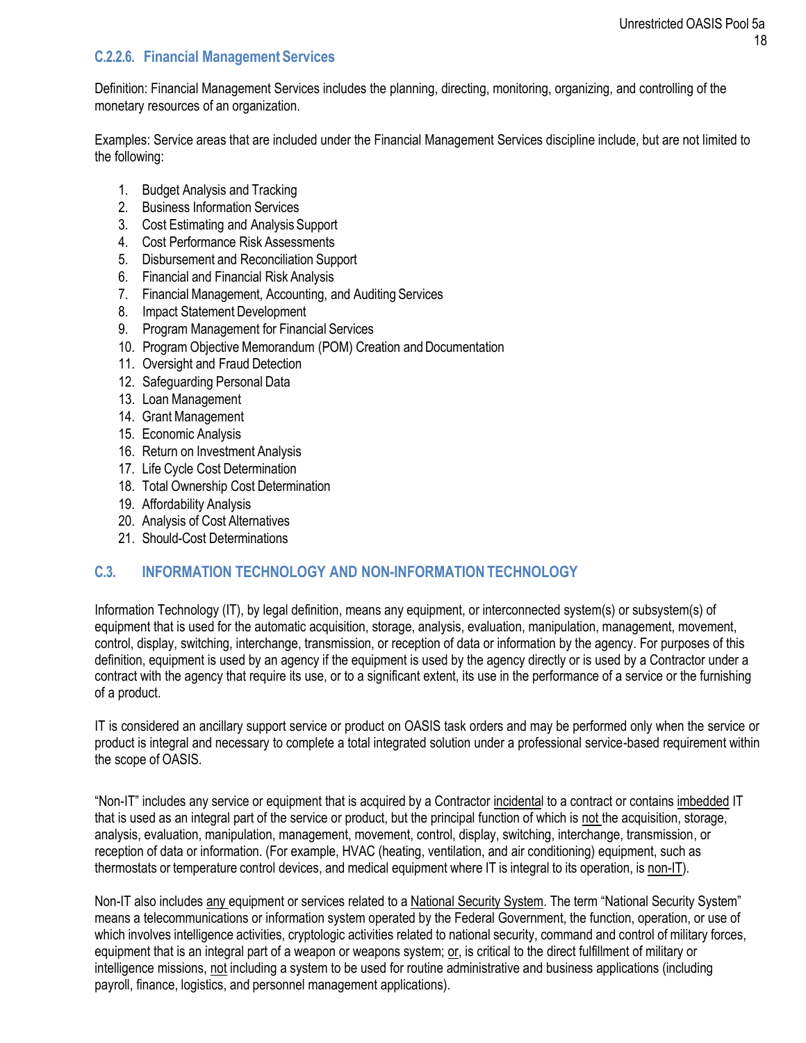### C.2.2.6. Financial Management Services

Definition: Financial Management Services includes the planning, directing, monitoring, organizing, and controlling of the monetary resources of an organization.

Examples: Service areas that are included under the Financial Management Services discipline include, but are not limited to the following:

1. Budget Analysis and Tracking
2. Business Information Services
3. Cost Estimating and Analysis Support
4. Cost Performance Risk Assessments
5. Disbursement and Reconciliation Support
6. Financial and Financial Risk Analysis
7. Financial Management, Accounting, and Auditing Services
8. Impact Statement Development
9. Program Management for Financial Services
10. Program Objective Memorandum (POM) Creation and Documentation
11. Oversight and Fraud Detection
12. Safeguarding Personal Data
13. Loan Management
14. Grant Management
15. Economic Analysis
16. Return on Investment Analysis
17. Life Cycle Cost Determination
18. Total Ownership Cost Determination
19. Affordability Analysis
20. Analysis of Cost Alternatives
21. Should-Cost Determinations

## C.3. INFORMATION TECHNOLOGY AND NON-INFORMATION TECHNOLOGY

Information Technology (IT), by legal definition, means any equipment, or interconnected system(s) or subsystem(s) of equipment that is used for the automatic acquisition, storage, analysis, evaluation, manipulation, management, movement, control, display, switching, interchange, transmission, or reception of data or information by the agency. For purposes of this definition, equipment is used by an agency if the equipment is used by the agency directly or is used by a Contractor under a contract with the agency that require its use, or to a significant extent, its use in the performance of a service or the furnishing of a product.

IT is considered an ancillary support service or product on OASIS task orders and may be performed only when the service or product is integral and necessary to complete a total integrated solution under a professional service-based requirement within the scope of OASIS.

"Non-IT" includes any service or equipment that is acquired by a Contractor incidental to a contract or contains imbedded IT that is used as an integral part of the service or product, but the principal function of which is not the acquisition, storage, analysis, evaluation, manipulation, management, movement, control, display, switching, interchange, transmission, or reception of data or information. (For example, HVAC (heating, ventilation, and air conditioning) equipment, such as thermostats or temperature control devices, and medical equipment where IT is integral to its operation, is non-IT).

Non-IT also includes any equipment or services related to a National Security System. The term "National Security System" means a telecommunications or information system operated by the Federal Government, the function, operation, or use of which involves intelligence activities, cryptologic activities related to national security, command and control of military forces, equipment that is an integral part of a weapon or weapons system; or, is critical to the direct fulfillment of military or intelligence missions, not including a system to be used for routine administrative and business applications (including payroll, finance, logistics, and personnel management applications).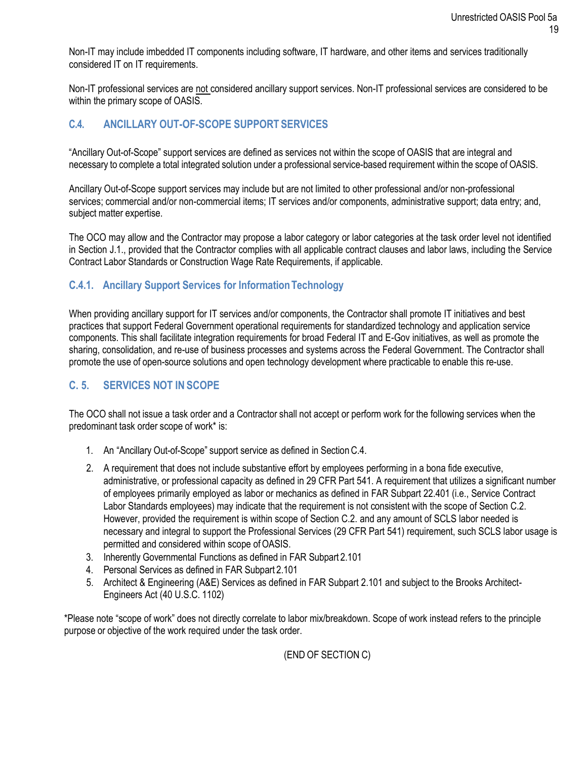Non-IT may include imbedded IT components including software, IT hardware, and other items and services traditionally considered IT on IT requirements.

Non-IT professional services are not considered ancillary support services. Non-IT professional services are considered to be within the primary scope of OASIS.

## C.4. ANCILLARY OUT-OF-SCOPE SUPPORT SERVICES

"Ancillary Out-of-Scope" support services are defined as services not within the scope of OASIS that are integral and necessary to complete a total integrated solution under a professional service-based requirement within the scope of OASIS.

Ancillary Out-of-Scope support services may include but are not limited to other professional and/or non-professional services; commercial and/or non-commercial items; IT services and/or components, administrative support; data entry; and, subject matter expertise.

The OCO may allow and the Contractor may propose a labor category or labor categories at the task order level not identified in Section J.1., provided that the Contractor complies with all applicable contract clauses and labor laws, including the Service Contract Labor Standards or Construction Wage Rate Requirements, if applicable.

### C.4.1. Ancillary Support Services for Information Technology

When providing ancillary support for IT services and/or components, the Contractor shall promote IT initiatives and best practices that support Federal Government operational requirements for standardized technology and application service components. This shall facilitate integration requirements for broad Federal IT and E-Gov initiatives, as well as promote the sharing, consolidation, and re-use of business processes and systems across the Federal Government. The Contractor shall promote the use of open-source solutions and open technology development where practicable to enable this re-use.

## C. 5. SERVICES NOT IN SCOPE

The OCO shall not issue a task order and a Contractor shall not accept or perform work for the following services when the predominant task order scope of work* is:

1. An "Ancillary Out-of-Scope" support service as defined in Section C.4.
2. A requirement that does not include substantive effort by employees performing in a bona fide executive, administrative, or professional capacity as defined in 29 CFR Part 541. A requirement that utilizes a significant number of employees primarily employed as labor or mechanics as defined in FAR Subpart 22.401 (i.e., Service Contract Labor Standards employees) may indicate that the requirement is not consistent with the scope of Section C.2. However, provided the requirement is within scope of Section C.2. and any amount of SCLS labor needed is necessary and integral to support the Professional Services (29 CFR Part 541) requirement, such SCLS labor usage is permitted and considered within scope of OASIS.
3. Inherently Governmental Functions as defined in FAR Subpart 2.101
4. Personal Services as defined in FAR Subpart 2.101
5. Architect & Engineering (A&E) Services as defined in FAR Subpart 2.101 and subject to the Brooks Architect-Engineers Act (40 U.S.C. 1102)

*Please note "scope of work" does not directly correlate to labor mix/breakdown. Scope of work instead refers to the principle purpose or objective of the work required under the task order.

(END OF SECTION C)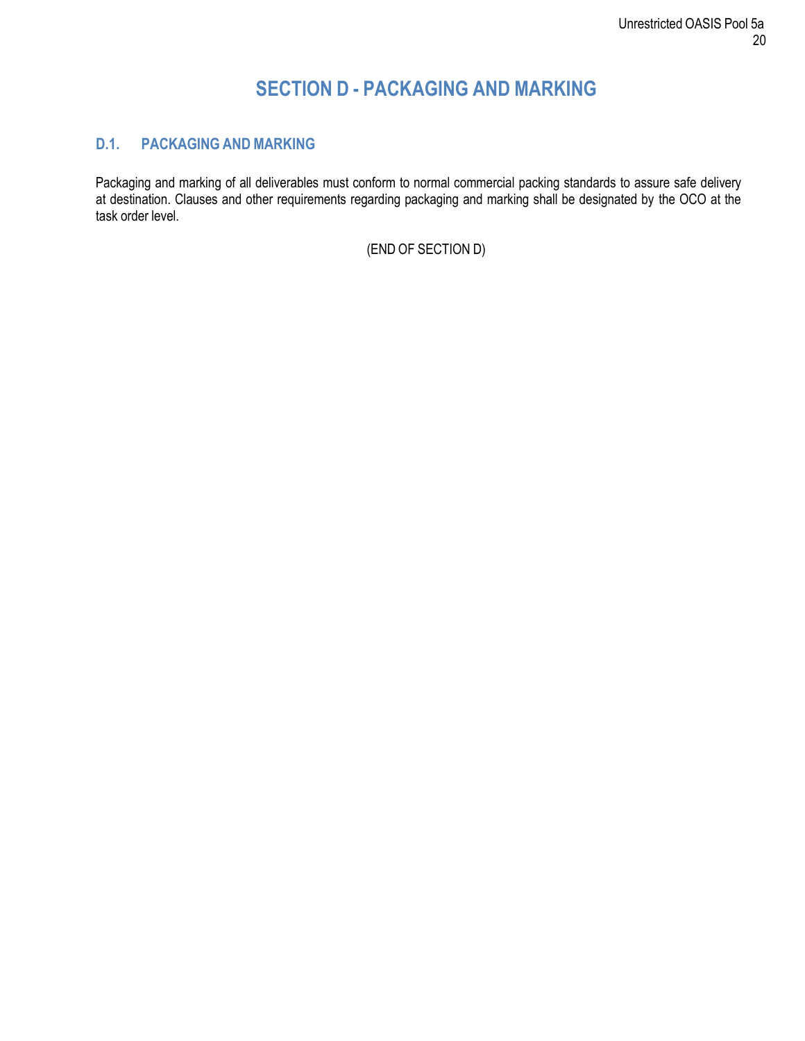# SECTION D - PACKAGING AND MARKING

## D.1. PACKAGING AND MARKING

Packaging and marking of all deliverables must conform to normal commercial packing standards to assure safe delivery at destination. Clauses and other requirements regarding packaging and marking shall be designated by the OCO at the task order level.

(END OF SECTION D)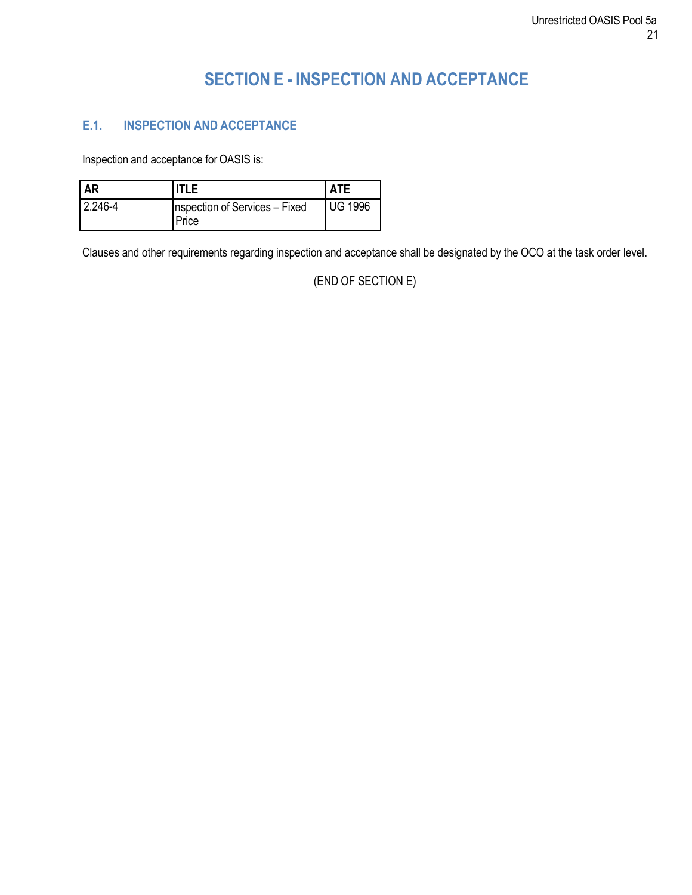# SECTION E - INSPECTION AND ACCEPTANCE

## E.1. INSPECTION AND ACCEPTANCE

Inspection and acceptance for OASIS is:

| AR | ITLE | ATE |
|---|---|---|
| 2.246-4 | nspection of Services – Fixed Price | UG 1996 |

Clauses and other requirements regarding inspection and acceptance shall be designated by the OCO at the task order level.

(END OF SECTION E)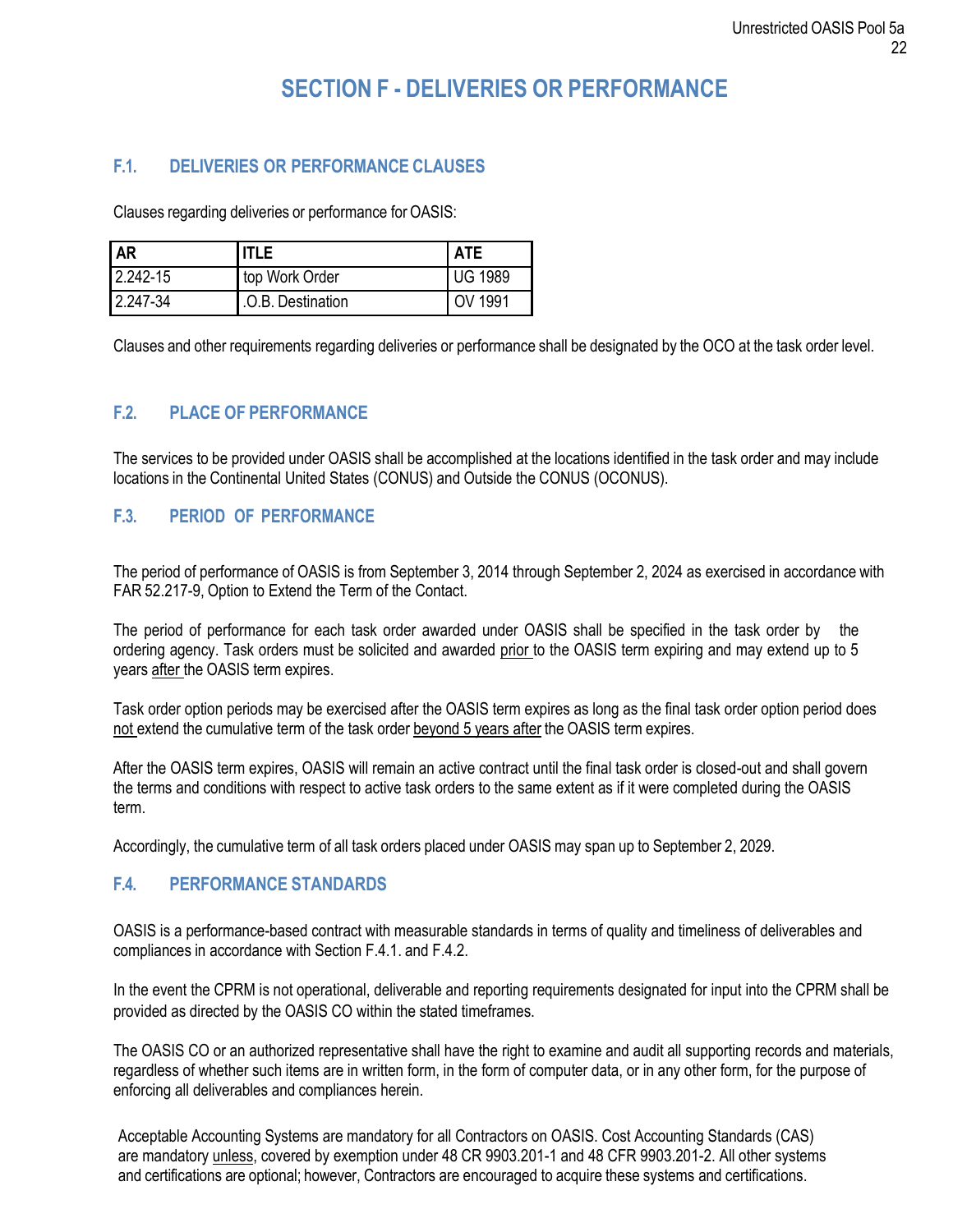# SECTION F - DELIVERIES OR PERFORMANCE

## F.1. DELIVERIES OR PERFORMANCE CLAUSES

Clauses regarding deliveries or performance for OASIS:

| AR | ITLE | ATE |
|---|---|---|
| 2.242-15 | top Work Order | UG 1989 |
| 2.247-34 | .O.B. Destination | OV 1991 |

Clauses and other requirements regarding deliveries or performance shall be designated by the OCO at the task order level.

## F.2. PLACE OF PERFORMANCE

The services to be provided under OASIS shall be accomplished at the locations identified in the task order and may include locations in the Continental United States (CONUS) and Outside the CONUS (OCONUS).

## F.3. PERIOD OF PERFORMANCE

The period of performance of OASIS is from September 3, 2014 through September 2, 2024 as exercised in accordance with FAR 52.217-9, Option to Extend the Term of the Contact.

The period of performance for each task order awarded under OASIS shall be specified in the task order by the ordering agency. Task orders must be solicited and awarded prior to the OASIS term expiring and may extend up to 5 years after the OASIS term expires.

Task order option periods may be exercised after the OASIS term expires as long as the final task order option period does not extend the cumulative term of the task order beyond 5 years after the OASIS term expires.

After the OASIS term expires, OASIS will remain an active contract until the final task order is closed-out and shall govern the terms and conditions with respect to active task orders to the same extent as if it were completed during the OASIS term.

Accordingly, the cumulative term of all task orders placed under OASIS may span up to September 2, 2029.

## F.4. PERFORMANCE STANDARDS

OASIS is a performance-based contract with measurable standards in terms of quality and timeliness of deliverables and compliances in accordance with Section F.4.1. and F.4.2.

In the event the CPRM is not operational, deliverable and reporting requirements designated for input into the CPRM shall be provided as directed by the OASIS CO within the stated timeframes.

The OASIS CO or an authorized representative shall have the right to examine and audit all supporting records and materials, regardless of whether such items are in written form, in the form of computer data, or in any other form, for the purpose of enforcing all deliverables and compliances herein.

Acceptable Accounting Systems are mandatory for all Contractors on OASIS. Cost Accounting Standards (CAS) are mandatory unless, covered by exemption under 48 CR 9903.201-1 and 48 CFR 9903.201-2. All other systems and certifications are optional; however, Contractors are encouraged to acquire these systems and certifications.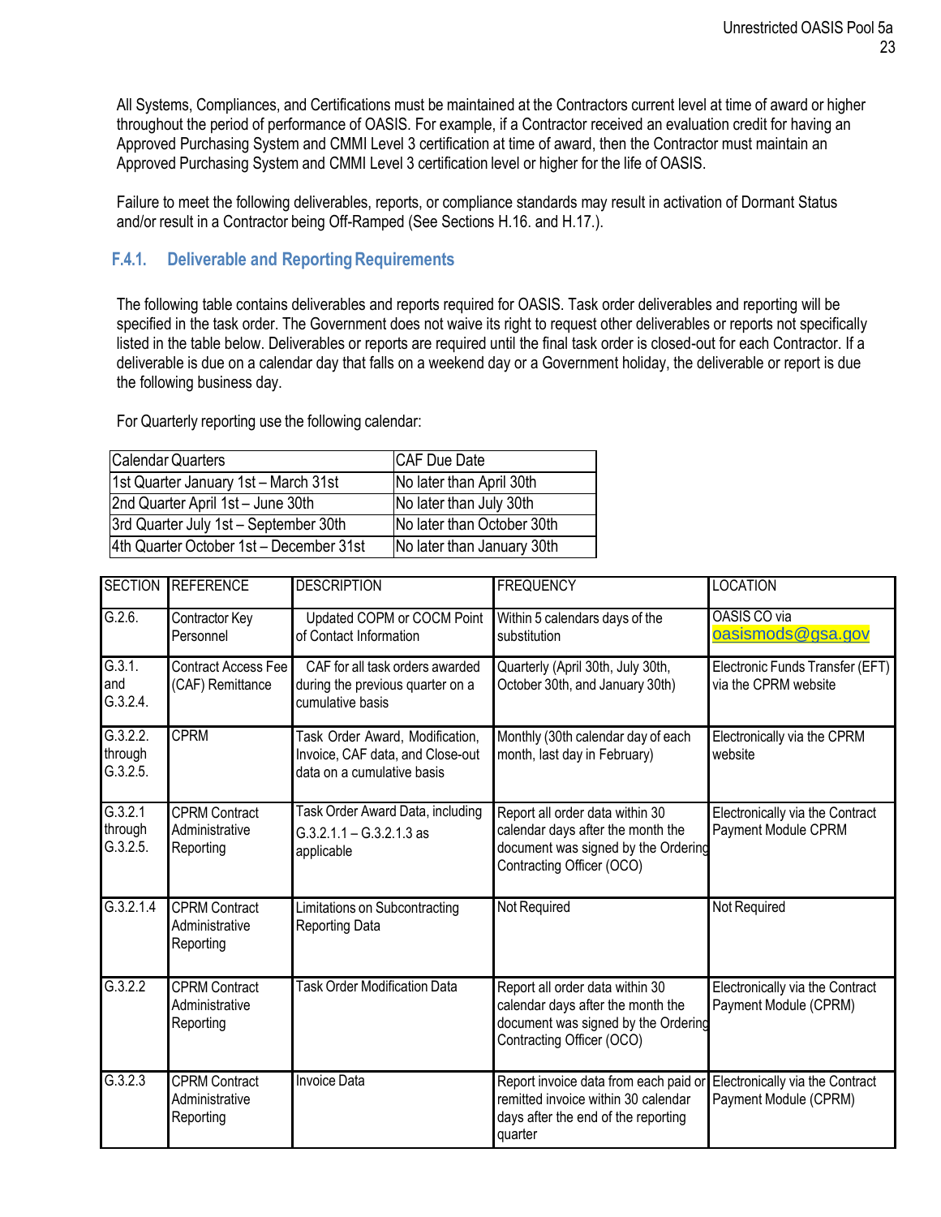All Systems, Compliances, and Certifications must be maintained at the Contractors current level at time of award or higher throughout the period of performance of OASIS. For example, if a Contractor received an evaluation credit for having an Approved Purchasing System and CMMI Level 3 certification at time of award, then the Contractor must maintain an Approved Purchasing System and CMMI Level 3 certification level or higher for the life of OASIS.

Failure to meet the following deliverables, reports, or compliance standards may result in activation of Dormant Status and/or result in a Contractor being Off-Ramped (See Sections H.16. and H.17.).

### F.4.1. Deliverable and Reporting Requirements

The following table contains deliverables and reports required for OASIS. Task order deliverables and reporting will be specified in the task order. The Government does not waive its right to request other deliverables or reports not specifically listed in the table below. Deliverables or reports are required until the final task order is closed-out for each Contractor. If a deliverable is due on a calendar day that falls on a weekend day or a Government holiday, the deliverable or report is due the following business day.

For Quarterly reporting use the following calendar:

| Calendar Quarters | CAF Due Date |
|---|---|
| 1st Quarter January 1st – March 31st | No later than April 30th |
| 2nd Quarter April 1st – June 30th | No later than July 30th |
| 3rd Quarter July 1st – September 30th | No later than October 30th |
| 4th Quarter October 1st – December 31st | No later than January 30th |

| SECTION | REFERENCE | DESCRIPTION | FREQUENCY | LOCATION |
|---|---|---|---|---|
| G.2.6. | Contractor Key Personnel | Updated COPM or COCM Point of Contact Information | Within 5 calendars days of the substitution | OASIS CO via oasismods@gsa.gov |
| G.3.1. and G.3.2.4. | Contract Access Fee (CAF) Remittance | CAF for all task orders awarded during the previous quarter on a cumulative basis | Quarterly (April 30th, July 30th, October 30th, and January 30th) | Electronic Funds Transfer (EFT) via the CPRM website |
| G.3.2.2. through G.3.2.5. | CPRM | Task Order Award, Modification, Invoice, CAF data, and Close-out data on a cumulative basis | Monthly (30th calendar day of each month, last day in February) | Electronically via the CPRM website |
| G.3.2.1 through G.3.2.5. | CPRM Contract Administrative Reporting | Task Order Award Data, including G.3.2.1.1 – G.3.2.1.3 as applicable | Report all order data within 30 calendar days after the month the document was signed by the Ordering Contracting Officer (OCO) | Electronically via the Contract Payment Module CPRM |
| G.3.2.1.4 | CPRM Contract Administrative Reporting | Limitations on Subcontracting Reporting Data | Not Required | Not Required |
| G.3.2.2 | CPRM Contract Administrative Reporting | Task Order Modification Data | Report all order data within 30 calendar days after the month the document was signed by the Ordering Contracting Officer (OCO) | Electronically via the Contract Payment Module (CPRM) |
| G.3.2.3 | CPRM Contract Administrative Reporting | Invoice Data | Report invoice data from each paid or remitted invoice within 30 calendar days after the end of the reporting quarter | Electronically via the Contract Payment Module (CPRM) |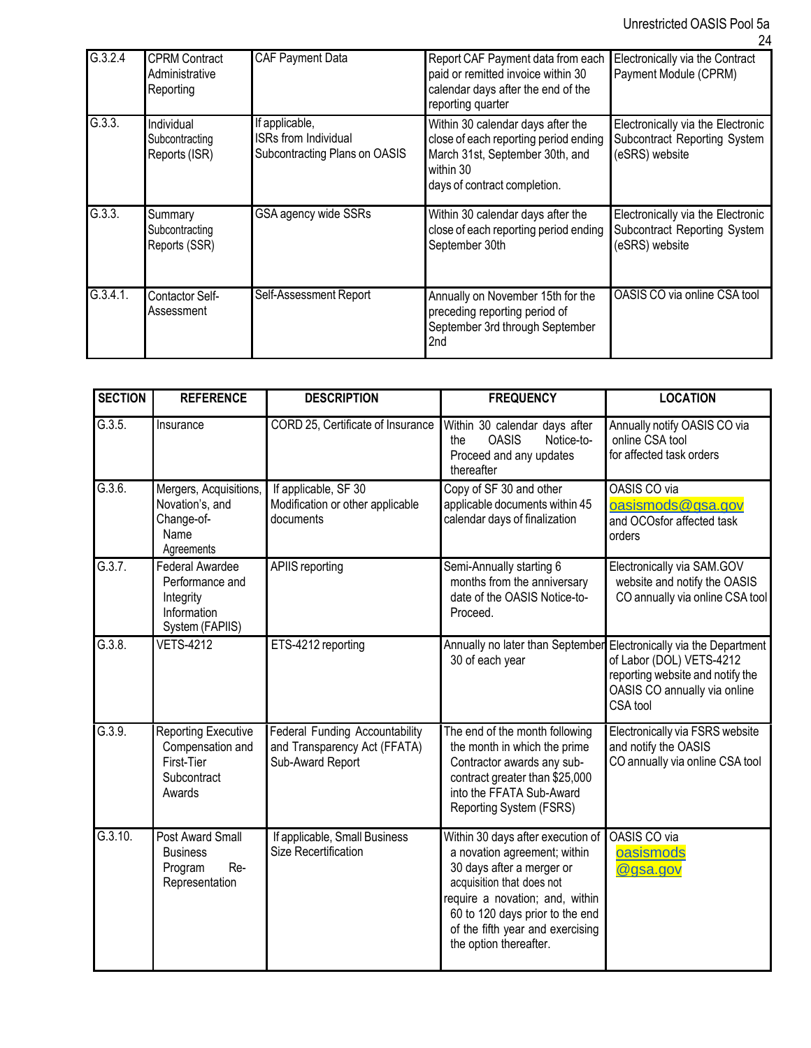| G.3.2.4 | CPRM Contract Administrative Reporting | CAF Payment Data | Report CAF Payment data from each paid or remitted invoice within 30 calendar days after the end of the reporting quarter | Electronically via the Contract Payment Module (CPRM) |
|---|---|---|---|---|
| G.3.3. | Individual Subcontracting Reports (ISR) | If applicable, ISRs from Individual Subcontracting Plans on OASIS | Within 30 calendar days after the close of each reporting period ending March 31st, September 30th, and within 30 days of contract completion. | Electronically via the Electronic Subcontract Reporting System (eSRS) website |
| G.3.3. | Summary Subcontracting Reports (SSR) | GSA agency wide SSRs | Within 30 calendar days after the close of each reporting period ending September 30th | Electronically via the Electronic Subcontract Reporting System (eSRS) website |
| G.3.4.1. | Contactor Self-Assessment | Self-Assessment Report | Annually on November 15th for the preceding reporting period of September 3rd through September 2nd | OASIS CO via online CSA tool |

| SECTION | REFERENCE | DESCRIPTION | FREQUENCY | LOCATION |
|---|---|---|---|---|
| G.3.5. | Insurance | CORD 25, Certificate of Insurance | Within 30 calendar days after the OASIS Notice-to-Proceed and any updates thereafter | Annually notify OASIS CO via online CSA tool for affected task orders |
| G.3.6. | Mergers, Acquisitions, Novation's, and Change-of-Name Agreements | If applicable, SF 30 Modification or other applicable documents | Copy of SF 30 and other applicable documents within 45 calendar days of finalization | OASIS CO via oasismods@gsa.gov and OCOsfor affected task orders |
| G.3.7. | Federal Awardee Performance and Integrity Information System (FAPIIS) | APIIS reporting | Semi-Annually starting 6 months from the anniversary date of the OASIS Notice-to-Proceed. | Electronically via SAM.GOV website and notify the OASIS CO annually via online CSA tool |
| G.3.8. | VETS-4212 | ETS-4212 reporting | Annually no later than September 30 of each year | Electronically via the Department of Labor (DOL) VETS-4212 reporting website and notify the OASIS CO annually via online CSA tool |
| G.3.9. | Reporting Executive Compensation and First-Tier Subcontract Awards | Federal Funding Accountability and Transparency Act (FFATA) Sub-Award Report | The end of the month following the month in which the prime Contractor awards any sub-contract greater than $25,000 into the FFATA Sub-Award Reporting System (FSRS) | Electronically via FSRS website and notify the OASIS CO annually via online CSA tool |
| G.3.10. | Post Award Small Business Program Re-Representation | If applicable, Small Business Size Recertification | Within 30 days after execution of a novation agreement; within 30 days after a merger or acquisition that does not require a novation; and, within 60 to 120 days prior to the end of the fifth year and exercising the option thereafter. | OASIS CO via oasismods @gsa.gov |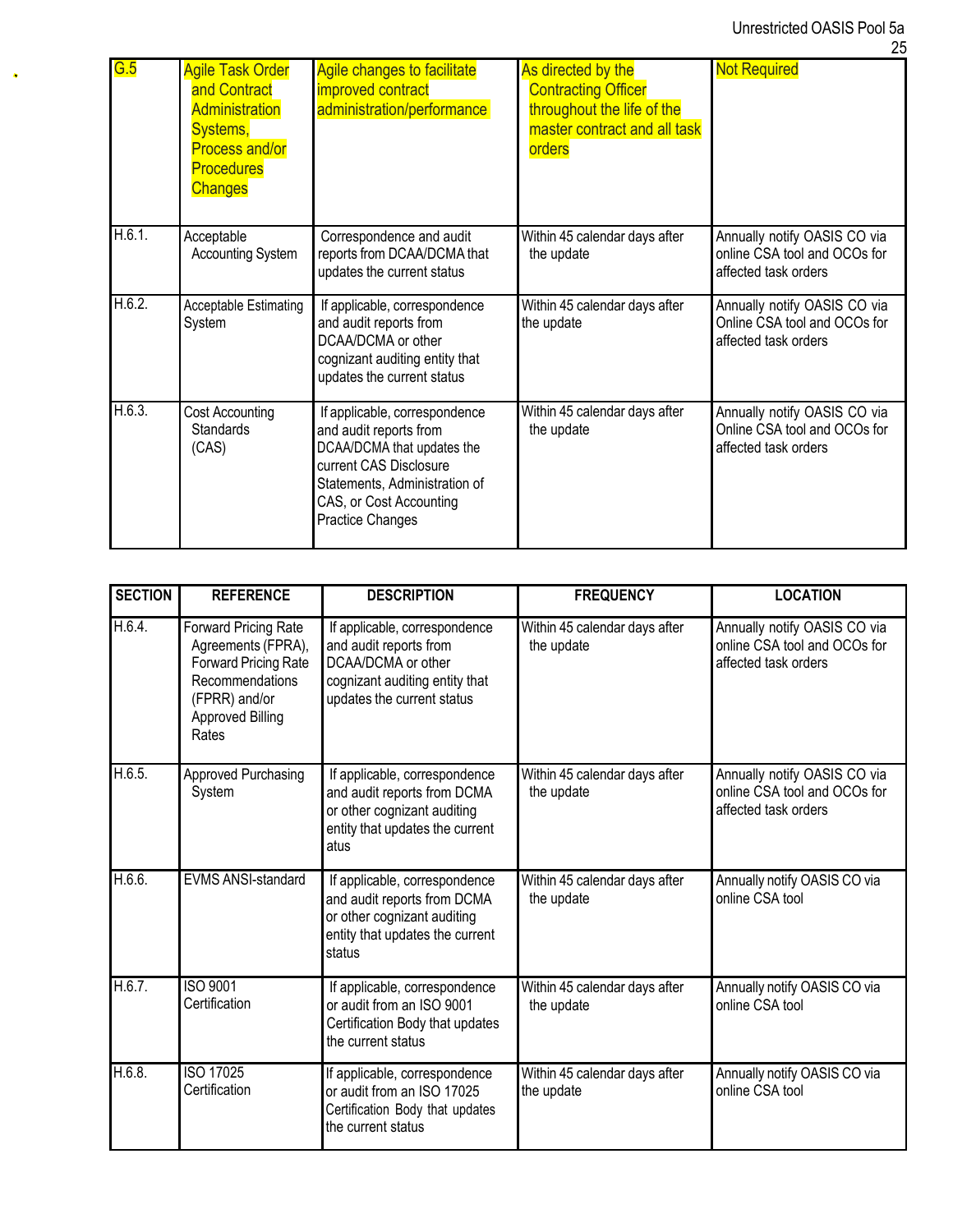| SECTION | REFERENCE | DESCRIPTION | FREQUENCY | LOCATION |
|---|---|---|---|---|
| G.5 | Agile Task Order and Contract Administration Systems, Process and/or Procedures Changes | Agile changes to facilitate improved contract administration/performance | As directed by the Contracting Officer throughout the life of the master contract and all task orders | Not Required |
| H.6.1. | Acceptable Accounting System | Correspondence and audit reports from DCAA/DCMA that updates the current status | Within 45 calendar days after the update | Annually notify OASIS CO via online CSA tool and OCOs for affected task orders |
| H.6.2. | Acceptable Estimating System | If applicable, correspondence and audit reports from DCAA/DCMA or other cognizant auditing entity that updates the current status | Within 45 calendar days after the update | Annually notify OASIS CO via Online CSA tool and OCOs for affected task orders |
| H.6.3. | Cost Accounting Standards (CAS) | If applicable, correspondence and audit reports from DCAA/DCMA that updates the current CAS Disclosure Statements, Administration of CAS, or Cost Accounting Practice Changes | Within 45 calendar days after the update | Annually notify OASIS CO via Online CSA tool and OCOs for affected task orders |
| H.6.4. | Forward Pricing Rate Agreements (FPRA), Forward Pricing Rate Recommendations (FPRR) and/or Approved Billing Rates | If applicable, correspondence and audit reports from DCAA/DCMA or other cognizant auditing entity that updates the current status | Within 45 calendar days after the update | Annually notify OASIS CO via online CSA tool and OCOs for affected task orders |
| H.6.5. | Approved Purchasing System | If applicable, correspondence and audit reports from DCMA or other cognizant auditing entity that updates the current atus | Within 45 calendar days after the update | Annually notify OASIS CO via online CSA tool and OCOs for affected task orders |
| H.6.6. | EVMS ANSI-standard | If applicable, correspondence and audit reports from DCMA or other cognizant auditing entity that updates the current status | Within 45 calendar days after the update | Annually notify OASIS CO via online CSA tool |
| H.6.7. | ISO 9001 Certification | If applicable, correspondence or audit from an ISO 9001 Certification Body that updates the current status | Within 45 calendar days after the update | Annually notify OASIS CO via online CSA tool |
| H.6.8. | ISO 17025 Certification | If applicable, correspondence or audit from an ISO 17025 Certification Body that updates the current status | Within 45 calendar days after the update | Annually notify OASIS CO via online CSA tool |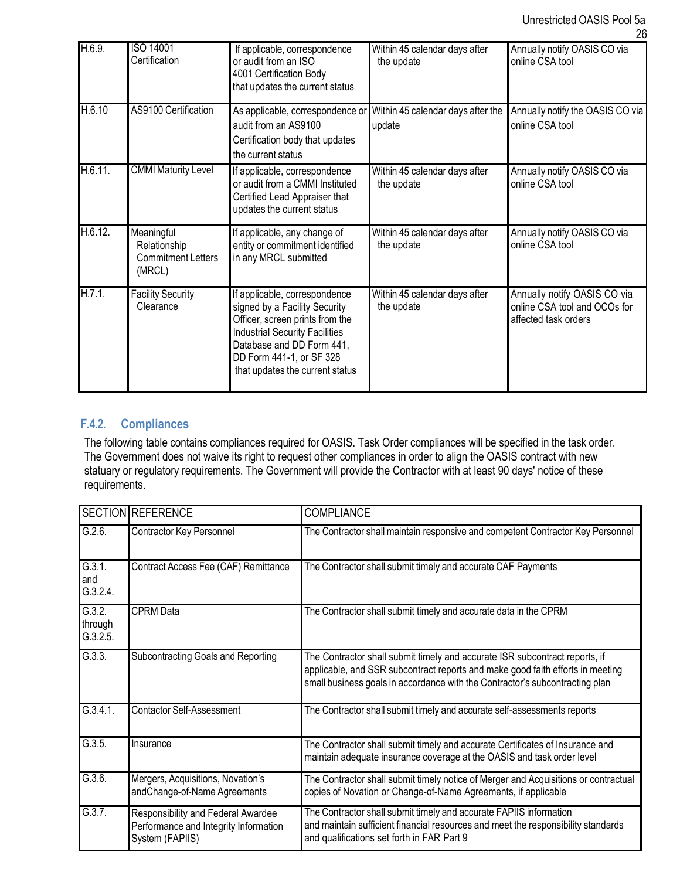| H.6.9. | ISO 14001 Certification | If applicable, correspondence or audit from an ISO 4001 Certification Body that updates the current status | Within 45 calendar days after the update | Annually notify OASIS CO via online CSA tool |
|---|---|---|---|---|
| H.6.10 | AS9100 Certification | As applicable, correspondence or audit from an AS9100 Certification body that updates the current status | Within 45 calendar days after the update | Annually notify the OASIS CO via online CSA tool |
| H.6.11. | CMMI Maturity Level | If applicable, correspondence or audit from a CMMI Instituted Certified Lead Appraiser that updates the current status | Within 45 calendar days after the update | Annually notify OASIS CO via online CSA tool |
| H.6.12. | Meaningful Relationship Commitment Letters (MRCL) | If applicable, any change of entity or commitment identified in any MRCL submitted | Within 45 calendar days after the update | Annually notify OASIS CO via online CSA tool |
| H.7.1. | Facility Security Clearance | If applicable, correspondence signed by a Facility Security Officer, screen prints from the Industrial Security Facilities Database and DD Form 441, DD Form 441-1, or SF 328 that updates the current status | Within 45 calendar days after the update | Annually notify OASIS CO via online CSA tool and OCOs for affected task orders |

### F.4.2. Compliances

The following table contains compliances required for OASIS. Task Order compliances will be specified in the task order. The Government does not waive its right to request other compliances in order to align the OASIS contract with new statuary or regulatory requirements. The Government will provide the Contractor with at least 90 days' notice of these requirements.

| SECTION | REFERENCE | COMPLIANCE |
|---|---|---|
| G.2.6. | Contractor Key Personnel | The Contractor shall maintain responsive and competent Contractor Key Personnel |
| G.3.1. and G.3.2.4. | Contract Access Fee (CAF) Remittance | The Contractor shall submit timely and accurate CAF Payments |
| G.3.2. through G.3.2.5. | CPRM Data | The Contractor shall submit timely and accurate data in the CPRM |
| G.3.3. | Subcontracting Goals and Reporting | The Contractor shall submit timely and accurate ISR subcontract reports, if applicable, and SSR subcontract reports and make good faith efforts in meeting small business goals in accordance with the Contractor's subcontracting plan |
| G.3.4.1. | Contactor Self-Assessment | The Contractor shall submit timely and accurate self-assessments reports |
| G.3.5. | Insurance | The Contractor shall submit timely and accurate Certificates of Insurance and maintain adequate insurance coverage at the OASIS and task order level |
| G.3.6. | Mergers, Acquisitions, Novation's andChange-of-Name Agreements | The Contractor shall submit timely notice of Merger and Acquisitions or contractual copies of Novation or Change-of-Name Agreements, if applicable |
| G.3.7. | Responsibility and Federal Awardee Performance and Integrity Information System (FAPIIS) | The Contractor shall submit timely and accurate FAPIIS information and maintain sufficient financial resources and meet the responsibility standards and qualifications set forth in FAR Part 9 |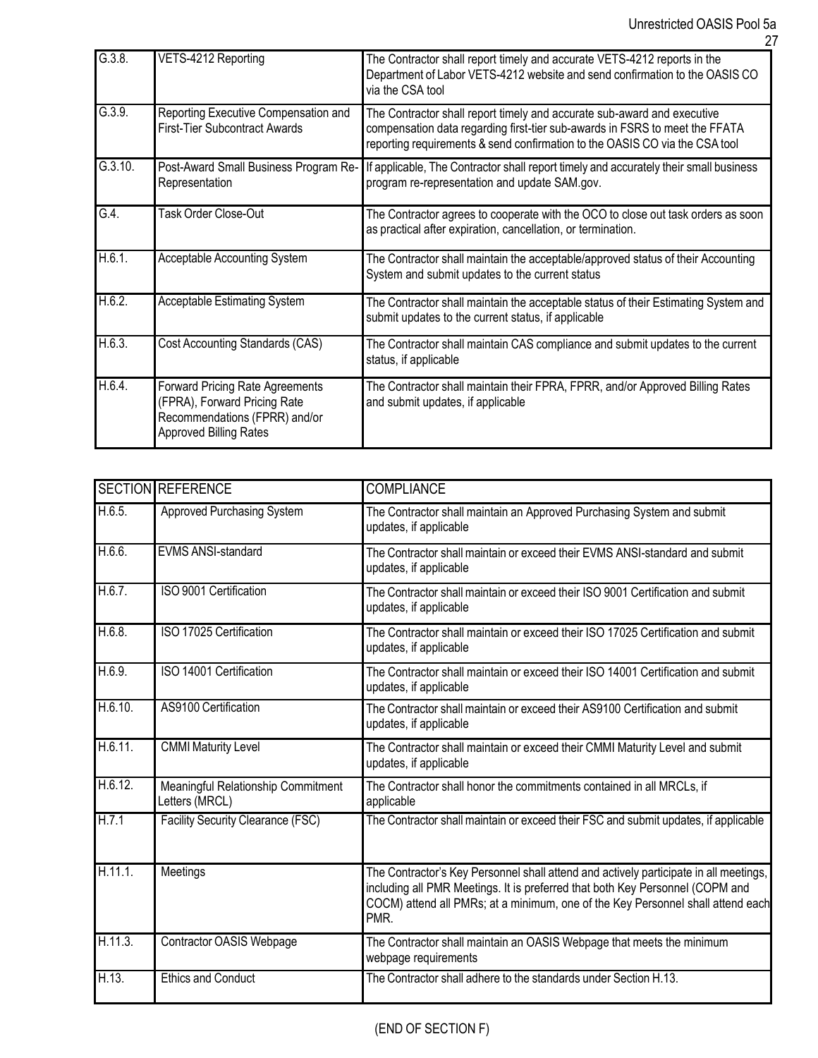| G.3.8. | VETS-4212 Reporting | The Contractor shall report timely and accurate VETS-4212 reports in the Department of Labor VETS-4212 website and send confirmation to the OASIS CO via the CSA tool |
|---|---|---|
| G.3.9. | Reporting Executive Compensation and First-Tier Subcontract Awards | The Contractor shall report timely and accurate sub-award and executive compensation data regarding first-tier sub-awards in FSRS to meet the FFATA reporting requirements & send confirmation to the OASIS CO via the CSA tool |
| G.3.10. | Post-Award Small Business Program Re-Representation | If applicable, The Contractor shall report timely and accurately their small business program re-representation and update SAM.gov. |
| G.4. | Task Order Close-Out | The Contractor agrees to cooperate with the OCO to close out task orders as soon as practical after expiration, cancellation, or termination. |
| H.6.1. | Acceptable Accounting System | The Contractor shall maintain the acceptable/approved status of their Accounting System and submit updates to the current status |
| H.6.2. | Acceptable Estimating System | The Contractor shall maintain the acceptable status of their Estimating System and submit updates to the current status, if applicable |
| H.6.3. | Cost Accounting Standards (CAS) | The Contractor shall maintain CAS compliance and submit updates to the current status, if applicable |
| H.6.4. | Forward Pricing Rate Agreements (FPRA), Forward Pricing Rate Recommendations (FPRR) and/or Approved Billing Rates | The Contractor shall maintain their FPRA, FPRR, and/or Approved Billing Rates and submit updates, if applicable |

| SECTION | REFERENCE | COMPLIANCE |
|---|---|---|
| H.6.5. | Approved Purchasing System | The Contractor shall maintain an Approved Purchasing System and submit updates, if applicable |
| H.6.6. | EVMS ANSI-standard | The Contractor shall maintain or exceed their EVMS ANSI-standard and submit updates, if applicable |
| H.6.7. | ISO 9001 Certification | The Contractor shall maintain or exceed their ISO 9001 Certification and submit updates, if applicable |
| H.6.8. | ISO 17025 Certification | The Contractor shall maintain or exceed their ISO 17025 Certification and submit updates, if applicable |
| H.6.9. | ISO 14001 Certification | The Contractor shall maintain or exceed their ISO 14001 Certification and submit updates, if applicable |
| H.6.10. | AS9100 Certification | The Contractor shall maintain or exceed their AS9100 Certification and submit updates, if applicable |
| H.6.11. | CMMI Maturity Level | The Contractor shall maintain or exceed their CMMI Maturity Level and submit updates, if applicable |
| H.6.12. | Meaningful Relationship Commitment Letters (MRCL) | The Contractor shall honor the commitments contained in all MRCLs, if applicable |
| H.7.1 | Facility Security Clearance (FSC) | The Contractor shall maintain or exceed their FSC and submit updates, if applicable |
| H.11.1. | Meetings | The Contractor's Key Personnel shall attend and actively participate in all meetings, including all PMR Meetings. It is preferred that both Key Personnel (COPM and COCM) attend all PMRs; at a minimum, one of the Key Personnel shall attend each PMR. |
| H.11.3. | Contractor OASIS Webpage | The Contractor shall maintain an OASIS Webpage that meets the minimum webpage requirements |
| H.13. | Ethics and Conduct | The Contractor shall adhere to the standards under Section H.13. |

(END OF SECTION F)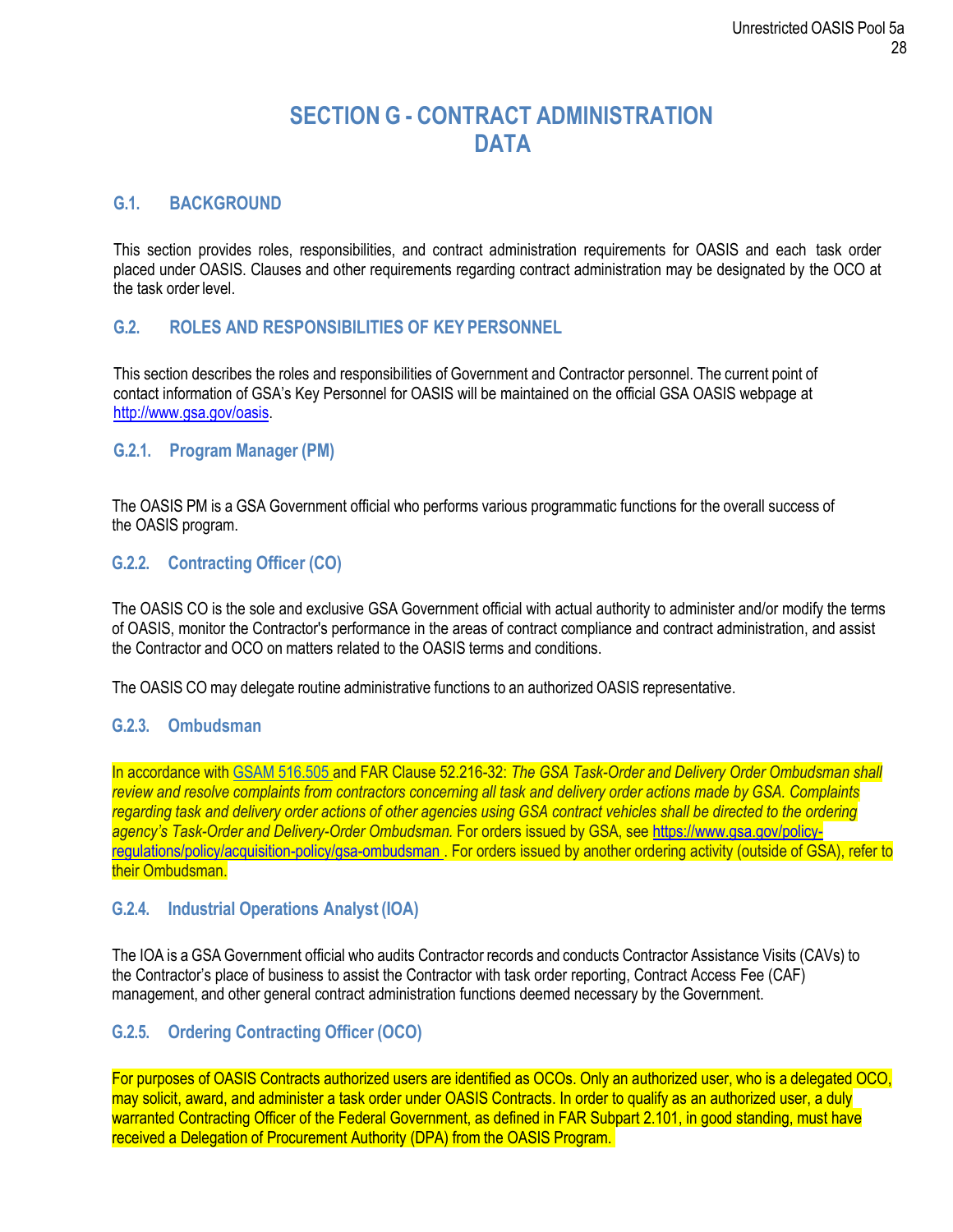# SECTION G - CONTRACT ADMINISTRATION DATA

## G.1. BACKGROUND

This section provides roles, responsibilities, and contract administration requirements for OASIS and each task order placed under OASIS. Clauses and other requirements regarding contract administration may be designated by the OCO at the task order level.

## G.2. ROLES AND RESPONSIBILITIES OF KEY PERSONNEL

This section describes the roles and responsibilities of Government and Contractor personnel. The current point of contact information of GSA's Key Personnel for OASIS will be maintained on the official GSA OASIS webpage at [http://www.gsa.gov/oasis](http://www.gsa.gov/oasis).

### G.2.1. Program Manager (PM)

The OASIS PM is a GSA Government official who performs various programmatic functions for the overall success of the OASIS program.

### G.2.2. Contracting Officer (CO)

The OASIS CO is the sole and exclusive GSA Government official with actual authority to administer and/or modify the terms of OASIS, monitor the Contractor's performance in the areas of contract compliance and contract administration, and assist the Contractor and OCO on matters related to the OASIS terms and conditions.

The OASIS CO may delegate routine administrative functions to an authorized OASIS representative.

### G.2.3. Ombudsman

In accordance with GSAM 516.505 and FAR Clause 52.216-32: *The GSA Task-Order and Delivery Order Ombudsman shall review and resolve complaints from contractors concerning all task and delivery order actions made by GSA. Complaints regarding task and delivery order actions of other agencies using GSA contract vehicles shall be directed to the ordering agency's Task-Order and Delivery-Order Ombudsman.* For orders issued by GSA, see [https://www.gsa.gov/policy-regulations/policy/acquisition-policy/gsa-ombudsman](https://www.gsa.gov/policy-regulations/policy/acquisition-policy/gsa-ombudsman) . For orders issued by another ordering activity (outside of GSA), refer to their Ombudsman.

### G.2.4. Industrial Operations Analyst (IOA)

The IOA is a GSA Government official who audits Contractor records and conducts Contractor Assistance Visits (CAVs) to the Contractor's place of business to assist the Contractor with task order reporting, Contract Access Fee (CAF) management, and other general contract administration functions deemed necessary by the Government.

### G.2.5. Ordering Contracting Officer (OCO)

For purposes of OASIS Contracts authorized users are identified as OCOs. Only an authorized user, who is a delegated OCO, may solicit, award, and administer a task order under OASIS Contracts. In order to qualify as an authorized user, a duly warranted Contracting Officer of the Federal Government, as defined in FAR Subpart 2.101, in good standing, must have received a Delegation of Procurement Authority (DPA) from the OASIS Program.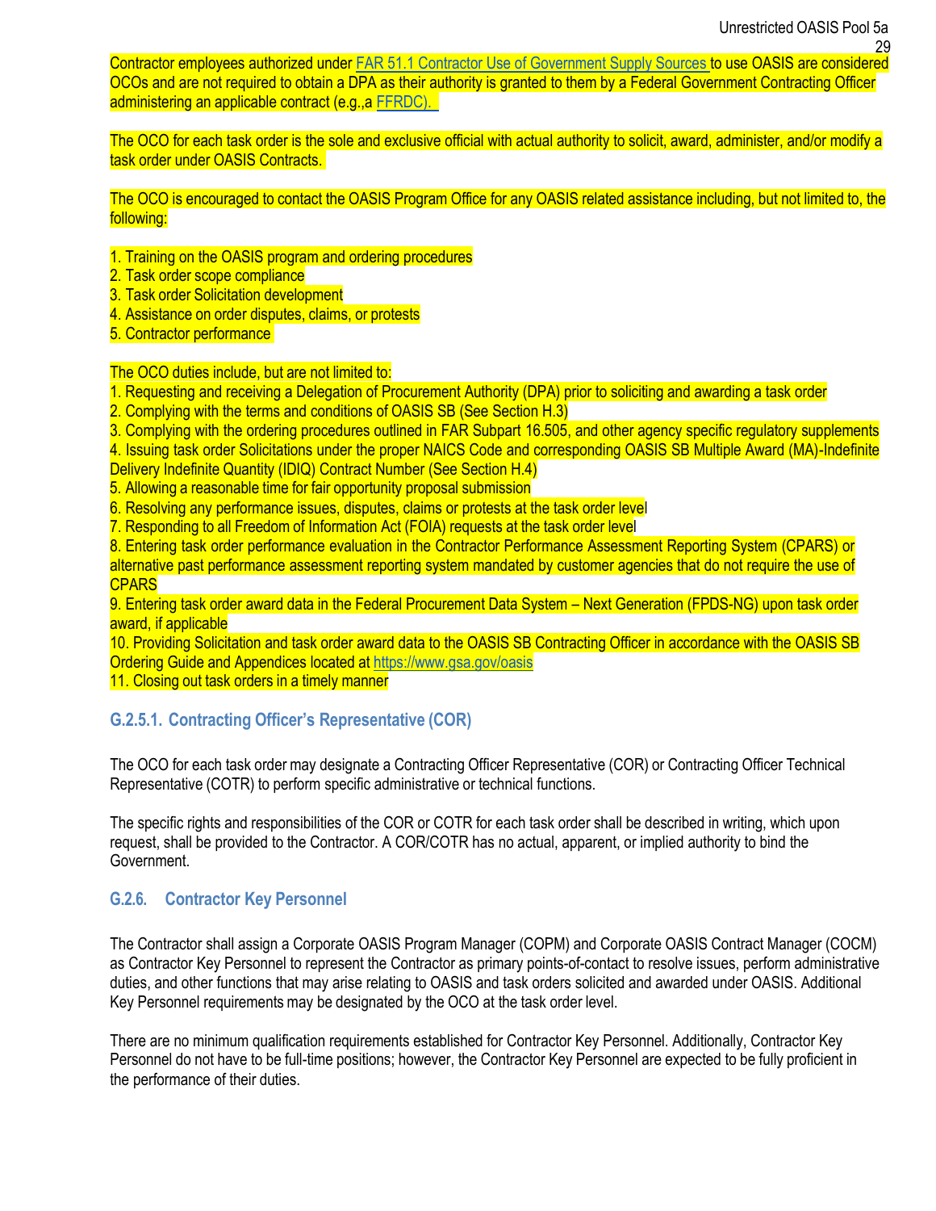Contractor employees authorized under [FAR 51.1 Contractor Use of Government Supply Sources](#) to use OASIS are considered OCOs and are not required to obtain a DPA as their authority is granted to them by a Federal Government Contracting Officer administering an applicable contract (e.g.,a [FFRDC).](#)

The OCO for each task order is the sole and exclusive official with actual authority to solicit, award, administer, and/or modify a task order under OASIS Contracts.

The OCO is encouraged to contact the OASIS Program Office for any OASIS related assistance including, but not limited to, the following:

1. Training on the OASIS program and ordering procedures
2. Task order scope compliance
3. Task order Solicitation development
4. Assistance on order disputes, claims, or protests
5. Contractor performance

The OCO duties include, but are not limited to:

1. Requesting and receiving a Delegation of Procurement Authority (DPA) prior to soliciting and awarding a task order
2. Complying with the terms and conditions of OASIS SB (See Section H.3)
3. Complying with the ordering procedures outlined in FAR Subpart 16.505, and other agency specific regulatory supplements
4. Issuing task order Solicitations under the proper NAICS Code and corresponding OASIS SB Multiple Award (MA)-Indefinite Delivery Indefinite Quantity (IDIQ) Contract Number (See Section H.4)
5. Allowing a reasonable time for fair opportunity proposal submission
6. Resolving any performance issues, disputes, claims or protests at the task order level
7. Responding to all Freedom of Information Act (FOIA) requests at the task order level
8. Entering task order performance evaluation in the Contractor Performance Assessment Reporting System (CPARS) or alternative past performance assessment reporting system mandated by customer agencies that do not require the use of CPARS
9. Entering task order award data in the Federal Procurement Data System – Next Generation (FPDS-NG) upon task order award, if applicable
10. Providing Solicitation and task order award data to the OASIS SB Contracting Officer in accordance with the OASIS SB Ordering Guide and Appendices located at https://www.gsa.gov/oasis
11. Closing out task orders in a timely manner

### G.2.5.1. Contracting Officer's Representative (COR)

The OCO for each task order may designate a Contracting Officer Representative (COR) or Contracting Officer Technical Representative (COTR) to perform specific administrative or technical functions.

The specific rights and responsibilities of the COR or COTR for each task order shall be described in writing, which upon request, shall be provided to the Contractor. A COR/COTR has no actual, apparent, or implied authority to bind the Government.

### G.2.6. Contractor Key Personnel

The Contractor shall assign a Corporate OASIS Program Manager (COPM) and Corporate OASIS Contract Manager (COCM) as Contractor Key Personnel to represent the Contractor as primary points-of-contact to resolve issues, perform administrative duties, and other functions that may arise relating to OASIS and task orders solicited and awarded under OASIS. Additional Key Personnel requirements may be designated by the OCO at the task order level.

There are no minimum qualification requirements established for Contractor Key Personnel. Additionally, Contractor Key Personnel do not have to be full-time positions; however, the Contractor Key Personnel are expected to be fully proficient in the performance of their duties.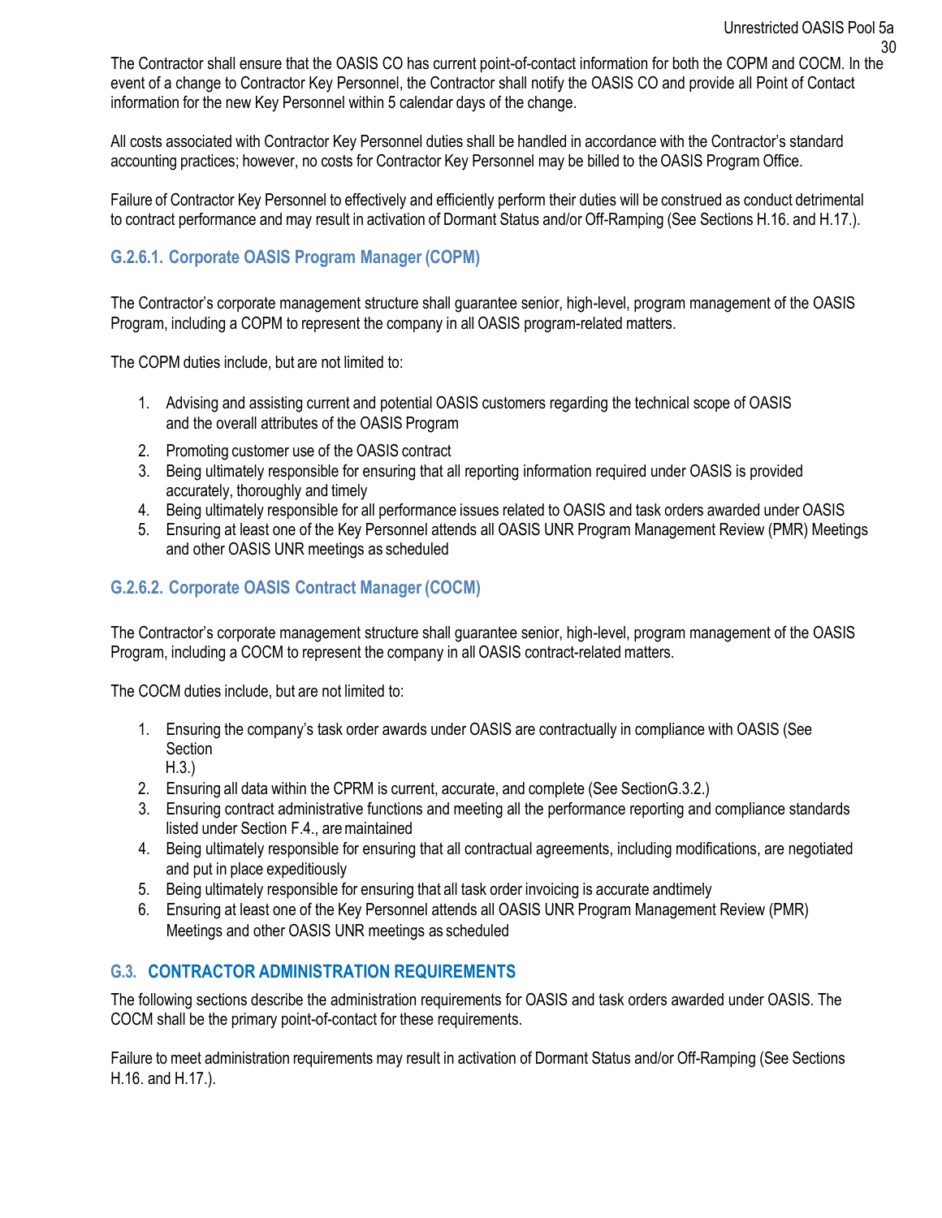The Contractor shall ensure that the OASIS CO has current point-of-contact information for both the COPM and COCM. In the event of a change to Contractor Key Personnel, the Contractor shall notify the OASIS CO and provide all Point of Contact information for the new Key Personnel within 5 calendar days of the change.

All costs associated with Contractor Key Personnel duties shall be handled in accordance with the Contractor's standard accounting practices; however, no costs for Contractor Key Personnel may be billed to the OASIS Program Office.

Failure of Contractor Key Personnel to effectively and efficiently perform their duties will be construed as conduct detrimental to contract performance and may result in activation of Dormant Status and/or Off-Ramping (See Sections H.16. and H.17.).

### G.2.6.1. Corporate OASIS Program Manager (COPM)

The Contractor's corporate management structure shall guarantee senior, high-level, program management of the OASIS Program, including a COPM to represent the company in all OASIS program-related matters.

The COPM duties include, but are not limited to:

1. Advising and assisting current and potential OASIS customers regarding the technical scope of OASIS and the overall attributes of the OASIS Program
2. Promoting customer use of the OASIS contract
3. Being ultimately responsible for ensuring that all reporting information required under OASIS is provided accurately, thoroughly and timely
4. Being ultimately responsible for all performance issues related to OASIS and task orders awarded under OASIS
5. Ensuring at least one of the Key Personnel attends all OASIS UNR Program Management Review (PMR) Meetings and other OASIS UNR meetings as scheduled

### G.2.6.2. Corporate OASIS Contract Manager (COCM)

The Contractor's corporate management structure shall guarantee senior, high-level, program management of the OASIS Program, including a COCM to represent the company in all OASIS contract-related matters.

The COCM duties include, but are not limited to:

1. Ensuring the company's task order awards under OASIS are contractually in compliance with OASIS (See Section H.3.)
2. Ensuring all data within the CPRM is current, accurate, and complete (See SectionG.3.2.)
3. Ensuring contract administrative functions and meeting all the performance reporting and compliance standards listed under Section F.4., are maintained
4. Being ultimately responsible for ensuring that all contractual agreements, including modifications, are negotiated and put in place expeditiously
5. Being ultimately responsible for ensuring that all task order invoicing is accurate andtimely
6. Ensuring at least one of the Key Personnel attends all OASIS UNR Program Management Review (PMR) Meetings and other OASIS UNR meetings as scheduled

## G.3. CONTRACTOR ADMINISTRATION REQUIREMENTS

The following sections describe the administration requirements for OASIS and task orders awarded under OASIS. The COCM shall be the primary point-of-contact for these requirements.

Failure to meet administration requirements may result in activation of Dormant Status and/or Off-Ramping (See Sections H.16. and H.17.).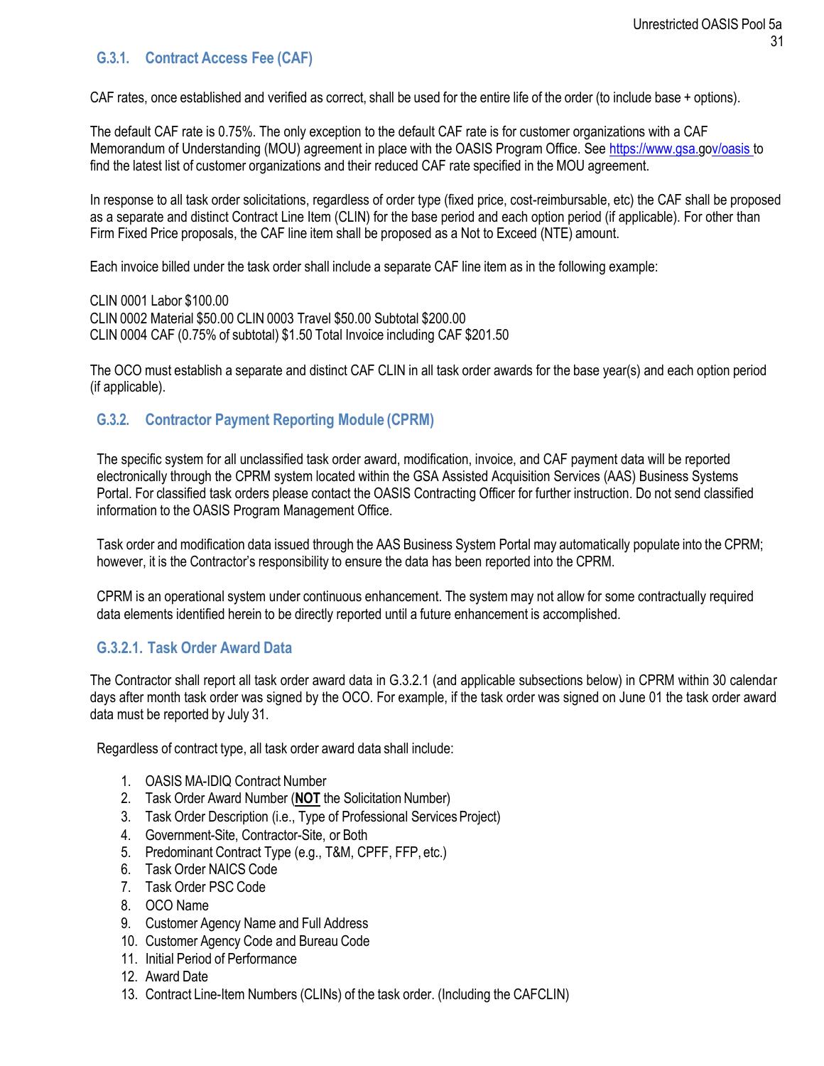### G.3.1. Contract Access Fee (CAF)

CAF rates, once established and verified as correct, shall be used for the entire life of the order (to include base + options).

The default CAF rate is 0.75%. The only exception to the default CAF rate is for customer organizations with a CAF Memorandum of Understanding (MOU) agreement in place with the OASIS Program Office. See https://www.gsa.gov/oasis to find the latest list of customer organizations and their reduced CAF rate specified in the MOU agreement.

In response to all task order solicitations, regardless of order type (fixed price, cost-reimbursable, etc) the CAF shall be proposed as a separate and distinct Contract Line Item (CLIN) for the base period and each option period (if applicable). For other than Firm Fixed Price proposals, the CAF line item shall be proposed as a Not to Exceed (NTE) amount.

Each invoice billed under the task order shall include a separate CAF line item as in the following example:

CLIN 0001 Labor $100.00
CLIN 0002 Material $50.00 CLIN 0003 Travel $50.00 Subtotal $200.00
CLIN 0004 CAF (0.75% of subtotal) $1.50 Total Invoice including CAF $201.50

The OCO must establish a separate and distinct CAF CLIN in all task order awards for the base year(s) and each option period (if applicable).

### G.3.2. Contractor Payment Reporting Module (CPRM)

The specific system for all unclassified task order award, modification, invoice, and CAF payment data will be reported electronically through the CPRM system located within the GSA Assisted Acquisition Services (AAS) Business Systems Portal. For classified task orders please contact the OASIS Contracting Officer for further instruction. Do not send classified information to the OASIS Program Management Office.

Task order and modification data issued through the AAS Business System Portal may automatically populate into the CPRM; however, it is the Contractor's responsibility to ensure the data has been reported into the CPRM.

CPRM is an operational system under continuous enhancement. The system may not allow for some contractually required data elements identified herein to be directly reported until a future enhancement is accomplished.

#### G.3.2.1. Task Order Award Data

The Contractor shall report all task order award data in G.3.2.1 (and applicable subsections below) in CPRM within 30 calendar days after month task order was signed by the OCO. For example, if the task order was signed on June 01 the task order award data must be reported by July 31.

Regardless of contract type, all task order award data shall include:

1. OASIS MA-IDIQ Contract Number
2. Task Order Award Number (**NOT** the Solicitation Number)
3. Task Order Description (i.e., Type of Professional Services Project)
4. Government-Site, Contractor-Site, or Both
5. Predominant Contract Type (e.g., T&M, CPFF, FFP, etc.)
6. Task Order NAICS Code
7. Task Order PSC Code
8. OCO Name
9. Customer Agency Name and Full Address
10. Customer Agency Code and Bureau Code
11. Initial Period of Performance
12. Award Date
13. Contract Line-Item Numbers (CLINs) of the task order. (Including the CAFCLIN)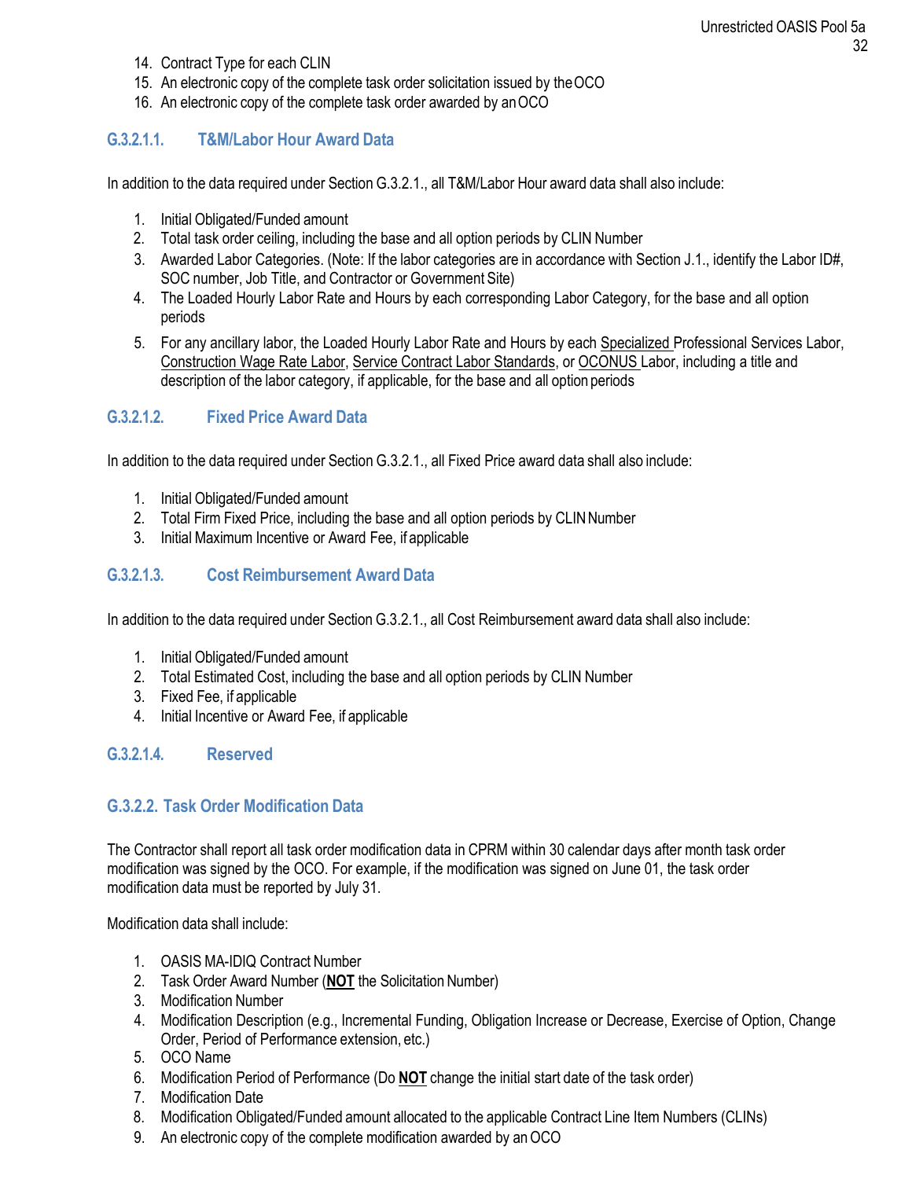14. Contract Type for each CLIN
15. An electronic copy of the complete task order solicitation issued by the OCO
16. An electronic copy of the complete task order awarded by an OCO

#### G.3.2.1.1. T&M/Labor Hour Award Data

In addition to the data required under Section G.3.2.1., all T&M/Labor Hour award data shall also include:

1. Initial Obligated/Funded amount
2. Total task order ceiling, including the base and all option periods by CLIN Number
3. Awarded Labor Categories. (Note: If the labor categories are in accordance with Section J.1., identify the Labor ID#, SOC number, Job Title, and Contractor or Government Site)
4. The Loaded Hourly Labor Rate and Hours by each corresponding Labor Category, for the base and all option periods
5. For any ancillary labor, the Loaded Hourly Labor Rate and Hours by each Specialized Professional Services Labor, Construction Wage Rate Labor, Service Contract Labor Standards, or OCONUS Labor, including a title and description of the labor category, if applicable, for the base and all option periods

#### G.3.2.1.2. Fixed Price Award Data

In addition to the data required under Section G.3.2.1., all Fixed Price award data shall also include:

1. Initial Obligated/Funded amount
2. Total Firm Fixed Price, including the base and all option periods by CLIN Number
3. Initial Maximum Incentive or Award Fee, if applicable

#### G.3.2.1.3. Cost Reimbursement Award Data

In addition to the data required under Section G.3.2.1., all Cost Reimbursement award data shall also include:

1. Initial Obligated/Funded amount
2. Total Estimated Cost, including the base and all option periods by CLIN Number
3. Fixed Fee, if applicable
4. Initial Incentive or Award Fee, if applicable

#### G.3.2.1.4. Reserved

### G.3.2.2. Task Order Modification Data

The Contractor shall report all task order modification data in CPRM within 30 calendar days after month task order modification was signed by the OCO. For example, if the modification was signed on June 01, the task order modification data must be reported by July 31.

Modification data shall include:

1. OASIS MA-IDIQ Contract Number
2. Task Order Award Number (**NOT** the Solicitation Number)
3. Modification Number
4. Modification Description (e.g., Incremental Funding, Obligation Increase or Decrease, Exercise of Option, Change Order, Period of Performance extension, etc.)
5. OCO Name
6. Modification Period of Performance (Do **NOT** change the initial start date of the task order)
7. Modification Date
8. Modification Obligated/Funded amount allocated to the applicable Contract Line Item Numbers (CLINs)
9. An electronic copy of the complete modification awarded by an OCO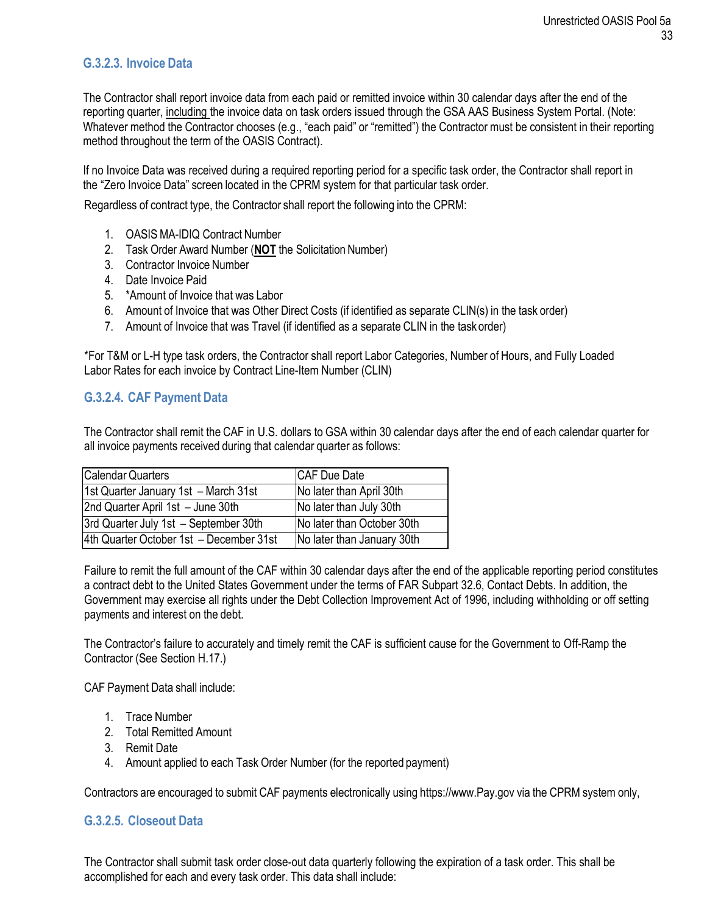### G.3.2.3. Invoice Data

The Contractor shall report invoice data from each paid or remitted invoice within 30 calendar days after the end of the reporting quarter, <u>including</u> the invoice data on task orders issued through the GSA AAS Business System Portal. (Note: Whatever method the Contractor chooses (e.g., "each paid" or "remitted") the Contractor must be consistent in their reporting method throughout the term of the OASIS Contract).

If no Invoice Data was received during a required reporting period for a specific task order, the Contractor shall report in the "Zero Invoice Data" screen located in the CPRM system for that particular task order.

Regardless of contract type, the Contractor shall report the following into the CPRM:

1. OASIS MA-IDIQ Contract Number
2. Task Order Award Number (**<u>NOT</u>** the Solicitation Number)
3. Contractor Invoice Number
4. Date Invoice Paid
5. *Amount of Invoice that was Labor
6. Amount of Invoice that was Other Direct Costs (if identified as separate CLIN(s) in the task order)
7. Amount of Invoice that was Travel (if identified as a separate CLIN in the task order)

*For T&M or L-H type task orders, the Contractor shall report Labor Categories, Number of Hours, and Fully Loaded Labor Rates for each invoice by Contract Line-Item Number (CLIN)

### G.3.2.4. CAF Payment Data

The Contractor shall remit the CAF in U.S. dollars to GSA within 30 calendar days after the end of each calendar quarter for all invoice payments received during that calendar quarter as follows:

| Calendar Quarters | CAF Due Date |
|---|---|
| 1st Quarter January 1st – March 31st | No later than April 30th |
| 2nd Quarter April 1st – June 30th | No later than July 30th |
| 3rd Quarter July 1st – September 30th | No later than October 30th |
| 4th Quarter October 1st – December 31st | No later than January 30th |

Failure to remit the full amount of the CAF within 30 calendar days after the end of the applicable reporting period constitutes a contract debt to the United States Government under the terms of FAR Subpart 32.6, Contact Debts. In addition, the Government may exercise all rights under the Debt Collection Improvement Act of 1996, including withholding or off setting payments and interest on the debt.

The Contractor's failure to accurately and timely remit the CAF is sufficient cause for the Government to Off-Ramp the Contractor (See Section H.17.)

CAF Payment Data shall include:

1. Trace Number
2. Total Remitted Amount
3. Remit Date
4. Amount applied to each Task Order Number (for the reported payment)

Contractors are encouraged to submit CAF payments electronically using https://www.Pay.gov via the CPRM system only,

### G.3.2.5. Closeout Data

The Contractor shall submit task order close-out data quarterly following the expiration of a task order. This shall be accomplished for each and every task order. This data shall include: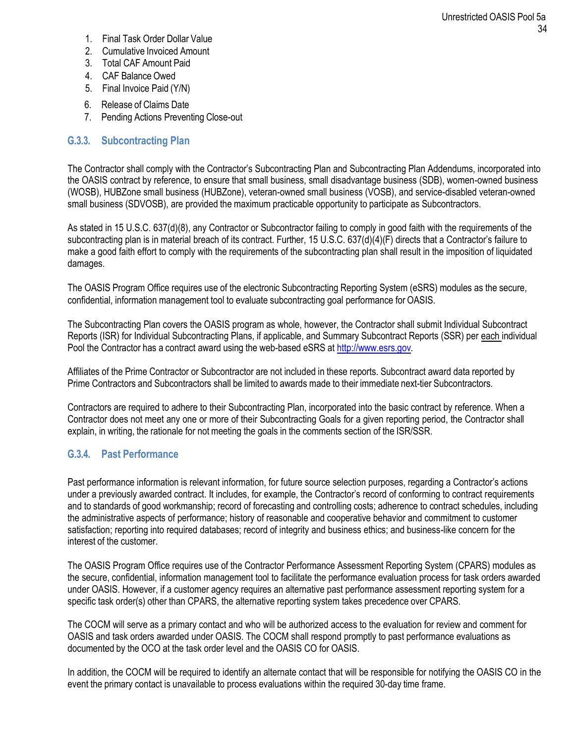1. Final Task Order Dollar Value
2. Cumulative Invoiced Amount
3. Total CAF Amount Paid
4. CAF Balance Owed
5. Final Invoice Paid (Y/N)
6. Release of Claims Date
7. Pending Actions Preventing Close-out

### G.3.3. Subcontracting Plan

The Contractor shall comply with the Contractor's Subcontracting Plan and Subcontracting Plan Addendums, incorporated into the OASIS contract by reference, to ensure that small business, small disadvantage business (SDB), women-owned business (WOSB), HUBZone small business (HUBZone), veteran-owned small business (VOSB), and service-disabled veteran-owned small business (SDVOSB), are provided the maximum practicable opportunity to participate as Subcontractors.

As stated in 15 U.S.C. 637(d)(8), any Contractor or Subcontractor failing to comply in good faith with the requirements of the subcontracting plan is in material breach of its contract. Further, 15 U.S.C. 637(d)(4)(F) directs that a Contractor's failure to make a good faith effort to comply with the requirements of the subcontracting plan shall result in the imposition of liquidated damages.

The OASIS Program Office requires use of the electronic Subcontracting Reporting System (eSRS) modules as the secure, confidential, information management tool to evaluate subcontracting goal performance for OASIS.

The Subcontracting Plan covers the OASIS program as whole, however, the Contractor shall submit Individual Subcontract Reports (ISR) for Individual Subcontracting Plans, if applicable, and Summary Subcontract Reports (SSR) per each individual Pool the Contractor has a contract award using the web-based eSRS at http://www.esrs.gov.

Affiliates of the Prime Contractor or Subcontractor are not included in these reports. Subcontract award data reported by Prime Contractors and Subcontractors shall be limited to awards made to their immediate next-tier Subcontractors.

Contractors are required to adhere to their Subcontracting Plan, incorporated into the basic contract by reference. When a Contractor does not meet any one or more of their Subcontracting Goals for a given reporting period, the Contractor shall explain, in writing, the rationale for not meeting the goals in the comments section of the ISR/SSR.

### G.3.4. Past Performance

Past performance information is relevant information, for future source selection purposes, regarding a Contractor's actions under a previously awarded contract. It includes, for example, the Contractor's record of conforming to contract requirements and to standards of good workmanship; record of forecasting and controlling costs; adherence to contract schedules, including the administrative aspects of performance; history of reasonable and cooperative behavior and commitment to customer satisfaction; reporting into required databases; record of integrity and business ethics; and business-like concern for the interest of the customer.

The OASIS Program Office requires use of the Contractor Performance Assessment Reporting System (CPARS) modules as the secure, confidential, information management tool to facilitate the performance evaluation process for task orders awarded under OASIS. However, if a customer agency requires an alternative past performance assessment reporting system for a specific task order(s) other than CPARS, the alternative reporting system takes precedence over CPARS.

The COCM will serve as a primary contact and who will be authorized access to the evaluation for review and comment for OASIS and task orders awarded under OASIS. The COCM shall respond promptly to past performance evaluations as documented by the OCO at the task order level and the OASIS CO for OASIS.

In addition, the COCM will be required to identify an alternate contact that will be responsible for notifying the OASIS CO in the event the primary contact is unavailable to process evaluations within the required 30-day time frame.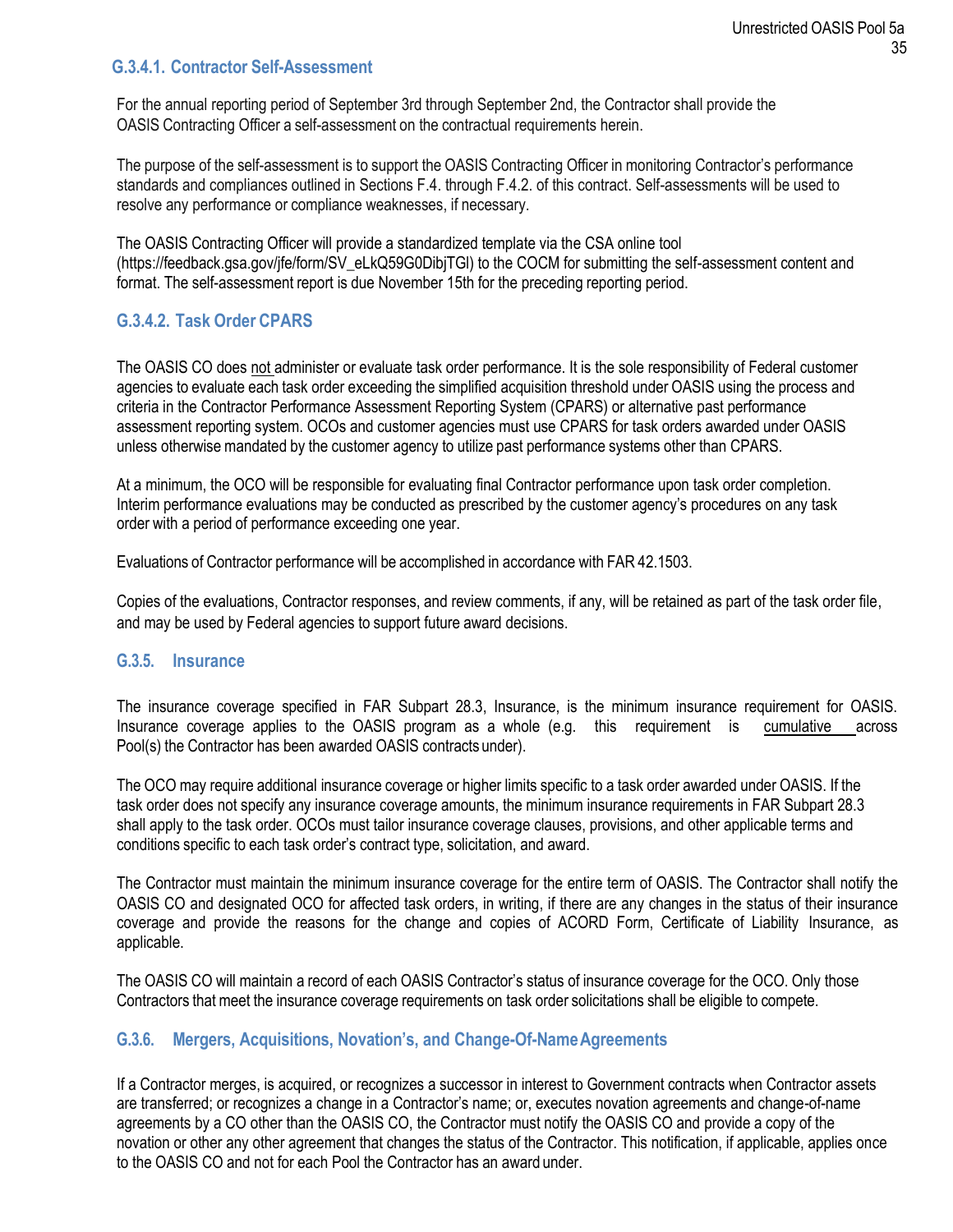#### G.3.4.1. Contractor Self-Assessment

For the annual reporting period of September 3rd through September 2nd, the Contractor shall provide the OASIS Contracting Officer a self-assessment on the contractual requirements herein.

The purpose of the self-assessment is to support the OASIS Contracting Officer in monitoring Contractor's performance standards and compliances outlined in Sections F.4. through F.4.2. of this contract. Self-assessments will be used to resolve any performance or compliance weaknesses, if necessary.

The OASIS Contracting Officer will provide a standardized template via the CSA online tool (https://feedback.gsa.gov/jfe/form/SV_eLkQ59G0DibjTGl) to the COCM for submitting the self-assessment content and format. The self-assessment report is due November 15th for the preceding reporting period.

#### G.3.4.2. Task Order CPARS

The OASIS CO does not administer or evaluate task order performance. It is the sole responsibility of Federal customer agencies to evaluate each task order exceeding the simplified acquisition threshold under OASIS using the process and criteria in the Contractor Performance Assessment Reporting System (CPARS) or alternative past performance assessment reporting system. OCOs and customer agencies must use CPARS for task orders awarded under OASIS unless otherwise mandated by the customer agency to utilize past performance systems other than CPARS.

At a minimum, the OCO will be responsible for evaluating final Contractor performance upon task order completion. Interim performance evaluations may be conducted as prescribed by the customer agency's procedures on any task order with a period of performance exceeding one year.

Evaluations of Contractor performance will be accomplished in accordance with FAR 42.1503.

Copies of the evaluations, Contractor responses, and review comments, if any, will be retained as part of the task order file, and may be used by Federal agencies to support future award decisions.

### G.3.5. Insurance

The insurance coverage specified in FAR Subpart 28.3, Insurance, is the minimum insurance requirement for OASIS. Insurance coverage applies to the OASIS program as a whole (e.g. this requirement is cumulative across Pool(s) the Contractor has been awarded OASIS contracts under).

The OCO may require additional insurance coverage or higher limits specific to a task order awarded under OASIS. If the task order does not specify any insurance coverage amounts, the minimum insurance requirements in FAR Subpart 28.3 shall apply to the task order. OCOs must tailor insurance coverage clauses, provisions, and other applicable terms and conditions specific to each task order's contract type, solicitation, and award.

The Contractor must maintain the minimum insurance coverage for the entire term of OASIS. The Contractor shall notify the OASIS CO and designated OCO for affected task orders, in writing, if there are any changes in the status of their insurance coverage and provide the reasons for the change and copies of ACORD Form, Certificate of Liability Insurance, as applicable.

The OASIS CO will maintain a record of each OASIS Contractor's status of insurance coverage for the OCO. Only those Contractors that meet the insurance coverage requirements on task order solicitations shall be eligible to compete.

### G.3.6. Mergers, Acquisitions, Novation's, and Change-Of-Name Agreements

If a Contractor merges, is acquired, or recognizes a successor in interest to Government contracts when Contractor assets are transferred; or recognizes a change in a Contractor's name; or, executes novation agreements and change-of-name agreements by a CO other than the OASIS CO, the Contractor must notify the OASIS CO and provide a copy of the novation or other any other agreement that changes the status of the Contractor. This notification, if applicable, applies once to the OASIS CO and not for each Pool the Contractor has an award under.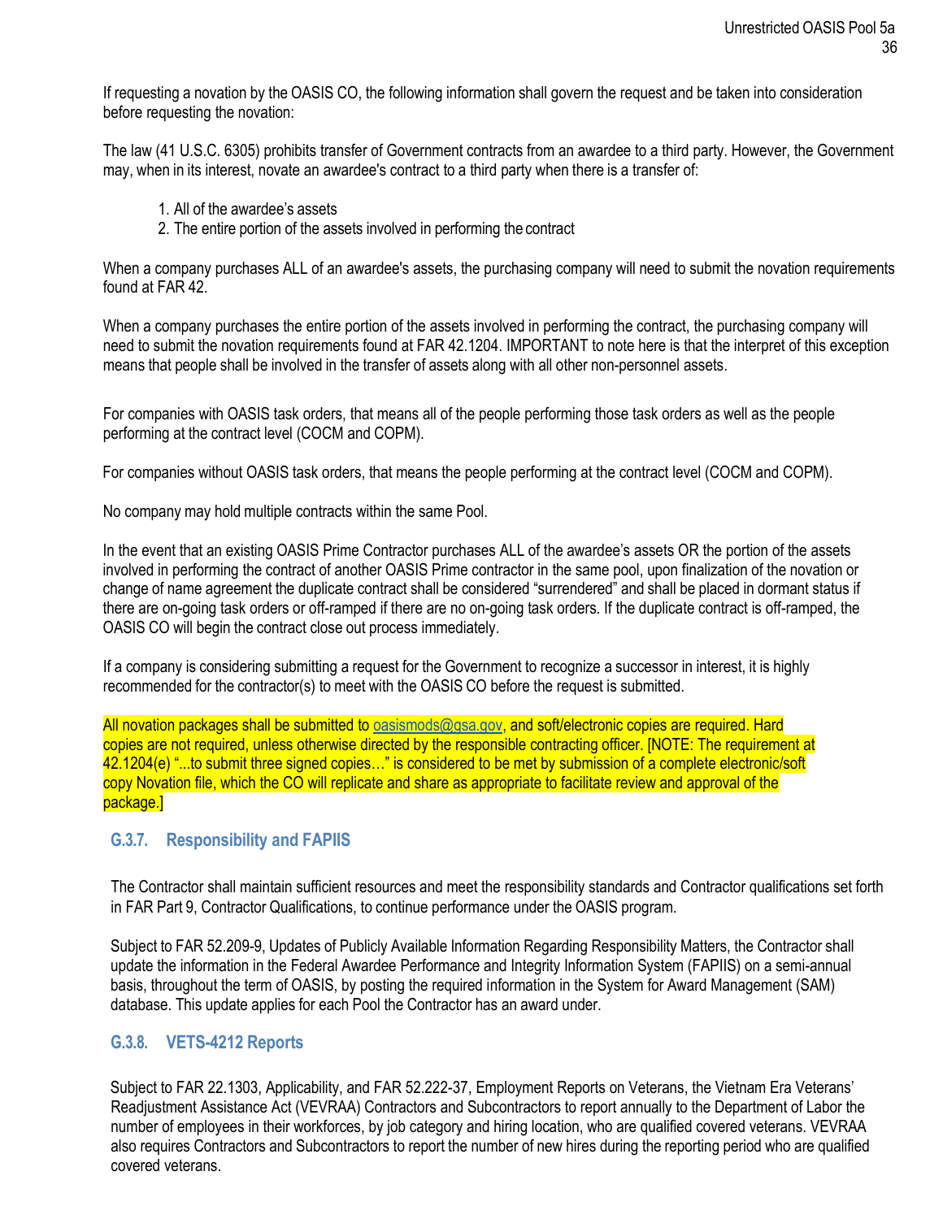If requesting a novation by the OASIS CO, the following information shall govern the request and be taken into consideration before requesting the novation:

The law (41 U.S.C. 6305) prohibits transfer of Government contracts from an awardee to a third party. However, the Government may, when in its interest, novate an awardee's contract to a third party when there is a transfer of:

1. All of the awardee's assets
2. The entire portion of the assets involved in performing the contract

When a company purchases ALL of an awardee's assets, the purchasing company will need to submit the novation requirements found at FAR 42.

When a company purchases the entire portion of the assets involved in performing the contract, the purchasing company will need to submit the novation requirements found at FAR 42.1204. IMPORTANT to note here is that the interpret of this exception means that people shall be involved in the transfer of assets along with all other non-personnel assets.

For companies with OASIS task orders, that means all of the people performing those task orders as well as the people performing at the contract level (COCM and COPM).

For companies without OASIS task orders, that means the people performing at the contract level (COCM and COPM).

No company may hold multiple contracts within the same Pool.

In the event that an existing OASIS Prime Contractor purchases ALL of the awardee's assets OR the portion of the assets involved in performing the contract of another OASIS Prime contractor in the same pool, upon finalization of the novation or change of name agreement the duplicate contract shall be considered "surrendered" and shall be placed in dormant status if there are on-going task orders or off-ramped if there are no on-going task orders. If the duplicate contract is off-ramped, the OASIS CO will begin the contract close out process immediately.

If a company is considering submitting a request for the Government to recognize a successor in interest, it is highly recommended for the contractor(s) to meet with the OASIS CO before the request is submitted.

All novation packages shall be submitted to oasismods@gsa.gov, and soft/electronic copies are required. Hard copies are not required, unless otherwise directed by the responsible contracting officer. [NOTE: The requirement at 42.1204(e) "...to submit three signed copies…" is considered to be met by submission of a complete electronic/soft copy Novation file, which the CO will replicate and share as appropriate to facilitate review and approval of the package.]

### G.3.7. Responsibility and FAPIIS

The Contractor shall maintain sufficient resources and meet the responsibility standards and Contractor qualifications set forth in FAR Part 9, Contractor Qualifications, to continue performance under the OASIS program.

Subject to FAR 52.209-9, Updates of Publicly Available Information Regarding Responsibility Matters, the Contractor shall update the information in the Federal Awardee Performance and Integrity Information System (FAPIIS) on a semi-annual basis, throughout the term of OASIS, by posting the required information in the System for Award Management (SAM) database. This update applies for each Pool the Contractor has an award under.

### G.3.8. VETS-4212 Reports

Subject to FAR 22.1303, Applicability, and FAR 52.222-37, Employment Reports on Veterans, the Vietnam Era Veterans' Readjustment Assistance Act (VEVRAA) Contractors and Subcontractors to report annually to the Department of Labor the number of employees in their workforces, by job category and hiring location, who are qualified covered veterans. VEVRAA also requires Contractors and Subcontractors to report the number of new hires during the reporting period who are qualified covered veterans.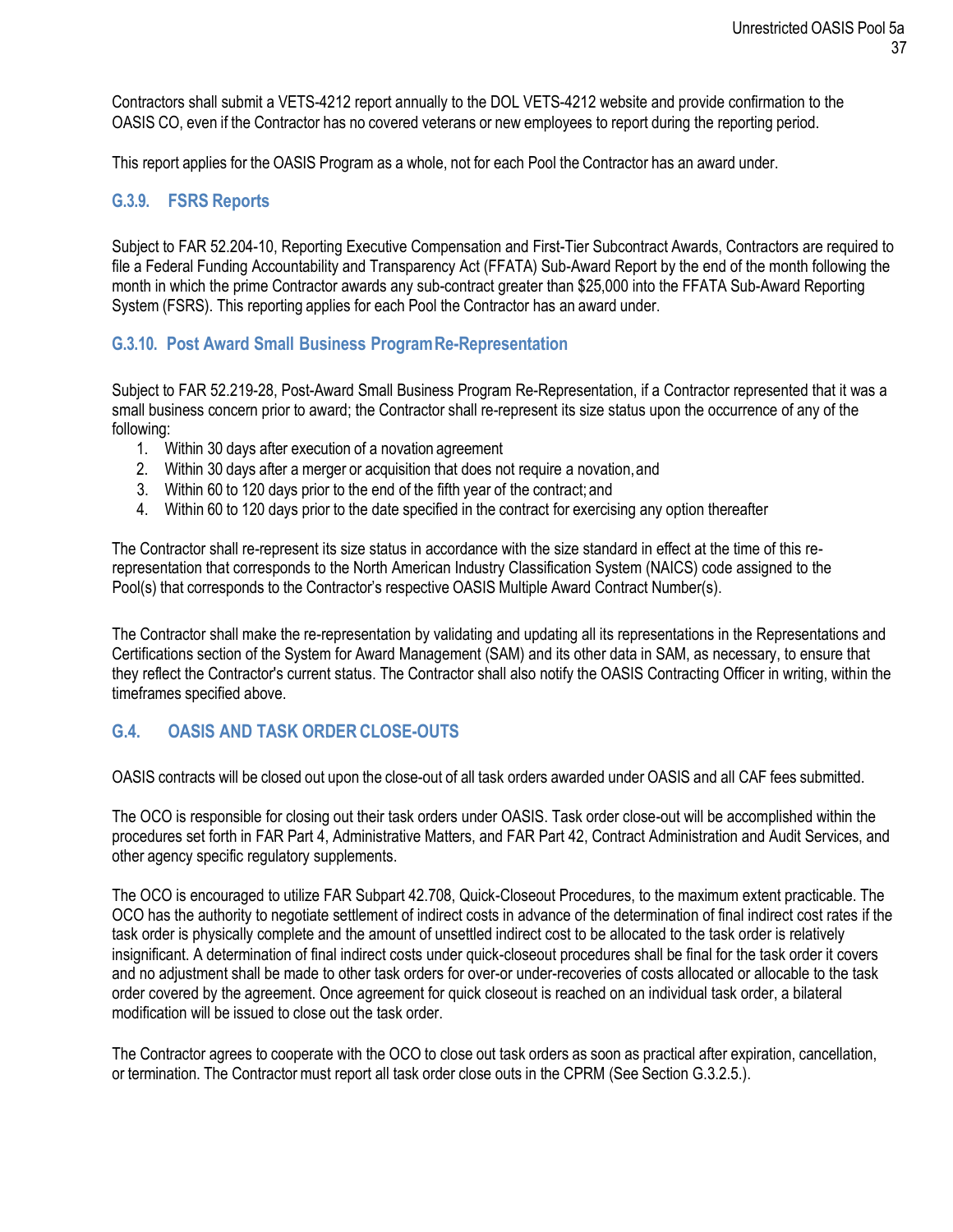Contractors shall submit a VETS-4212 report annually to the DOL VETS-4212 website and provide confirmation to the OASIS CO, even if the Contractor has no covered veterans or new employees to report during the reporting period.

This report applies for the OASIS Program as a whole, not for each Pool the Contractor has an award under.

### G.3.9. FSRS Reports

Subject to FAR 52.204-10, Reporting Executive Compensation and First-Tier Subcontract Awards, Contractors are required to file a Federal Funding Accountability and Transparency Act (FFATA) Sub-Award Report by the end of the month following the month in which the prime Contractor awards any sub-contract greater than $25,000 into the FFATA Sub-Award Reporting System (FSRS). This reporting applies for each Pool the Contractor has an award under.

### G.3.10. Post Award Small Business Program Re-Representation

Subject to FAR 52.219-28, Post-Award Small Business Program Re-Representation, if a Contractor represented that it was a small business concern prior to award; the Contractor shall re-represent its size status upon the occurrence of any of the following:

1. Within 30 days after execution of a novation agreement
2. Within 30 days after a merger or acquisition that does not require a novation, and
3. Within 60 to 120 days prior to the end of the fifth year of the contract; and
4. Within 60 to 120 days prior to the date specified in the contract for exercising any option thereafter

The Contractor shall re-represent its size status in accordance with the size standard in effect at the time of this re-representation that corresponds to the North American Industry Classification System (NAICS) code assigned to the Pool(s) that corresponds to the Contractor's respective OASIS Multiple Award Contract Number(s).

The Contractor shall make the re-representation by validating and updating all its representations in the Representations and Certifications section of the System for Award Management (SAM) and its other data in SAM, as necessary, to ensure that they reflect the Contractor's current status. The Contractor shall also notify the OASIS Contracting Officer in writing, within the timeframes specified above.

## G.4. OASIS AND TASK ORDER CLOSE-OUTS

OASIS contracts will be closed out upon the close-out of all task orders awarded under OASIS and all CAF fees submitted.

The OCO is responsible for closing out their task orders under OASIS. Task order close-out will be accomplished within the procedures set forth in FAR Part 4, Administrative Matters, and FAR Part 42, Contract Administration and Audit Services, and other agency specific regulatory supplements.

The OCO is encouraged to utilize FAR Subpart 42.708, Quick-Closeout Procedures, to the maximum extent practicable. The OCO has the authority to negotiate settlement of indirect costs in advance of the determination of final indirect cost rates if the task order is physically complete and the amount of unsettled indirect cost to be allocated to the task order is relatively insignificant. A determination of final indirect costs under quick-closeout procedures shall be final for the task order it covers and no adjustment shall be made to other task orders for over-or under-recoveries of costs allocated or allocable to the task order covered by the agreement. Once agreement for quick closeout is reached on an individual task order, a bilateral modification will be issued to close out the task order.

The Contractor agrees to cooperate with the OCO to close out task orders as soon as practical after expiration, cancellation, or termination. The Contractor must report all task order close outs in the CPRM (See Section G.3.2.5.).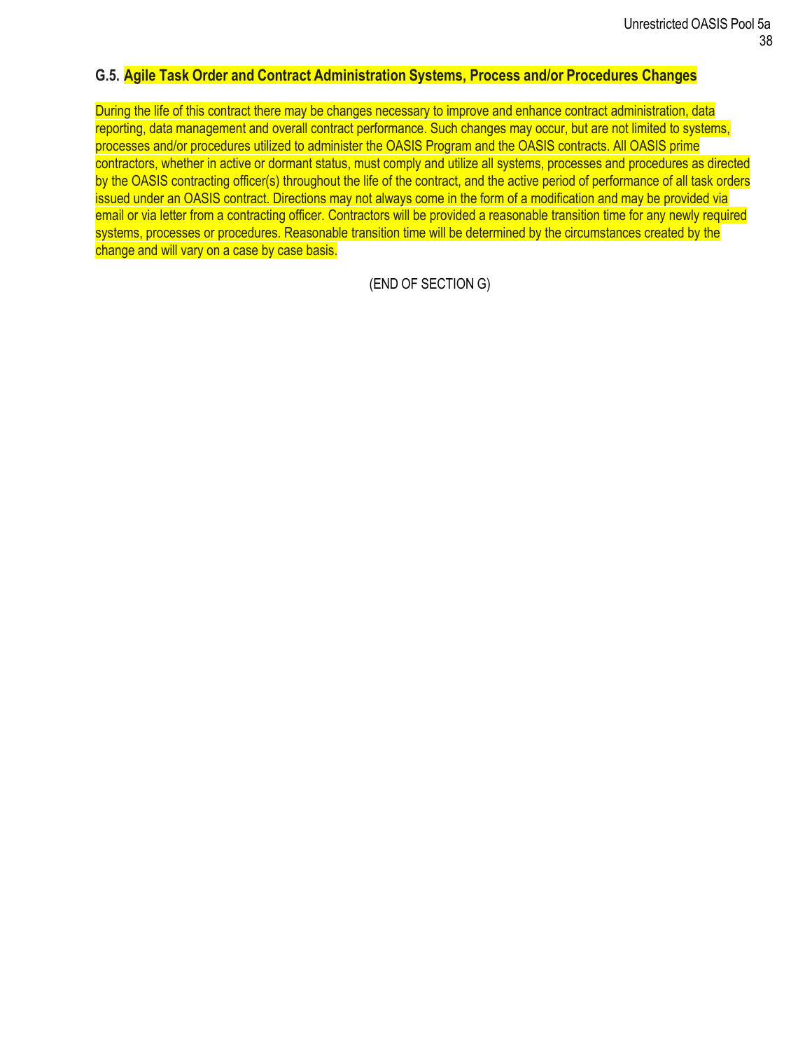### G.5. Agile Task Order and Contract Administration Systems, Process and/or Procedures Changes

During the life of this contract there may be changes necessary to improve and enhance contract administration, data reporting, data management and overall contract performance. Such changes may occur, but are not limited to systems, processes and/or procedures utilized to administer the OASIS Program and the OASIS contracts. All OASIS prime contractors, whether in active or dormant status, must comply and utilize all systems, processes and procedures as directed by the OASIS contracting officer(s) throughout the life of the contract, and the active period of performance of all task orders issued under an OASIS contract. Directions may not always come in the form of a modification and may be provided via email or via letter from a contracting officer. Contractors will be provided a reasonable transition time for any newly required systems, processes or procedures. Reasonable transition time will be determined by the circumstances created by the change and will vary on a case by case basis.

(END OF SECTION G)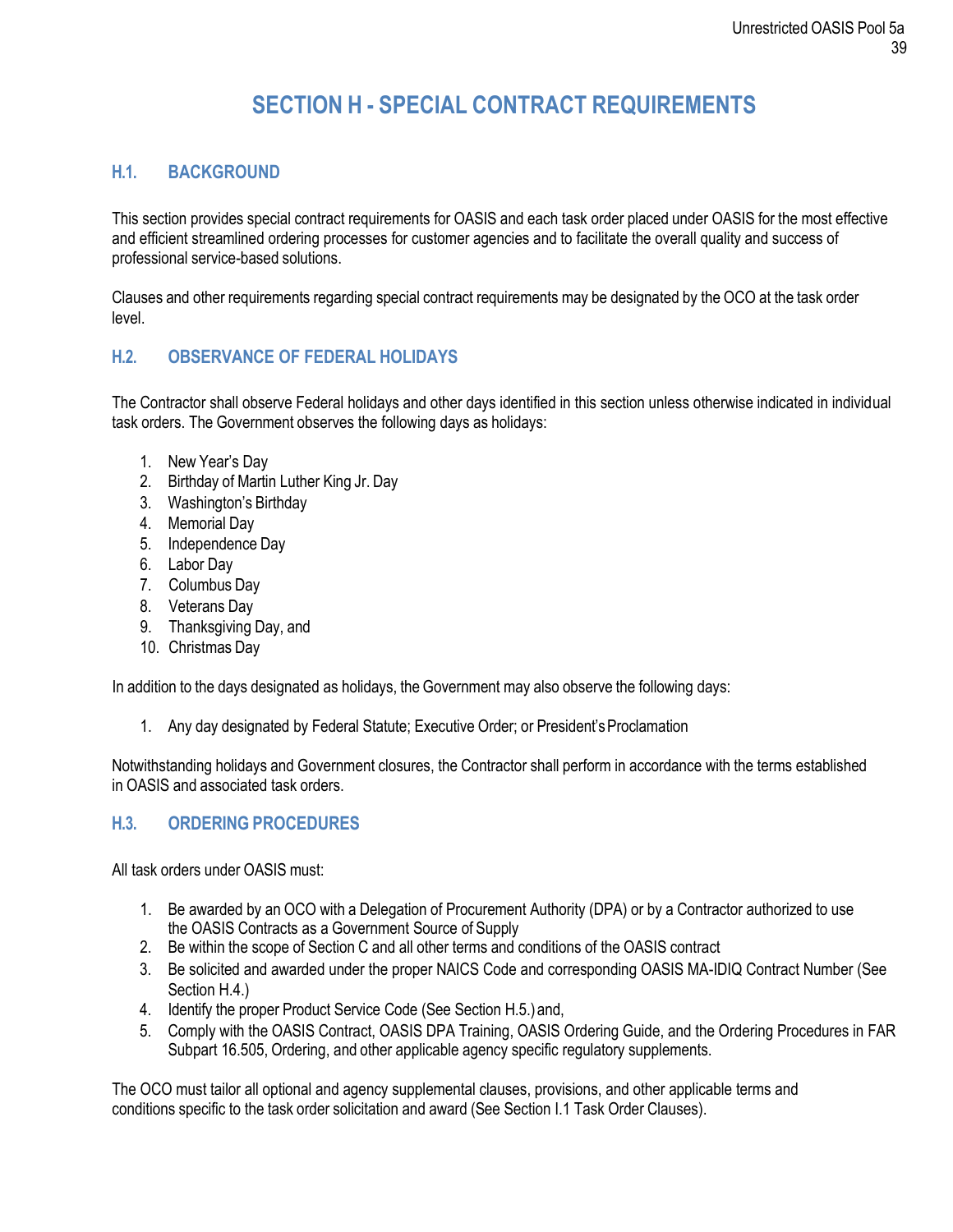# SECTION H - SPECIAL CONTRACT REQUIREMENTS

## H.1. BACKGROUND

This section provides special contract requirements for OASIS and each task order placed under OASIS for the most effective and efficient streamlined ordering processes for customer agencies and to facilitate the overall quality and success of professional service-based solutions.

Clauses and other requirements regarding special contract requirements may be designated by the OCO at the task order level.

## H.2. OBSERVANCE OF FEDERAL HOLIDAYS

The Contractor shall observe Federal holidays and other days identified in this section unless otherwise indicated in individual task orders. The Government observes the following days as holidays:

1. New Year's Day
2. Birthday of Martin Luther King Jr. Day
3. Washington's Birthday
4. Memorial Day
5. Independence Day
6. Labor Day
7. Columbus Day
8. Veterans Day
9. Thanksgiving Day, and
10. Christmas Day

In addition to the days designated as holidays, the Government may also observe the following days:

1. Any day designated by Federal Statute; Executive Order; or President's Proclamation

Notwithstanding holidays and Government closures, the Contractor shall perform in accordance with the terms established in OASIS and associated task orders.

## H.3. ORDERING PROCEDURES

All task orders under OASIS must:

1. Be awarded by an OCO with a Delegation of Procurement Authority (DPA) or by a Contractor authorized to use the OASIS Contracts as a Government Source of Supply
2. Be within the scope of Section C and all other terms and conditions of the OASIS contract
3. Be solicited and awarded under the proper NAICS Code and corresponding OASIS MA-IDIQ Contract Number (See Section H.4.)
4. Identify the proper Product Service Code (See Section H.5.) and,
5. Comply with the OASIS Contract, OASIS DPA Training, OASIS Ordering Guide, and the Ordering Procedures in FAR Subpart 16.505, Ordering, and other applicable agency specific regulatory supplements.

The OCO must tailor all optional and agency supplemental clauses, provisions, and other applicable terms and conditions specific to the task order solicitation and award (See Section I.1 Task Order Clauses).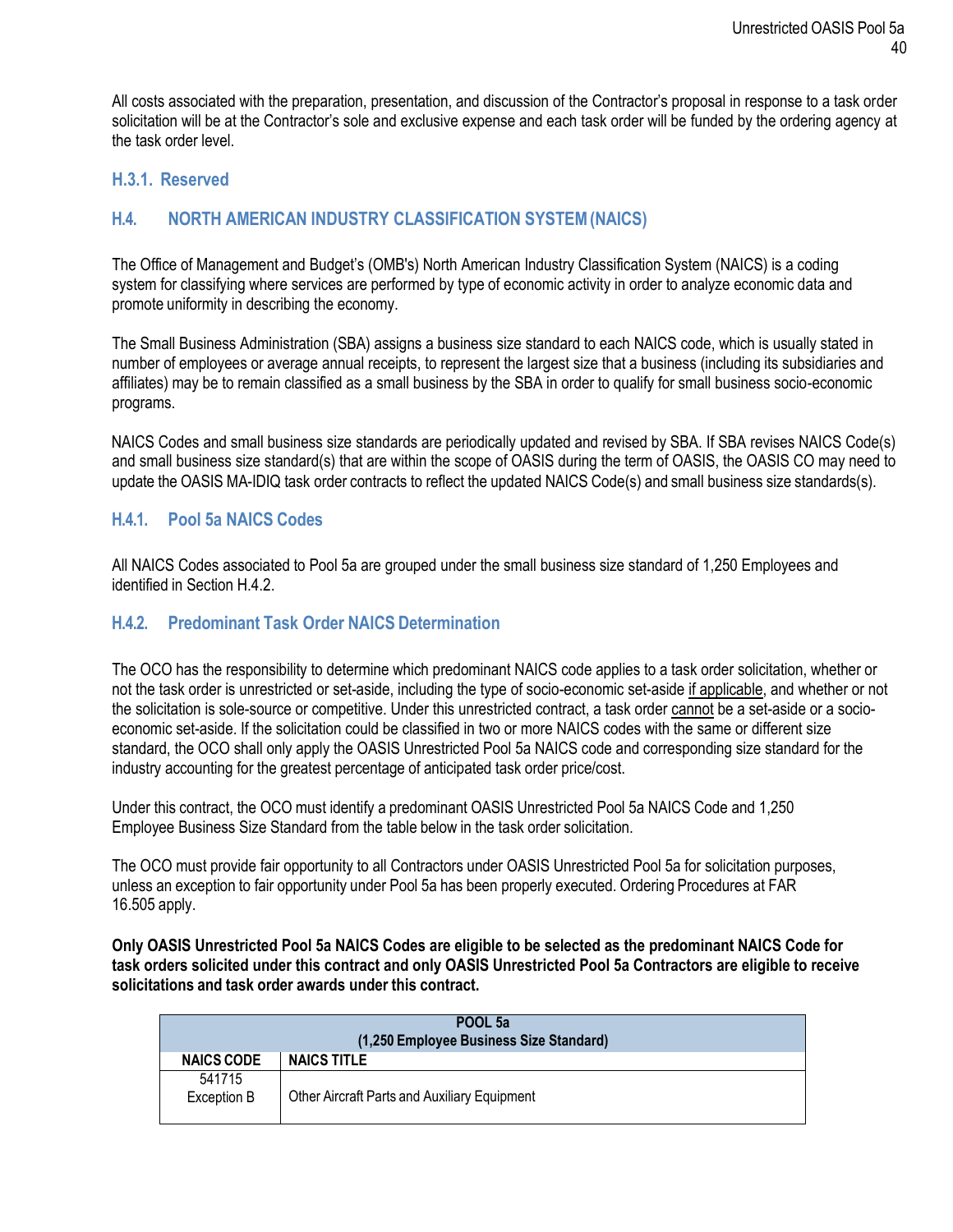All costs associated with the preparation, presentation, and discussion of the Contractor's proposal in response to a task order solicitation will be at the Contractor's sole and exclusive expense and each task order will be funded by the ordering agency at the task order level.

### H.3.1. Reserved

## H.4. NORTH AMERICAN INDUSTRY CLASSIFICATION SYSTEM (NAICS)

The Office of Management and Budget's (OMB's) North American Industry Classification System (NAICS) is a coding system for classifying where services are performed by type of economic activity in order to analyze economic data and promote uniformity in describing the economy.

The Small Business Administration (SBA) assigns a business size standard to each NAICS code, which is usually stated in number of employees or average annual receipts, to represent the largest size that a business (including its subsidiaries and affiliates) may be to remain classified as a small business by the SBA in order to qualify for small business socio-economic programs.

NAICS Codes and small business size standards are periodically updated and revised by SBA. If SBA revises NAICS Code(s) and small business size standard(s) that are within the scope of OASIS during the term of OASIS, the OASIS CO may need to update the OASIS MA-IDIQ task order contracts to reflect the updated NAICS Code(s) and small business size standards(s).

### H.4.1. Pool 5a NAICS Codes

All NAICS Codes associated to Pool 5a are grouped under the small business size standard of 1,250 Employees and identified in Section H.4.2.

### H.4.2. Predominant Task Order NAICS Determination

The OCO has the responsibility to determine which predominant NAICS code applies to a task order solicitation, whether or not the task order is unrestricted or set-aside, including the type of socio-economic set-aside if applicable, and whether or not the solicitation is sole-source or competitive. Under this unrestricted contract, a task order cannot be a set-aside or a socio-economic set-aside. If the solicitation could be classified in two or more NAICS codes with the same or different size standard, the OCO shall only apply the OASIS Unrestricted Pool 5a NAICS code and corresponding size standard for the industry accounting for the greatest percentage of anticipated task order price/cost.

Under this contract, the OCO must identify a predominant OASIS Unrestricted Pool 5a NAICS Code and 1,250 Employee Business Size Standard from the table below in the task order solicitation.

The OCO must provide fair opportunity to all Contractors under OASIS Unrestricted Pool 5a for solicitation purposes, unless an exception to fair opportunity under Pool 5a has been properly executed. Ordering Procedures at FAR 16.505 apply.

**Only OASIS Unrestricted Pool 5a NAICS Codes are eligible to be selected as the predominant NAICS Code for task orders solicited under this contract and only OASIS Unrestricted Pool 5a Contractors are eligible to receive solicitations and task order awards under this contract.**

| POOL 5a (1,250 Employee Business Size Standard) | |
|---|---|
| **NAICS CODE** | **NAICS TITLE** |
| 541715 Exception B | Other Aircraft Parts and Auxiliary Equipment |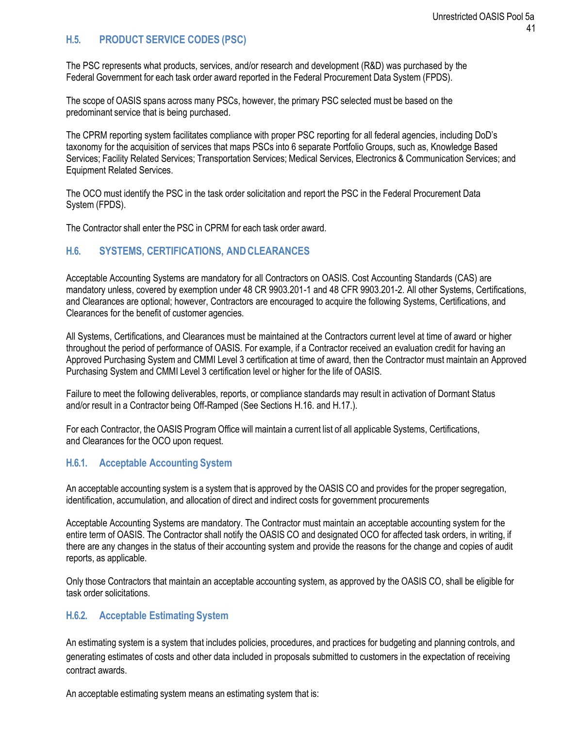## H.5. PRODUCT SERVICE CODES (PSC)

The PSC represents what products, services, and/or research and development (R&D) was purchased by the Federal Government for each task order award reported in the Federal Procurement Data System (FPDS).

The scope of OASIS spans across many PSCs, however, the primary PSC selected must be based on the predominant service that is being purchased.

The CPRM reporting system facilitates compliance with proper PSC reporting for all federal agencies, including DoD's taxonomy for the acquisition of services that maps PSCs into 6 separate Portfolio Groups, such as, Knowledge Based Services; Facility Related Services; Transportation Services; Medical Services, Electronics & Communication Services; and Equipment Related Services.

The OCO must identify the PSC in the task order solicitation and report the PSC in the Federal Procurement Data System (FPDS).

The Contractor shall enter the PSC in CPRM for each task order award.

## H.6. SYSTEMS, CERTIFICATIONS, AND CLEARANCES

Acceptable Accounting Systems are mandatory for all Contractors on OASIS. Cost Accounting Standards (CAS) are mandatory unless, covered by exemption under 48 CR 9903.201-1 and 48 CFR 9903.201-2. All other Systems, Certifications, and Clearances are optional; however, Contractors are encouraged to acquire the following Systems, Certifications, and Clearances for the benefit of customer agencies.

All Systems, Certifications, and Clearances must be maintained at the Contractors current level at time of award or higher throughout the period of performance of OASIS. For example, if a Contractor received an evaluation credit for having an Approved Purchasing System and CMMI Level 3 certification at time of award, then the Contractor must maintain an Approved Purchasing System and CMMI Level 3 certification level or higher for the life of OASIS.

Failure to meet the following deliverables, reports, or compliance standards may result in activation of Dormant Status and/or result in a Contractor being Off-Ramped (See Sections H.16. and H.17.).

For each Contractor, the OASIS Program Office will maintain a current list of all applicable Systems, Certifications, and Clearances for the OCO upon request.

### H.6.1. Acceptable Accounting System

An acceptable accounting system is a system that is approved by the OASIS CO and provides for the proper segregation, identification, accumulation, and allocation of direct and indirect costs for government procurements

Acceptable Accounting Systems are mandatory. The Contractor must maintain an acceptable accounting system for the entire term of OASIS. The Contractor shall notify the OASIS CO and designated OCO for affected task orders, in writing, if there are any changes in the status of their accounting system and provide the reasons for the change and copies of audit reports, as applicable.

Only those Contractors that maintain an acceptable accounting system, as approved by the OASIS CO, shall be eligible for task order solicitations.

### H.6.2. Acceptable Estimating System

An estimating system is a system that includes policies, procedures, and practices for budgeting and planning controls, and generating estimates of costs and other data included in proposals submitted to customers in the expectation of receiving contract awards.

An acceptable estimating system means an estimating system that is: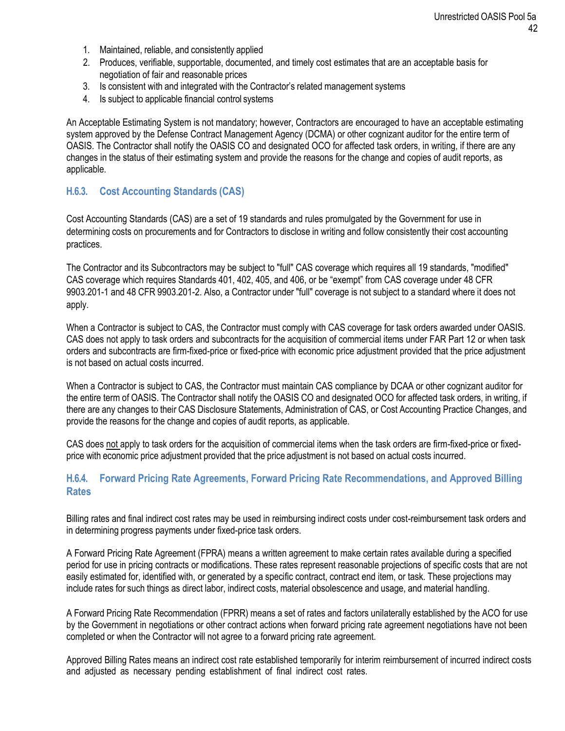1. Maintained, reliable, and consistently applied
2. Produces, verifiable, supportable, documented, and timely cost estimates that are an acceptable basis for negotiation of fair and reasonable prices
3. Is consistent with and integrated with the Contractor's related management systems
4. Is subject to applicable financial control systems

An Acceptable Estimating System is not mandatory; however, Contractors are encouraged to have an acceptable estimating system approved by the Defense Contract Management Agency (DCMA) or other cognizant auditor for the entire term of OASIS. The Contractor shall notify the OASIS CO and designated OCO for affected task orders, in writing, if there are any changes in the status of their estimating system and provide the reasons for the change and copies of audit reports, as applicable.

### H.6.3. Cost Accounting Standards (CAS)

Cost Accounting Standards (CAS) are a set of 19 standards and rules promulgated by the Government for use in determining costs on procurements and for Contractors to disclose in writing and follow consistently their cost accounting practices.

The Contractor and its Subcontractors may be subject to "full" CAS coverage which requires all 19 standards, "modified" CAS coverage which requires Standards 401, 402, 405, and 406, or be "exempt" from CAS coverage under 48 CFR 9903.201-1 and 48 CFR 9903.201-2. Also, a Contractor under "full" coverage is not subject to a standard where it does not apply.

When a Contractor is subject to CAS, the Contractor must comply with CAS coverage for task orders awarded under OASIS. CAS does not apply to task orders and subcontracts for the acquisition of commercial items under FAR Part 12 or when task orders and subcontracts are firm-fixed-price or fixed-price with economic price adjustment provided that the price adjustment is not based on actual costs incurred.

When a Contractor is subject to CAS, the Contractor must maintain CAS compliance by DCAA or other cognizant auditor for the entire term of OASIS. The Contractor shall notify the OASIS CO and designated OCO for affected task orders, in writing, if there are any changes to their CAS Disclosure Statements, Administration of CAS, or Cost Accounting Practice Changes, and provide the reasons for the change and copies of audit reports, as applicable.

CAS does not apply to task orders for the acquisition of commercial items when the task orders are firm-fixed-price or fixed-price with economic price adjustment provided that the price adjustment is not based on actual costs incurred.

### H.6.4. Forward Pricing Rate Agreements, Forward Pricing Rate Recommendations, and Approved Billing Rates

Billing rates and final indirect cost rates may be used in reimbursing indirect costs under cost-reimbursement task orders and in determining progress payments under fixed-price task orders.

A Forward Pricing Rate Agreement (FPRA) means a written agreement to make certain rates available during a specified period for use in pricing contracts or modifications. These rates represent reasonable projections of specific costs that are not easily estimated for, identified with, or generated by a specific contract, contract end item, or task. These projections may include rates for such things as direct labor, indirect costs, material obsolescence and usage, and material handling.

A Forward Pricing Rate Recommendation (FPRR) means a set of rates and factors unilaterally established by the ACO for use by the Government in negotiations or other contract actions when forward pricing rate agreement negotiations have not been completed or when the Contractor will not agree to a forward pricing rate agreement.

Approved Billing Rates means an indirect cost rate established temporarily for interim reimbursement of incurred indirect costs and adjusted as necessary pending establishment of final indirect cost rates.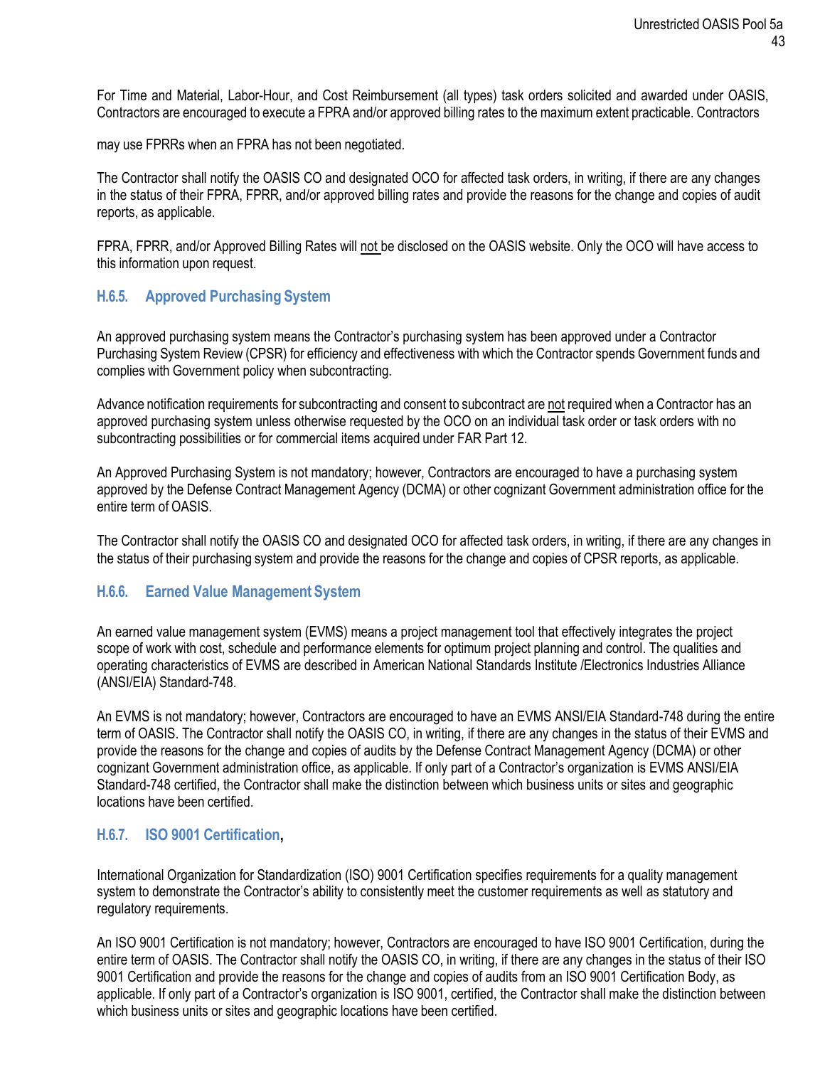For Time and Material, Labor-Hour, and Cost Reimbursement (all types) task orders solicited and awarded under OASIS, Contractors are encouraged to execute a FPRA and/or approved billing rates to the maximum extent practicable. Contractors may use FPRRs when an FPRA has not been negotiated.

The Contractor shall notify the OASIS CO and designated OCO for affected task orders, in writing, if there are any changes in the status of their FPRA, FPRR, and/or approved billing rates and provide the reasons for the change and copies of audit reports, as applicable.

FPRA, FPRR, and/or Approved Billing Rates will <u>not</u> be disclosed on the OASIS website. Only the OCO will have access to this information upon request.

### H.6.5. Approved Purchasing System

An approved purchasing system means the Contractor's purchasing system has been approved under a Contractor Purchasing System Review (CPSR) for efficiency and effectiveness with which the Contractor spends Government funds and complies with Government policy when subcontracting.

Advance notification requirements for subcontracting and consent to subcontract are <u>not</u> required when a Contractor has an approved purchasing system unless otherwise requested by the OCO on an individual task order or task orders with no subcontracting possibilities or for commercial items acquired under FAR Part 12.

An Approved Purchasing System is not mandatory; however, Contractors are encouraged to have a purchasing system approved by the Defense Contract Management Agency (DCMA) or other cognizant Government administration office for the entire term of OASIS.

The Contractor shall notify the OASIS CO and designated OCO for affected task orders, in writing, if there are any changes in the status of their purchasing system and provide the reasons for the change and copies of CPSR reports, as applicable.

### H.6.6. Earned Value Management System

An earned value management system (EVMS) means a project management tool that effectively integrates the project scope of work with cost, schedule and performance elements for optimum project planning and control. The qualities and operating characteristics of EVMS are described in American National Standards Institute /Electronics Industries Alliance (ANSI/EIA) Standard-748.

An EVMS is not mandatory; however, Contractors are encouraged to have an EVMS ANSI/EIA Standard-748 during the entire term of OASIS. The Contractor shall notify the OASIS CO, in writing, if there are any changes in the status of their EVMS and provide the reasons for the change and copies of audits by the Defense Contract Management Agency (DCMA) or other cognizant Government administration office, as applicable. If only part of a Contractor's organization is EVMS ANSI/EIA Standard-748 certified, the Contractor shall make the distinction between which business units or sites and geographic locations have been certified.

### H.6.7. ISO 9001 Certification,

International Organization for Standardization (ISO) 9001 Certification specifies requirements for a quality management system to demonstrate the Contractor's ability to consistently meet the customer requirements as well as statutory and regulatory requirements.

An ISO 9001 Certification is not mandatory; however, Contractors are encouraged to have ISO 9001 Certification, during the entire term of OASIS. The Contractor shall notify the OASIS CO, in writing, if there are any changes in the status of their ISO 9001 Certification and provide the reasons for the change and copies of audits from an ISO 9001 Certification Body, as applicable. If only part of a Contractor's organization is ISO 9001, certified, the Contractor shall make the distinction between which business units or sites and geographic locations have been certified.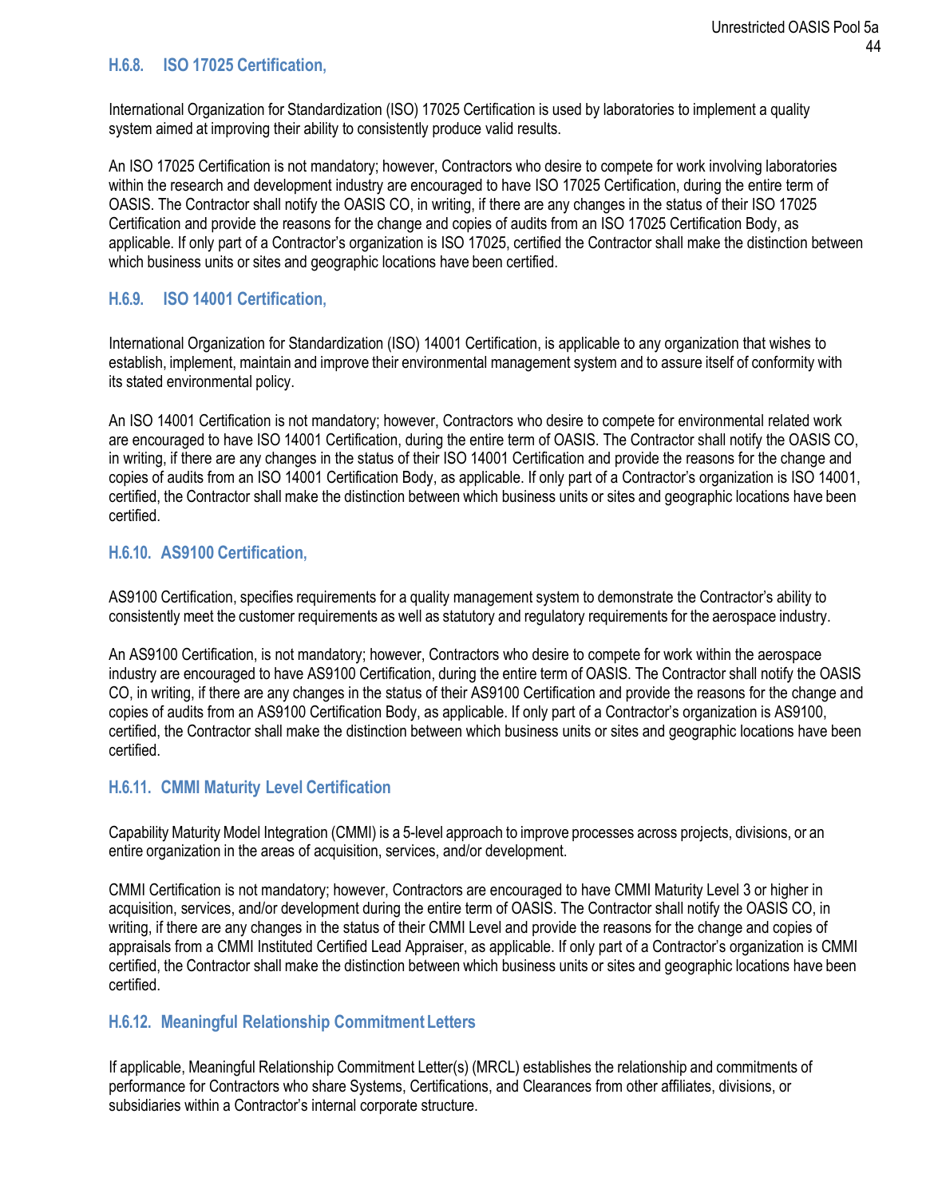### H.6.8. ISO 17025 Certification,

International Organization for Standardization (ISO) 17025 Certification is used by laboratories to implement a quality system aimed at improving their ability to consistently produce valid results.

An ISO 17025 Certification is not mandatory; however, Contractors who desire to compete for work involving laboratories within the research and development industry are encouraged to have ISO 17025 Certification, during the entire term of OASIS. The Contractor shall notify the OASIS CO, in writing, if there are any changes in the status of their ISO 17025 Certification and provide the reasons for the change and copies of audits from an ISO 17025 Certification Body, as applicable. If only part of a Contractor's organization is ISO 17025, certified the Contractor shall make the distinction between which business units or sites and geographic locations have been certified.

### H.6.9. ISO 14001 Certification,

International Organization for Standardization (ISO) 14001 Certification, is applicable to any organization that wishes to establish, implement, maintain and improve their environmental management system and to assure itself of conformity with its stated environmental policy.

An ISO 14001 Certification is not mandatory; however, Contractors who desire to compete for environmental related work are encouraged to have ISO 14001 Certification, during the entire term of OASIS. The Contractor shall notify the OASIS CO, in writing, if there are any changes in the status of their ISO 14001 Certification and provide the reasons for the change and copies of audits from an ISO 14001 Certification Body, as applicable. If only part of a Contractor's organization is ISO 14001, certified, the Contractor shall make the distinction between which business units or sites and geographic locations have been certified.

### H.6.10. AS9100 Certification,

AS9100 Certification, specifies requirements for a quality management system to demonstrate the Contractor's ability to consistently meet the customer requirements as well as statutory and regulatory requirements for the aerospace industry.

An AS9100 Certification, is not mandatory; however, Contractors who desire to compete for work within the aerospace industry are encouraged to have AS9100 Certification, during the entire term of OASIS. The Contractor shall notify the OASIS CO, in writing, if there are any changes in the status of their AS9100 Certification and provide the reasons for the change and copies of audits from an AS9100 Certification Body, as applicable. If only part of a Contractor's organization is AS9100, certified, the Contractor shall make the distinction between which business units or sites and geographic locations have been certified.

### H.6.11. CMMI Maturity Level Certification

Capability Maturity Model Integration (CMMI) is a 5-level approach to improve processes across projects, divisions, or an entire organization in the areas of acquisition, services, and/or development.

CMMI Certification is not mandatory; however, Contractors are encouraged to have CMMI Maturity Level 3 or higher in acquisition, services, and/or development during the entire term of OASIS. The Contractor shall notify the OASIS CO, in writing, if there are any changes in the status of their CMMI Level and provide the reasons for the change and copies of appraisals from a CMMI Instituted Certified Lead Appraiser, as applicable. If only part of a Contractor's organization is CMMI certified, the Contractor shall make the distinction between which business units or sites and geographic locations have been certified.

### H.6.12. Meaningful Relationship Commitment Letters

If applicable, Meaningful Relationship Commitment Letter(s) (MRCL) establishes the relationship and commitments of performance for Contractors who share Systems, Certifications, and Clearances from other affiliates, divisions, or subsidiaries within a Contractor's internal corporate structure.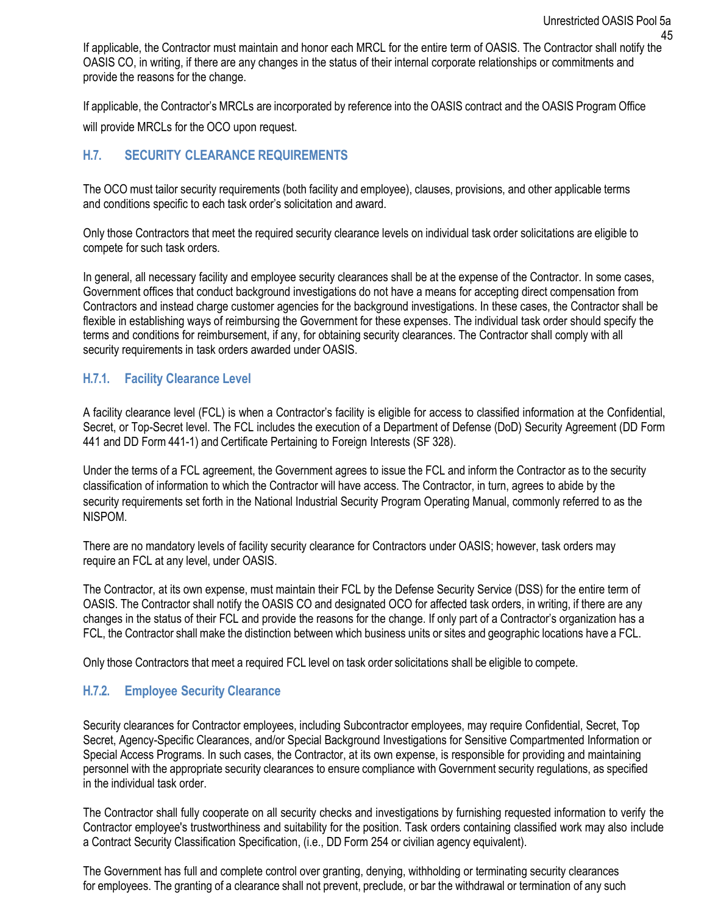If applicable, the Contractor must maintain and honor each MRCL for the entire term of OASIS. The Contractor shall notify the OASIS CO, in writing, if there are any changes in the status of their internal corporate relationships or commitments and provide the reasons for the change.

If applicable, the Contractor's MRCLs are incorporated by reference into the OASIS contract and the OASIS Program Office will provide MRCLs for the OCO upon request.

## H.7. SECURITY CLEARANCE REQUIREMENTS

The OCO must tailor security requirements (both facility and employee), clauses, provisions, and other applicable terms and conditions specific to each task order's solicitation and award.

Only those Contractors that meet the required security clearance levels on individual task order solicitations are eligible to compete for such task orders.

In general, all necessary facility and employee security clearances shall be at the expense of the Contractor. In some cases, Government offices that conduct background investigations do not have a means for accepting direct compensation from Contractors and instead charge customer agencies for the background investigations. In these cases, the Contractor shall be flexible in establishing ways of reimbursing the Government for these expenses. The individual task order should specify the terms and conditions for reimbursement, if any, for obtaining security clearances. The Contractor shall comply with all security requirements in task orders awarded under OASIS.

### H.7.1. Facility Clearance Level

A facility clearance level (FCL) is when a Contractor's facility is eligible for access to classified information at the Confidential, Secret, or Top-Secret level. The FCL includes the execution of a Department of Defense (DoD) Security Agreement (DD Form 441 and DD Form 441-1) and Certificate Pertaining to Foreign Interests (SF 328).

Under the terms of a FCL agreement, the Government agrees to issue the FCL and inform the Contractor as to the security classification of information to which the Contractor will have access. The Contractor, in turn, agrees to abide by the security requirements set forth in the National Industrial Security Program Operating Manual, commonly referred to as the NISPOM.

There are no mandatory levels of facility security clearance for Contractors under OASIS; however, task orders may require an FCL at any level, under OASIS.

The Contractor, at its own expense, must maintain their FCL by the Defense Security Service (DSS) for the entire term of OASIS. The Contractor shall notify the OASIS CO and designated OCO for affected task orders, in writing, if there are any changes in the status of their FCL and provide the reasons for the change. If only part of a Contractor's organization has a FCL, the Contractor shall make the distinction between which business units or sites and geographic locations have a FCL.

Only those Contractors that meet a required FCL level on task order solicitations shall be eligible to compete.

### H.7.2. Employee Security Clearance

Security clearances for Contractor employees, including Subcontractor employees, may require Confidential, Secret, Top Secret, Agency-Specific Clearances, and/or Special Background Investigations for Sensitive Compartmented Information or Special Access Programs. In such cases, the Contractor, at its own expense, is responsible for providing and maintaining personnel with the appropriate security clearances to ensure compliance with Government security regulations, as specified in the individual task order.

The Contractor shall fully cooperate on all security checks and investigations by furnishing requested information to verify the Contractor employee's trustworthiness and suitability for the position. Task orders containing classified work may also include a Contract Security Classification Specification, (i.e., DD Form 254 or civilian agency equivalent).

The Government has full and complete control over granting, denying, withholding or terminating security clearances for employees. The granting of a clearance shall not prevent, preclude, or bar the withdrawal or termination of any such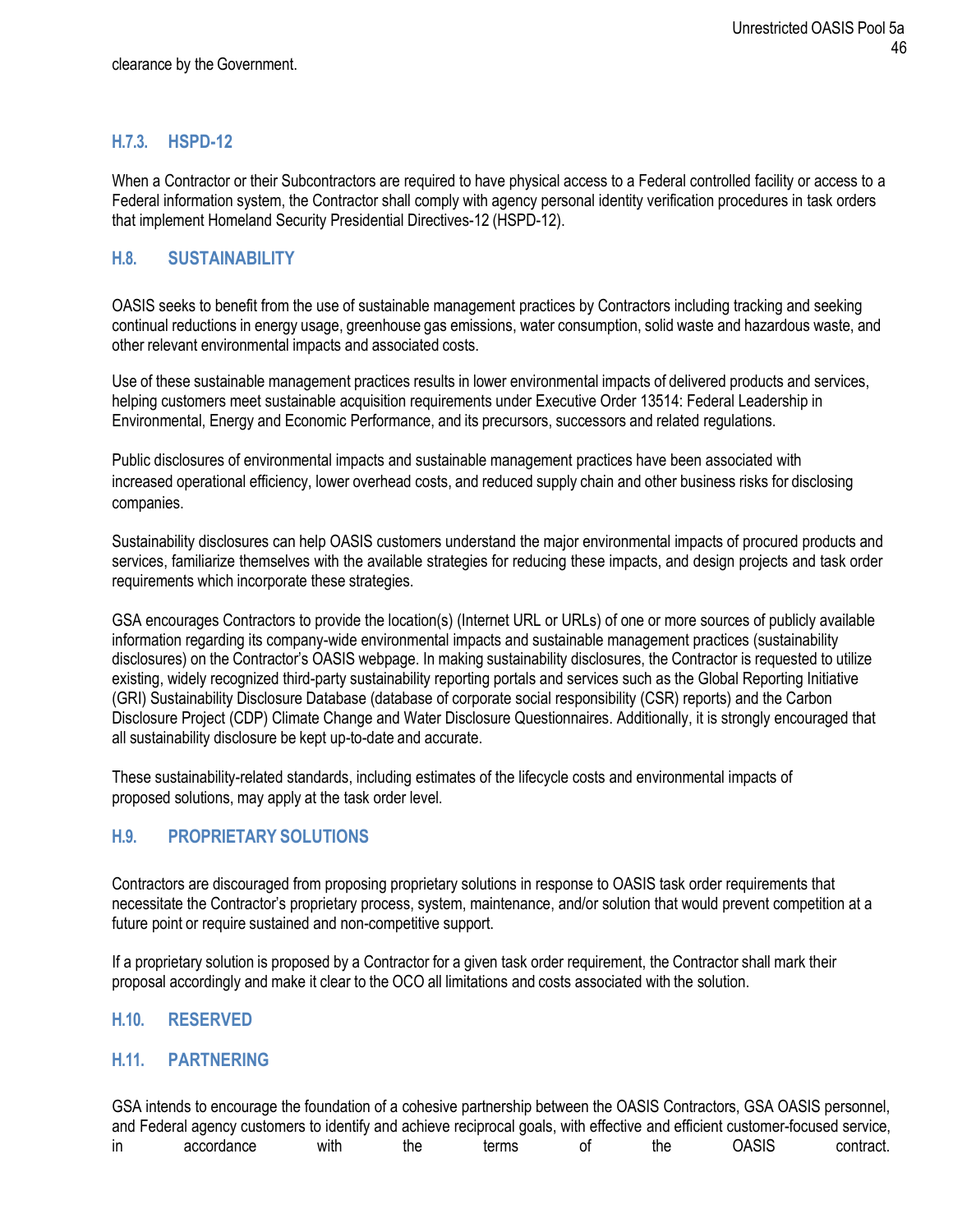clearance by the Government.

### H.7.3. HSPD-12

When a Contractor or their Subcontractors are required to have physical access to a Federal controlled facility or access to a Federal information system, the Contractor shall comply with agency personal identity verification procedures in task orders that implement Homeland Security Presidential Directives-12 (HSPD-12).

## H.8. SUSTAINABILITY

OASIS seeks to benefit from the use of sustainable management practices by Contractors including tracking and seeking continual reductions in energy usage, greenhouse gas emissions, water consumption, solid waste and hazardous waste, and other relevant environmental impacts and associated costs.

Use of these sustainable management practices results in lower environmental impacts of delivered products and services, helping customers meet sustainable acquisition requirements under Executive Order 13514: Federal Leadership in Environmental, Energy and Economic Performance, and its precursors, successors and related regulations.

Public disclosures of environmental impacts and sustainable management practices have been associated with increased operational efficiency, lower overhead costs, and reduced supply chain and other business risks for disclosing companies.

Sustainability disclosures can help OASIS customers understand the major environmental impacts of procured products and services, familiarize themselves with the available strategies for reducing these impacts, and design projects and task order requirements which incorporate these strategies.

GSA encourages Contractors to provide the location(s) (Internet URL or URLs) of one or more sources of publicly available information regarding its company-wide environmental impacts and sustainable management practices (sustainability disclosures) on the Contractor's OASIS webpage. In making sustainability disclosures, the Contractor is requested to utilize existing, widely recognized third-party sustainability reporting portals and services such as the Global Reporting Initiative (GRI) Sustainability Disclosure Database (database of corporate social responsibility (CSR) reports) and the Carbon Disclosure Project (CDP) Climate Change and Water Disclosure Questionnaires. Additionally, it is strongly encouraged that all sustainability disclosure be kept up-to-date and accurate.

These sustainability-related standards, including estimates of the lifecycle costs and environmental impacts of proposed solutions, may apply at the task order level.

## H.9. PROPRIETARY SOLUTIONS

Contractors are discouraged from proposing proprietary solutions in response to OASIS task order requirements that necessitate the Contractor's proprietary process, system, maintenance, and/or solution that would prevent competition at a future point or require sustained and non-competitive support.

If a proprietary solution is proposed by a Contractor for a given task order requirement, the Contractor shall mark their proposal accordingly and make it clear to the OCO all limitations and costs associated with the solution.

## H.10. RESERVED

## H.11. PARTNERING

GSA intends to encourage the foundation of a cohesive partnership between the OASIS Contractors, GSA OASIS personnel, and Federal agency customers to identify and achieve reciprocal goals, with effective and efficient customer-focused service, in accordance with the terms of the OASIS contract.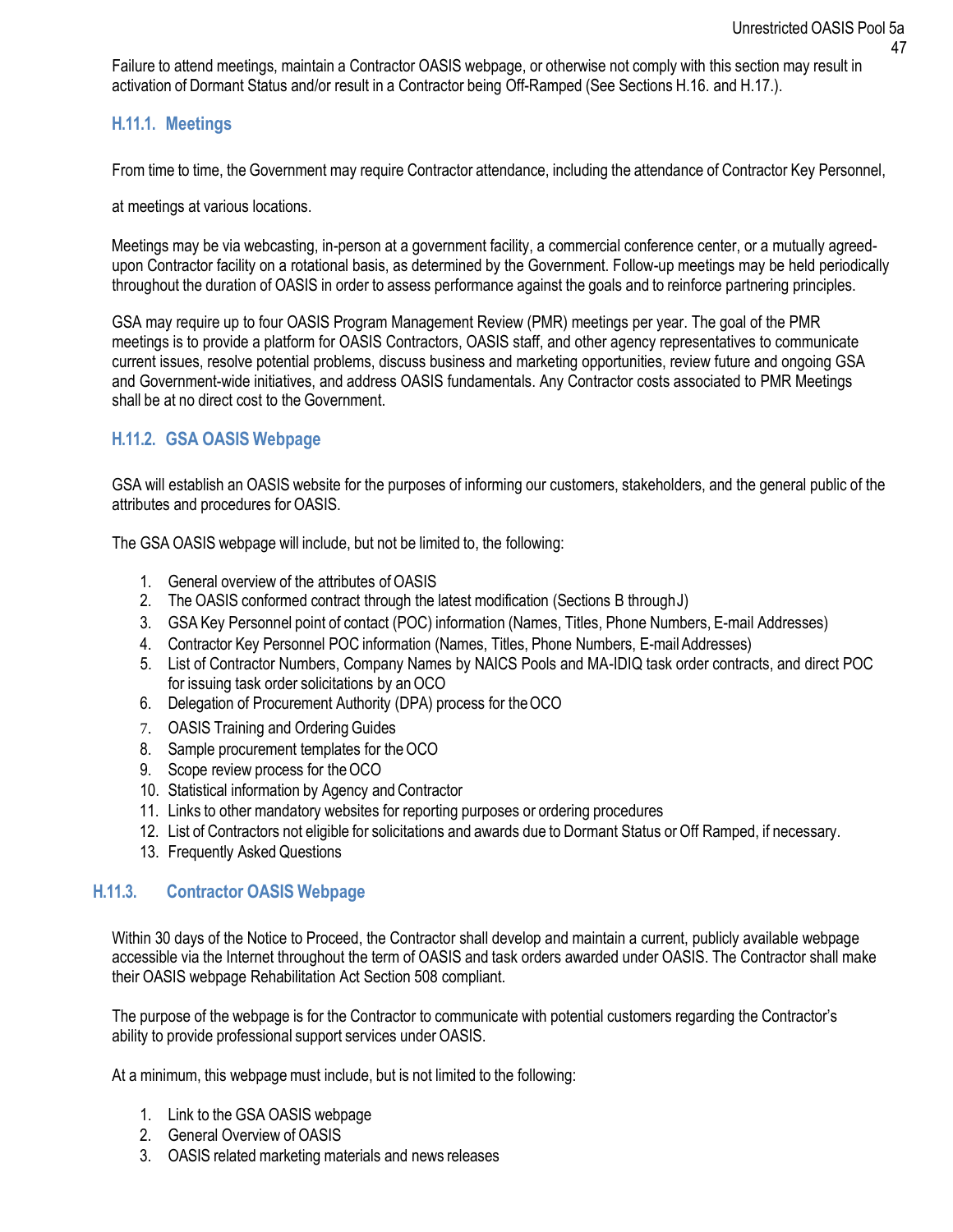Failure to attend meetings, maintain a Contractor OASIS webpage, or otherwise not comply with this section may result in activation of Dormant Status and/or result in a Contractor being Off-Ramped (See Sections H.16. and H.17.).

### H.11.1. Meetings

From time to time, the Government may require Contractor attendance, including the attendance of Contractor Key Personnel, at meetings at various locations.

Meetings may be via webcasting, in-person at a government facility, a commercial conference center, or a mutually agreed-upon Contractor facility on a rotational basis, as determined by the Government. Follow-up meetings may be held periodically throughout the duration of OASIS in order to assess performance against the goals and to reinforce partnering principles.

GSA may require up to four OASIS Program Management Review (PMR) meetings per year. The goal of the PMR meetings is to provide a platform for OASIS Contractors, OASIS staff, and other agency representatives to communicate current issues, resolve potential problems, discuss business and marketing opportunities, review future and ongoing GSA and Government-wide initiatives, and address OASIS fundamentals. Any Contractor costs associated to PMR Meetings shall be at no direct cost to the Government.

### H.11.2. GSA OASIS Webpage

GSA will establish an OASIS website for the purposes of informing our customers, stakeholders, and the general public of the attributes and procedures for OASIS.

The GSA OASIS webpage will include, but not be limited to, the following:

1. General overview of the attributes of OASIS
2. The OASIS conformed contract through the latest modification (Sections B through J)
3. GSA Key Personnel point of contact (POC) information (Names, Titles, Phone Numbers, E-mail Addresses)
4. Contractor Key Personnel POC information (Names, Titles, Phone Numbers, E-mail Addresses)
5. List of Contractor Numbers, Company Names by NAICS Pools and MA-IDIQ task order contracts, and direct POC for issuing task order solicitations by an OCO
6. Delegation of Procurement Authority (DPA) process for the OCO
7. OASIS Training and Ordering Guides
8. Sample procurement templates for the OCO
9. Scope review process for the OCO
10. Statistical information by Agency and Contractor
11. Links to other mandatory websites for reporting purposes or ordering procedures
12. List of Contractors not eligible for solicitations and awards due to Dormant Status or Off Ramped, if necessary.
13. Frequently Asked Questions

### H.11.3. Contractor OASIS Webpage

Within 30 days of the Notice to Proceed, the Contractor shall develop and maintain a current, publicly available webpage accessible via the Internet throughout the term of OASIS and task orders awarded under OASIS. The Contractor shall make their OASIS webpage Rehabilitation Act Section 508 compliant.

The purpose of the webpage is for the Contractor to communicate with potential customers regarding the Contractor's ability to provide professional support services under OASIS.

At a minimum, this webpage must include, but is not limited to the following:

1. Link to the GSA OASIS webpage
2. General Overview of OASIS
3. OASIS related marketing materials and news releases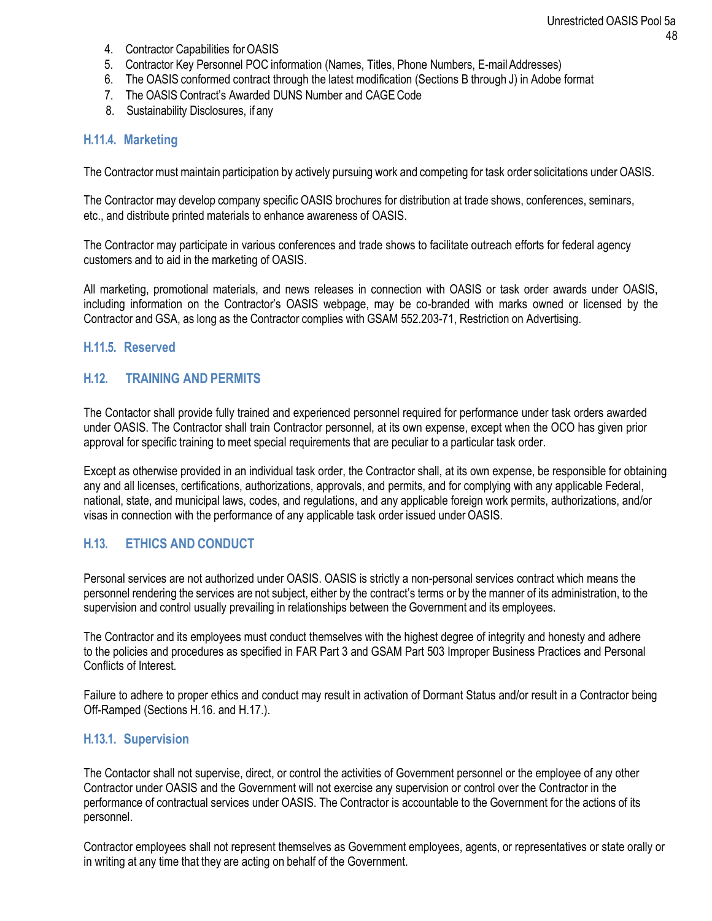4. Contractor Capabilities for OASIS
5. Contractor Key Personnel POC information (Names, Titles, Phone Numbers, E-mail Addresses)
6. The OASIS conformed contract through the latest modification (Sections B through J) in Adobe format
7. The OASIS Contract's Awarded DUNS Number and CAGE Code
8. Sustainability Disclosures, if any

### H.11.4. Marketing

The Contractor must maintain participation by actively pursuing work and competing for task order solicitations under OASIS.

The Contractor may develop company specific OASIS brochures for distribution at trade shows, conferences, seminars, etc., and distribute printed materials to enhance awareness of OASIS.

The Contractor may participate in various conferences and trade shows to facilitate outreach efforts for federal agency customers and to aid in the marketing of OASIS.

All marketing, promotional materials, and news releases in connection with OASIS or task order awards under OASIS, including information on the Contractor's OASIS webpage, may be co-branded with marks owned or licensed by the Contractor and GSA, as long as the Contractor complies with GSAM 552.203-71, Restriction on Advertising.

### H.11.5. Reserved

## H.12. TRAINING AND PERMITS

The Contactor shall provide fully trained and experienced personnel required for performance under task orders awarded under OASIS. The Contractor shall train Contractor personnel, at its own expense, except when the OCO has given prior approval for specific training to meet special requirements that are peculiar to a particular task order.

Except as otherwise provided in an individual task order, the Contractor shall, at its own expense, be responsible for obtaining any and all licenses, certifications, authorizations, approvals, and permits, and for complying with any applicable Federal, national, state, and municipal laws, codes, and regulations, and any applicable foreign work permits, authorizations, and/or visas in connection with the performance of any applicable task order issued under OASIS.

## H.13. ETHICS AND CONDUCT

Personal services are not authorized under OASIS. OASIS is strictly a non-personal services contract which means the personnel rendering the services are not subject, either by the contract's terms or by the manner of its administration, to the supervision and control usually prevailing in relationships between the Government and its employees.

The Contractor and its employees must conduct themselves with the highest degree of integrity and honesty and adhere to the policies and procedures as specified in FAR Part 3 and GSAM Part 503 Improper Business Practices and Personal Conflicts of Interest.

Failure to adhere to proper ethics and conduct may result in activation of Dormant Status and/or result in a Contractor being Off-Ramped (Sections H.16. and H.17.).

### H.13.1. Supervision

The Contactor shall not supervise, direct, or control the activities of Government personnel or the employee of any other Contractor under OASIS and the Government will not exercise any supervision or control over the Contractor in the performance of contractual services under OASIS. The Contractor is accountable to the Government for the actions of its personnel.

Contractor employees shall not represent themselves as Government employees, agents, or representatives or state orally or in writing at any time that they are acting on behalf of the Government.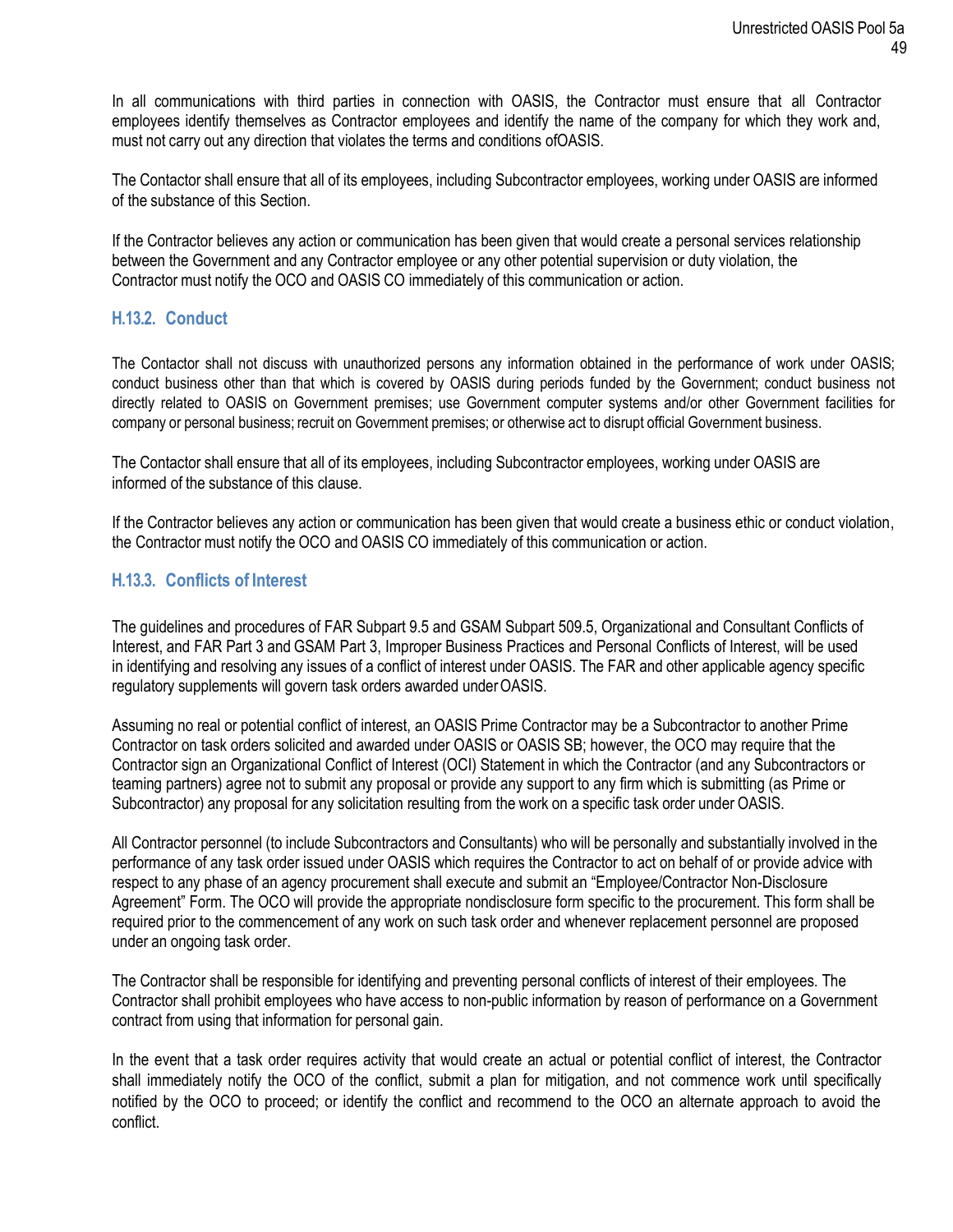In all communications with third parties in connection with OASIS, the Contractor must ensure that all Contractor employees identify themselves as Contractor employees and identify the name of the company for which they work and, must not carry out any direction that violates the terms and conditions ofOASIS.

The Contactor shall ensure that all of its employees, including Subcontractor employees, working under OASIS are informed of the substance of this Section.

If the Contractor believes any action or communication has been given that would create a personal services relationship between the Government and any Contractor employee or any other potential supervision or duty violation, the Contractor must notify the OCO and OASIS CO immediately of this communication or action.

### H.13.2. Conduct

The Contactor shall not discuss with unauthorized persons any information obtained in the performance of work under OASIS; conduct business other than that which is covered by OASIS during periods funded by the Government; conduct business not directly related to OASIS on Government premises; use Government computer systems and/or other Government facilities for company or personal business; recruit on Government premises; or otherwise act to disrupt official Government business.

The Contactor shall ensure that all of its employees, including Subcontractor employees, working under OASIS are informed of the substance of this clause.

If the Contractor believes any action or communication has been given that would create a business ethic or conduct violation, the Contractor must notify the OCO and OASIS CO immediately of this communication or action.

### H.13.3. Conflicts of Interest

The guidelines and procedures of FAR Subpart 9.5 and GSAM Subpart 509.5, Organizational and Consultant Conflicts of Interest, and FAR Part 3 and GSAM Part 3, Improper Business Practices and Personal Conflicts of Interest, will be used in identifying and resolving any issues of a conflict of interest under OASIS. The FAR and other applicable agency specific regulatory supplements will govern task orders awarded under OASIS.

Assuming no real or potential conflict of interest, an OASIS Prime Contractor may be a Subcontractor to another Prime Contractor on task orders solicited and awarded under OASIS or OASIS SB; however, the OCO may require that the Contractor sign an Organizational Conflict of Interest (OCI) Statement in which the Contractor (and any Subcontractors or teaming partners) agree not to submit any proposal or provide any support to any firm which is submitting (as Prime or Subcontractor) any proposal for any solicitation resulting from the work on a specific task order under OASIS.

All Contractor personnel (to include Subcontractors and Consultants) who will be personally and substantially involved in the performance of any task order issued under OASIS which requires the Contractor to act on behalf of or provide advice with respect to any phase of an agency procurement shall execute and submit an "Employee/Contractor Non-Disclosure Agreement" Form. The OCO will provide the appropriate nondisclosure form specific to the procurement. This form shall be required prior to the commencement of any work on such task order and whenever replacement personnel are proposed under an ongoing task order.

The Contractor shall be responsible for identifying and preventing personal conflicts of interest of their employees. The Contractor shall prohibit employees who have access to non-public information by reason of performance on a Government contract from using that information for personal gain.

In the event that a task order requires activity that would create an actual or potential conflict of interest, the Contractor shall immediately notify the OCO of the conflict, submit a plan for mitigation, and not commence work until specifically notified by the OCO to proceed; or identify the conflict and recommend to the OCO an alternate approach to avoid the conflict.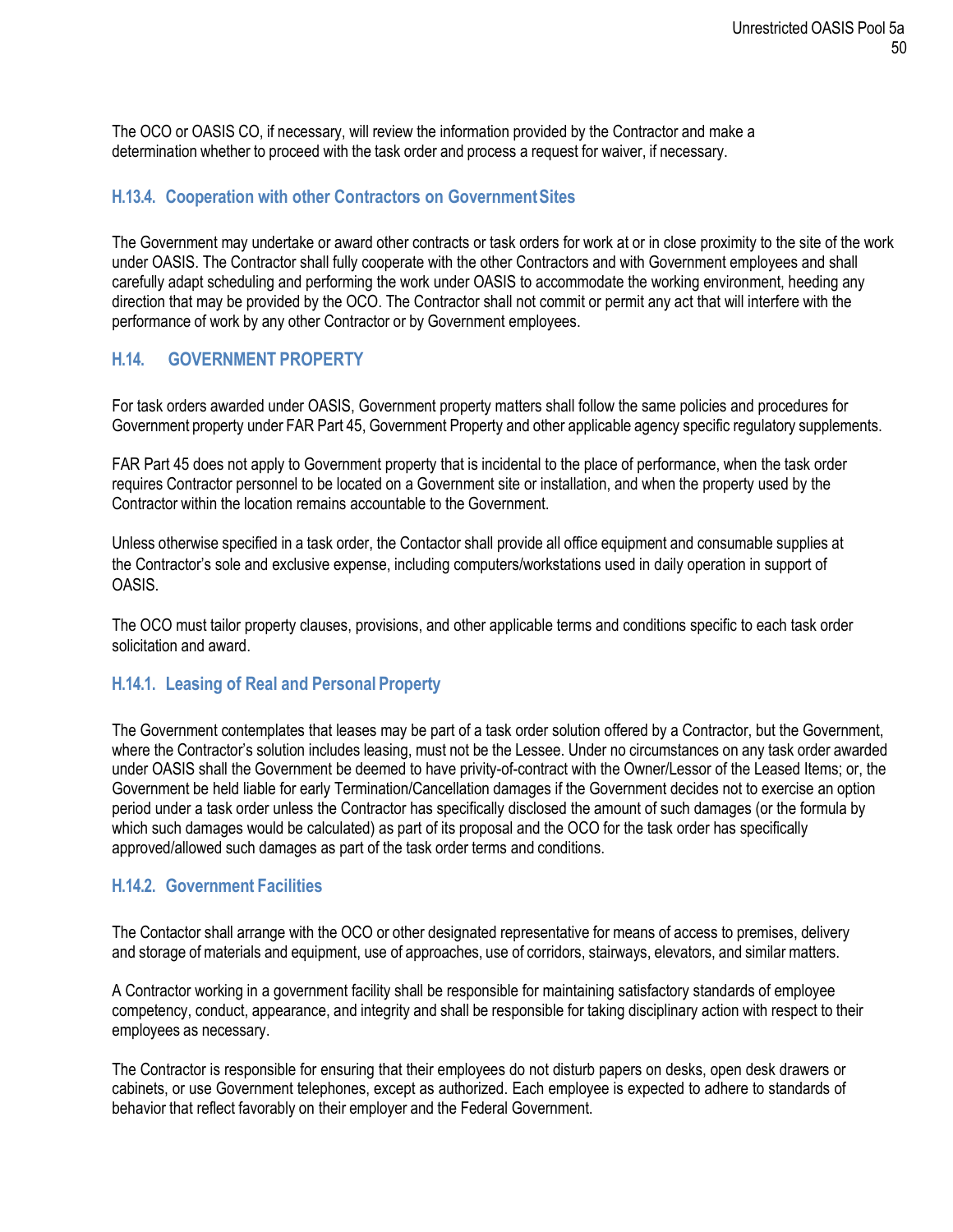The OCO or OASIS CO, if necessary, will review the information provided by the Contractor and make a determination whether to proceed with the task order and process a request for waiver, if necessary.

### H.13.4. Cooperation with other Contractors on Government Sites

The Government may undertake or award other contracts or task orders for work at or in close proximity to the site of the work under OASIS. The Contractor shall fully cooperate with the other Contractors and with Government employees and shall carefully adapt scheduling and performing the work under OASIS to accommodate the working environment, heeding any direction that may be provided by the OCO. The Contractor shall not commit or permit any act that will interfere with the performance of work by any other Contractor or by Government employees.

## H.14. GOVERNMENT PROPERTY

For task orders awarded under OASIS, Government property matters shall follow the same policies and procedures for Government property under FAR Part 45, Government Property and other applicable agency specific regulatory supplements.

FAR Part 45 does not apply to Government property that is incidental to the place of performance, when the task order requires Contractor personnel to be located on a Government site or installation, and when the property used by the Contractor within the location remains accountable to the Government.

Unless otherwise specified in a task order, the Contactor shall provide all office equipment and consumable supplies at the Contractor's sole and exclusive expense, including computers/workstations used in daily operation in support of OASIS.

The OCO must tailor property clauses, provisions, and other applicable terms and conditions specific to each task order solicitation and award.

### H.14.1. Leasing of Real and Personal Property

The Government contemplates that leases may be part of a task order solution offered by a Contractor, but the Government, where the Contractor's solution includes leasing, must not be the Lessee. Under no circumstances on any task order awarded under OASIS shall the Government be deemed to have privity-of-contract with the Owner/Lessor of the Leased Items; or, the Government be held liable for early Termination/Cancellation damages if the Government decides not to exercise an option period under a task order unless the Contractor has specifically disclosed the amount of such damages (or the formula by which such damages would be calculated) as part of its proposal and the OCO for the task order has specifically approved/allowed such damages as part of the task order terms and conditions.

### H.14.2. Government Facilities

The Contactor shall arrange with the OCO or other designated representative for means of access to premises, delivery and storage of materials and equipment, use of approaches, use of corridors, stairways, elevators, and similar matters.

A Contractor working in a government facility shall be responsible for maintaining satisfactory standards of employee competency, conduct, appearance, and integrity and shall be responsible for taking disciplinary action with respect to their employees as necessary.

The Contractor is responsible for ensuring that their employees do not disturb papers on desks, open desk drawers or cabinets, or use Government telephones, except as authorized. Each employee is expected to adhere to standards of behavior that reflect favorably on their employer and the Federal Government.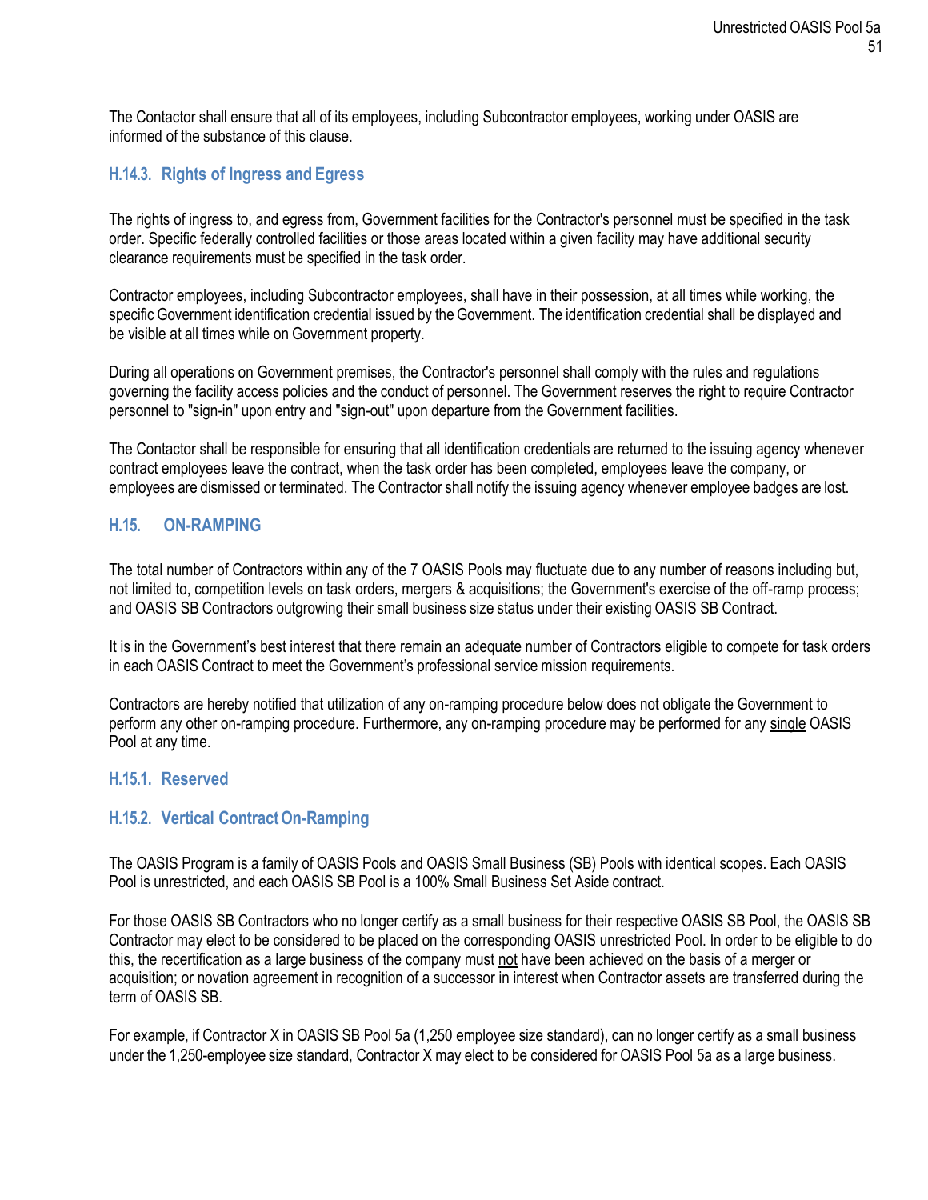The Contactor shall ensure that all of its employees, including Subcontractor employees, working under OASIS are informed of the substance of this clause.

### H.14.3. Rights of Ingress and Egress

The rights of ingress to, and egress from, Government facilities for the Contractor's personnel must be specified in the task order. Specific federally controlled facilities or those areas located within a given facility may have additional security clearance requirements must be specified in the task order.

Contractor employees, including Subcontractor employees, shall have in their possession, at all times while working, the specific Government identification credential issued by the Government. The identification credential shall be displayed and be visible at all times while on Government property.

During all operations on Government premises, the Contractor's personnel shall comply with the rules and regulations governing the facility access policies and the conduct of personnel. The Government reserves the right to require Contractor personnel to "sign-in" upon entry and "sign-out" upon departure from the Government facilities.

The Contactor shall be responsible for ensuring that all identification credentials are returned to the issuing agency whenever contract employees leave the contract, when the task order has been completed, employees leave the company, or employees are dismissed or terminated. The Contractor shall notify the issuing agency whenever employee badges are lost.

## H.15. ON-RAMPING

The total number of Contractors within any of the 7 OASIS Pools may fluctuate due to any number of reasons including but, not limited to, competition levels on task orders, mergers & acquisitions; the Government's exercise of the off-ramp process; and OASIS SB Contractors outgrowing their small business size status under their existing OASIS SB Contract.

It is in the Government's best interest that there remain an adequate number of Contractors eligible to compete for task orders in each OASIS Contract to meet the Government's professional service mission requirements.

Contractors are hereby notified that utilization of any on-ramping procedure below does not obligate the Government to perform any other on-ramping procedure. Furthermore, any on-ramping procedure may be performed for any <u>single</u> OASIS Pool at any time.

### H.15.1. Reserved

### H.15.2. Vertical Contract On-Ramping

The OASIS Program is a family of OASIS Pools and OASIS Small Business (SB) Pools with identical scopes. Each OASIS Pool is unrestricted, and each OASIS SB Pool is a 100% Small Business Set Aside contract.

For those OASIS SB Contractors who no longer certify as a small business for their respective OASIS SB Pool, the OASIS SB Contractor may elect to be considered to be placed on the corresponding OASIS unrestricted Pool. In order to be eligible to do this, the recertification as a large business of the company must <u>not</u> have been achieved on the basis of a merger or acquisition; or novation agreement in recognition of a successor in interest when Contractor assets are transferred during the term of OASIS SB.

For example, if Contractor X in OASIS SB Pool 5a (1,250 employee size standard), can no longer certify as a small business under the 1,250-employee size standard, Contractor X may elect to be considered for OASIS Pool 5a as a large business.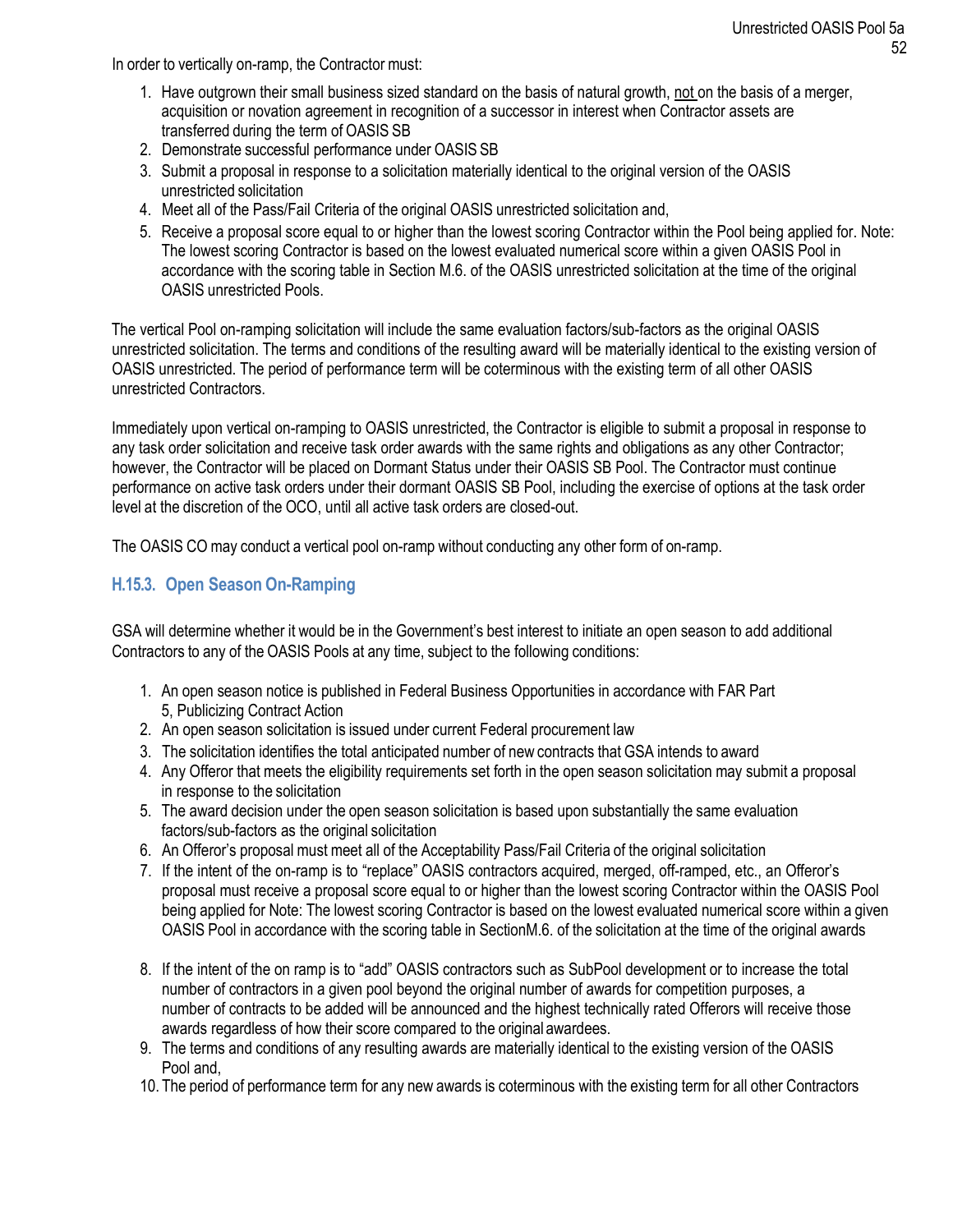In order to vertically on-ramp, the Contractor must:

1. Have outgrown their small business sized standard on the basis of natural growth, not on the basis of a merger, acquisition or novation agreement in recognition of a successor in interest when Contractor assets are transferred during the term of OASIS SB
2. Demonstrate successful performance under OASIS SB
3. Submit a proposal in response to a solicitation materially identical to the original version of the OASIS unrestricted solicitation
4. Meet all of the Pass/Fail Criteria of the original OASIS unrestricted solicitation and,
5. Receive a proposal score equal to or higher than the lowest scoring Contractor within the Pool being applied for. Note: The lowest scoring Contractor is based on the lowest evaluated numerical score within a given OASIS Pool in accordance with the scoring table in Section M.6. of the OASIS unrestricted solicitation at the time of the original OASIS unrestricted Pools.

The vertical Pool on-ramping solicitation will include the same evaluation factors/sub-factors as the original OASIS unrestricted solicitation. The terms and conditions of the resulting award will be materially identical to the existing version of OASIS unrestricted. The period of performance term will be coterminous with the existing term of all other OASIS unrestricted Contractors.

Immediately upon vertical on-ramping to OASIS unrestricted, the Contractor is eligible to submit a proposal in response to any task order solicitation and receive task order awards with the same rights and obligations as any other Contractor; however, the Contractor will be placed on Dormant Status under their OASIS SB Pool. The Contractor must continue performance on active task orders under their dormant OASIS SB Pool, including the exercise of options at the task order level at the discretion of the OCO, until all active task orders are closed-out.

The OASIS CO may conduct a vertical pool on-ramp without conducting any other form of on-ramp.

### H.15.3. Open Season On-Ramping

GSA will determine whether it would be in the Government's best interest to initiate an open season to add additional Contractors to any of the OASIS Pools at any time, subject to the following conditions:

1. An open season notice is published in Federal Business Opportunities in accordance with FAR Part 5, Publicizing Contract Action
2. An open season solicitation is issued under current Federal procurement law
3. The solicitation identifies the total anticipated number of new contracts that GSA intends to award
4. Any Offeror that meets the eligibility requirements set forth in the open season solicitation may submit a proposal in response to the solicitation
5. The award decision under the open season solicitation is based upon substantially the same evaluation factors/sub-factors as the original solicitation
6. An Offeror's proposal must meet all of the Acceptability Pass/Fail Criteria of the original solicitation
7. If the intent of the on-ramp is to "replace" OASIS contractors acquired, merged, off-ramped, etc., an Offeror's proposal must receive a proposal score equal to or higher than the lowest scoring Contractor within the OASIS Pool being applied for Note: The lowest scoring Contractor is based on the lowest evaluated numerical score within a given OASIS Pool in accordance with the scoring table in SectionM.6. of the solicitation at the time of the original awards
8. If the intent of the on ramp is to "add" OASIS contractors such as SubPool development or to increase the total number of contractors in a given pool beyond the original number of awards for competition purposes, a number of contracts to be added will be announced and the highest technically rated Offerors will receive those awards regardless of how their score compared to the original awardees.
9. The terms and conditions of any resulting awards are materially identical to the existing version of the OASIS Pool and,
10. The period of performance term for any new awards is coterminous with the existing term for all other Contractors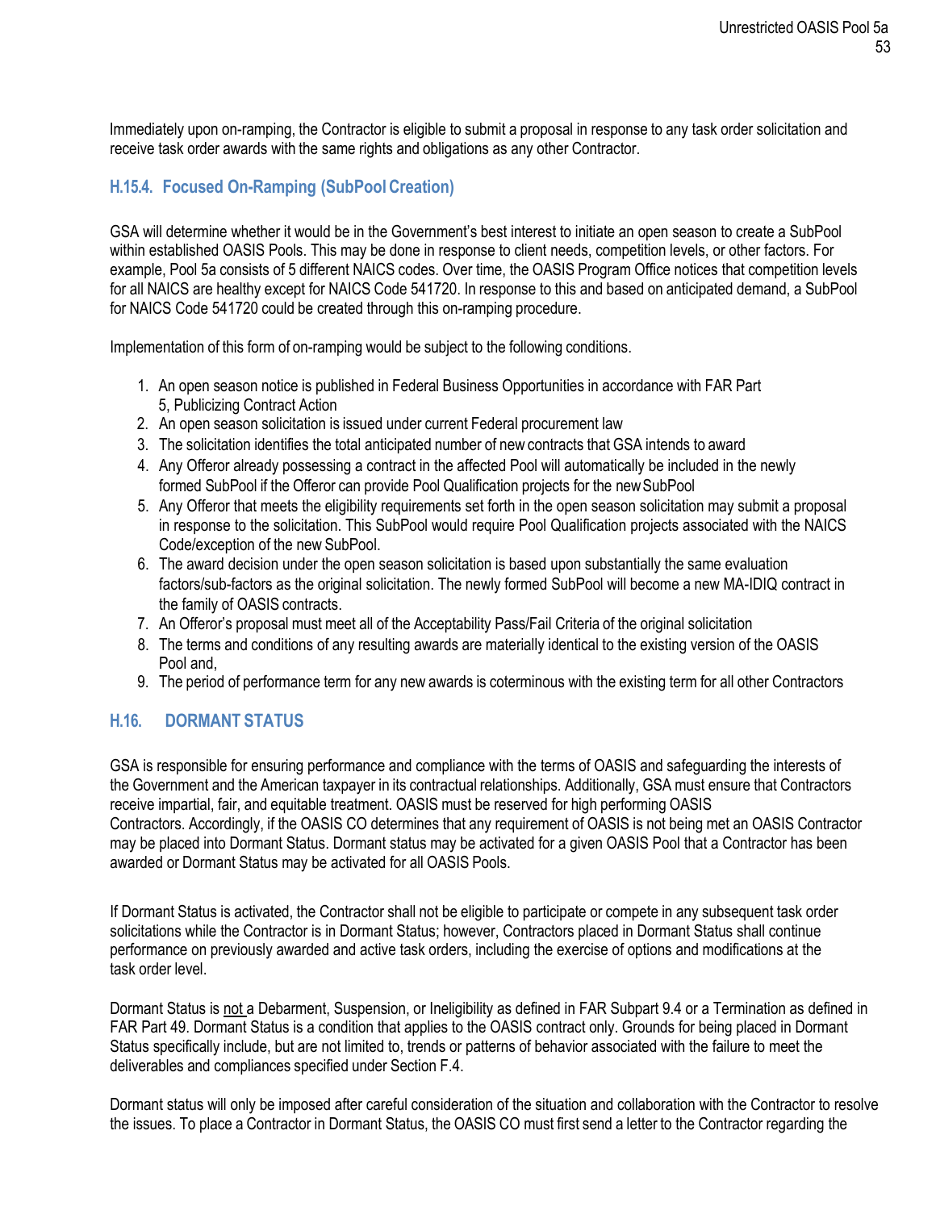Immediately upon on-ramping, the Contractor is eligible to submit a proposal in response to any task order solicitation and receive task order awards with the same rights and obligations as any other Contractor.

### H.15.4. Focused On-Ramping (SubPool Creation)

GSA will determine whether it would be in the Government's best interest to initiate an open season to create a SubPool within established OASIS Pools. This may be done in response to client needs, competition levels, or other factors. For example, Pool 5a consists of 5 different NAICS codes. Over time, the OASIS Program Office notices that competition levels for all NAICS are healthy except for NAICS Code 541720. In response to this and based on anticipated demand, a SubPool for NAICS Code 541720 could be created through this on-ramping procedure.

Implementation of this form of on-ramping would be subject to the following conditions.

1. An open season notice is published in Federal Business Opportunities in accordance with FAR Part 5, Publicizing Contract Action
2. An open season solicitation is issued under current Federal procurement law
3. The solicitation identifies the total anticipated number of new contracts that GSA intends to award
4. Any Offeror already possessing a contract in the affected Pool will automatically be included in the newly formed SubPool if the Offeror can provide Pool Qualification projects for the new SubPool
5. Any Offeror that meets the eligibility requirements set forth in the open season solicitation may submit a proposal in response to the solicitation. This SubPool would require Pool Qualification projects associated with the NAICS Code/exception of the new SubPool.
6. The award decision under the open season solicitation is based upon substantially the same evaluation factors/sub-factors as the original solicitation. The newly formed SubPool will become a new MA-IDIQ contract in the family of OASIS contracts.
7. An Offeror's proposal must meet all of the Acceptability Pass/Fail Criteria of the original solicitation
8. The terms and conditions of any resulting awards are materially identical to the existing version of the OASIS Pool and,
9. The period of performance term for any new awards is coterminous with the existing term for all other Contractors

## H.16. DORMANT STATUS

GSA is responsible for ensuring performance and compliance with the terms of OASIS and safeguarding the interests of the Government and the American taxpayer in its contractual relationships. Additionally, GSA must ensure that Contractors receive impartial, fair, and equitable treatment. OASIS must be reserved for high performing OASIS Contractors. Accordingly, if the OASIS CO determines that any requirement of OASIS is not being met an OASIS Contractor may be placed into Dormant Status. Dormant status may be activated for a given OASIS Pool that a Contractor has been awarded or Dormant Status may be activated for all OASIS Pools.

If Dormant Status is activated, the Contractor shall not be eligible to participate or compete in any subsequent task order solicitations while the Contractor is in Dormant Status; however, Contractors placed in Dormant Status shall continue performance on previously awarded and active task orders, including the exercise of options and modifications at the task order level.

Dormant Status is not a Debarment, Suspension, or Ineligibility as defined in FAR Subpart 9.4 or a Termination as defined in FAR Part 49. Dormant Status is a condition that applies to the OASIS contract only. Grounds for being placed in Dormant Status specifically include, but are not limited to, trends or patterns of behavior associated with the failure to meet the deliverables and compliances specified under Section F.4.

Dormant status will only be imposed after careful consideration of the situation and collaboration with the Contractor to resolve the issues. To place a Contractor in Dormant Status, the OASIS CO must first send a letter to the Contractor regarding the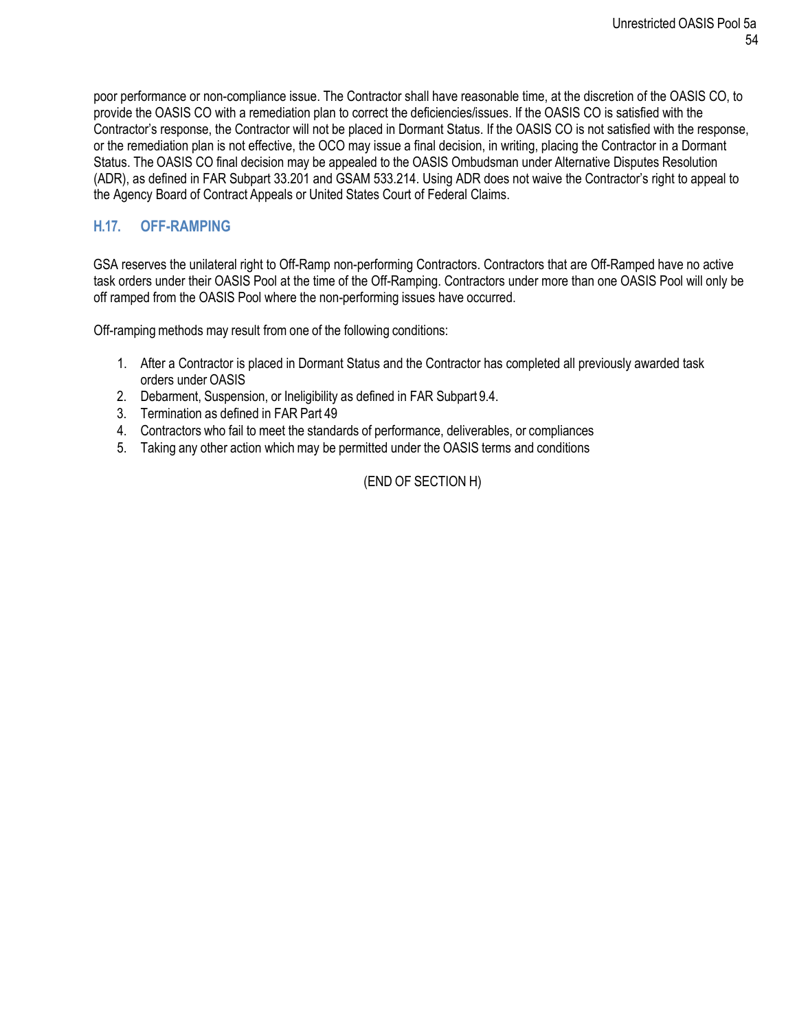poor performance or non-compliance issue. The Contractor shall have reasonable time, at the discretion of the OASIS CO, to provide the OASIS CO with a remediation plan to correct the deficiencies/issues. If the OASIS CO is satisfied with the Contractor's response, the Contractor will not be placed in Dormant Status. If the OASIS CO is not satisfied with the response, or the remediation plan is not effective, the OCO may issue a final decision, in writing, placing the Contractor in a Dormant Status. The OASIS CO final decision may be appealed to the OASIS Ombudsman under Alternative Disputes Resolution (ADR), as defined in FAR Subpart 33.201 and GSAM 533.214. Using ADR does not waive the Contractor's right to appeal to the Agency Board of Contract Appeals or United States Court of Federal Claims.

## H.17. OFF-RAMPING

GSA reserves the unilateral right to Off-Ramp non-performing Contractors. Contractors that are Off-Ramped have no active task orders under their OASIS Pool at the time of the Off-Ramping. Contractors under more than one OASIS Pool will only be off ramped from the OASIS Pool where the non-performing issues have occurred.

Off-ramping methods may result from one of the following conditions:

1. After a Contractor is placed in Dormant Status and the Contractor has completed all previously awarded task orders under OASIS
2. Debarment, Suspension, or Ineligibility as defined in FAR Subpart 9.4.
3. Termination as defined in FAR Part 49
4. Contractors who fail to meet the standards of performance, deliverables, or compliances
5. Taking any other action which may be permitted under the OASIS terms and conditions

(END OF SECTION H)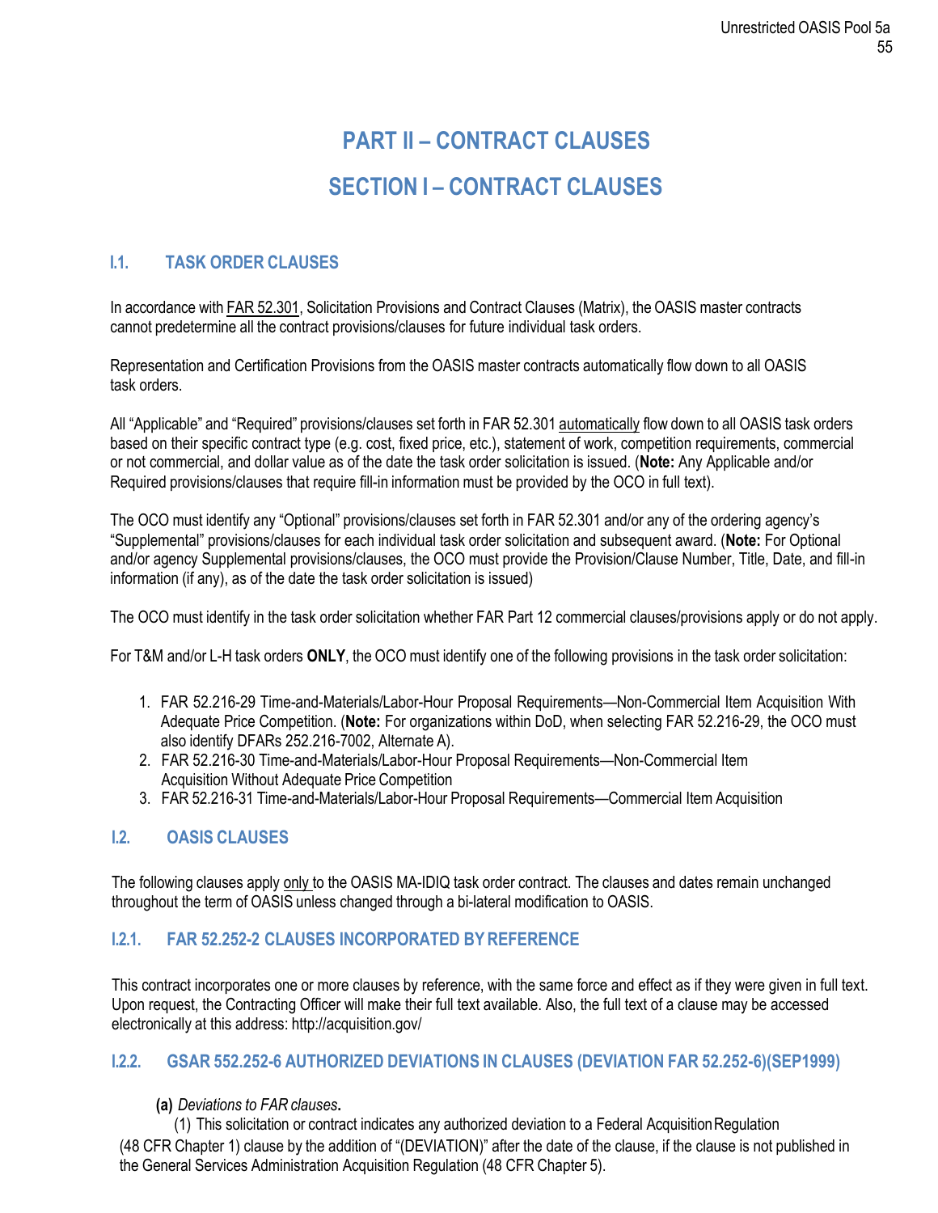# PART II – CONTRACT CLAUSES

# SECTION I – CONTRACT CLAUSES

## I.1. TASK ORDER CLAUSES

In accordance with FAR 52.301, Solicitation Provisions and Contract Clauses (Matrix), the OASIS master contracts cannot predetermine all the contract provisions/clauses for future individual task orders.

Representation and Certification Provisions from the OASIS master contracts automatically flow down to all OASIS task orders.

All "Applicable" and "Required" provisions/clauses set forth in FAR 52.301 automatically flow down to all OASIS task orders based on their specific contract type (e.g. cost, fixed price, etc.), statement of work, competition requirements, commercial or not commercial, and dollar value as of the date the task order solicitation is issued. (**Note:** Any Applicable and/or Required provisions/clauses that require fill-in information must be provided by the OCO in full text).

The OCO must identify any "Optional" provisions/clauses set forth in FAR 52.301 and/or any of the ordering agency's "Supplemental" provisions/clauses for each individual task order solicitation and subsequent award. (**Note:** For Optional and/or agency Supplemental provisions/clauses, the OCO must provide the Provision/Clause Number, Title, Date, and fill-in information (if any), as of the date the task order solicitation is issued)

The OCO must identify in the task order solicitation whether FAR Part 12 commercial clauses/provisions apply or do not apply.

For T&M and/or L-H task orders **ONLY**, the OCO must identify one of the following provisions in the task order solicitation:

1. FAR 52.216-29 Time-and-Materials/Labor-Hour Proposal Requirements—Non-Commercial Item Acquisition With Adequate Price Competition. (**Note:** For organizations within DoD, when selecting FAR 52.216-29, the OCO must also identify DFARs 252.216-7002, Alternate A).
2. FAR 52.216-30 Time-and-Materials/Labor-Hour Proposal Requirements—Non-Commercial Item Acquisition Without Adequate Price Competition
3. FAR 52.216-31 Time-and-Materials/Labor-Hour Proposal Requirements—Commercial Item Acquisition

## I.2. OASIS CLAUSES

The following clauses apply only to the OASIS MA-IDIQ task order contract. The clauses and dates remain unchanged throughout the term of OASIS unless changed through a bi-lateral modification to OASIS.

### I.2.1. FAR 52.252-2 CLAUSES INCORPORATED BY REFERENCE

This contract incorporates one or more clauses by reference, with the same force and effect as if they were given in full text. Upon request, the Contracting Officer will make their full text available. Also, the full text of a clause may be accessed electronically at this address: http://acquisition.gov/

### I.2.2. GSAR 552.252-6 AUTHORIZED DEVIATIONS IN CLAUSES (DEVIATION FAR 52.252-6)(SEP1999)

**(a)** *Deviations to FAR clauses***.**

(1) This solicitation or contract indicates any authorized deviation to a Federal Acquisition Regulation (48 CFR Chapter 1) clause by the addition of "(DEVIATION)" after the date of the clause, if the clause is not published in the General Services Administration Acquisition Regulation (48 CFR Chapter 5).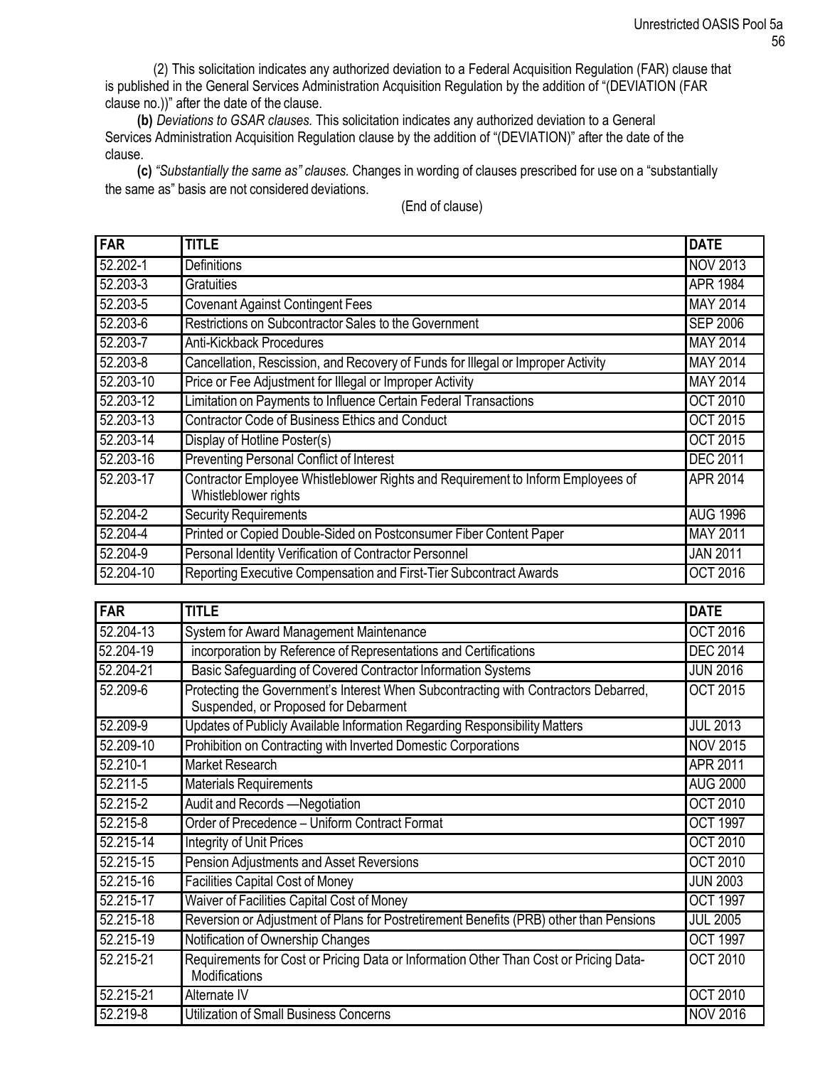(2) This solicitation indicates any authorized deviation to a Federal Acquisition Regulation (FAR) clause that is published in the General Services Administration Acquisition Regulation by the addition of "(DEVIATION (FAR clause no.))" after the date of the clause.

**(b)** *Deviations to GSAR clauses.* This solicitation indicates any authorized deviation to a General Services Administration Acquisition Regulation clause by the addition of "(DEVIATION)" after the date of the clause.

**(c)** *"Substantially the same as" clauses.* Changes in wording of clauses prescribed for use on a "substantially the same as" basis are not considered deviations.

(End of clause)

| FAR | TITLE | DATE |
|---|---|---|
| 52.202-1 | Definitions | NOV 2013 |
| 52.203-3 | Gratuities | APR 1984 |
| 52.203-5 | Covenant Against Contingent Fees | MAY 2014 |
| 52.203-6 | Restrictions on Subcontractor Sales to the Government | SEP 2006 |
| 52.203-7 | Anti-Kickback Procedures | MAY 2014 |
| 52.203-8 | Cancellation, Rescission, and Recovery of Funds for Illegal or Improper Activity | MAY 2014 |
| 52.203-10 | Price or Fee Adjustment for Illegal or Improper Activity | MAY 2014 |
| 52.203-12 | Limitation on Payments to Influence Certain Federal Transactions | OCT 2010 |
| 52.203-13 | Contractor Code of Business Ethics and Conduct | OCT 2015 |
| 52.203-14 | Display of Hotline Poster(s) | OCT 2015 |
| 52.203-16 | Preventing Personal Conflict of Interest | DEC 2011 |
| 52.203-17 | Contractor Employee Whistleblower Rights and Requirement to Inform Employees of Whistleblower rights | APR 2014 |
| 52.204-2 | Security Requirements | AUG 1996 |
| 52.204-4 | Printed or Copied Double-Sided on Postconsumer Fiber Content Paper | MAY 2011 |
| 52.204-9 | Personal Identity Verification of Contractor Personnel | JAN 2011 |
| 52.204-10 | Reporting Executive Compensation and First-Tier Subcontract Awards | OCT 2016 |

| FAR | TITLE | DATE |
|---|---|---|
| 52.204-13 | System for Award Management Maintenance | OCT 2016 |
| 52.204-19 | incorporation by Reference of Representations and Certifications | DEC 2014 |
| 52.204-21 | Basic Safeguarding of Covered Contractor Information Systems | JUN 2016 |
| 52.209-6 | Protecting the Government's Interest When Subcontracting with Contractors Debarred, Suspended, or Proposed for Debarment | OCT 2015 |
| 52.209-9 | Updates of Publicly Available Information Regarding Responsibility Matters | JUL 2013 |
| 52.209-10 | Prohibition on Contracting with Inverted Domestic Corporations | NOV 2015 |
| 52.210-1 | Market Research | APR 2011 |
| 52.211-5 | Materials Requirements | AUG 2000 |
| 52.215-2 | Audit and Records —Negotiation | OCT 2010 |
| 52.215-8 | Order of Precedence – Uniform Contract Format | OCT 1997 |
| 52.215-14 | Integrity of Unit Prices | OCT 2010 |
| 52.215-15 | Pension Adjustments and Asset Reversions | OCT 2010 |
| 52.215-16 | Facilities Capital Cost of Money | JUN 2003 |
| 52.215-17 | Waiver of Facilities Capital Cost of Money | OCT 1997 |
| 52.215-18 | Reversion or Adjustment of Plans for Postretirement Benefits (PRB) other than Pensions | JUL 2005 |
| 52.215-19 | Notification of Ownership Changes | OCT 1997 |
| 52.215-21 | Requirements for Cost or Pricing Data or Information Other Than Cost or Pricing Data-Modifications | OCT 2010 |
| 52.215-21 | Alternate IV | OCT 2010 |
| 52.219-8 | Utilization of Small Business Concerns | NOV 2016 |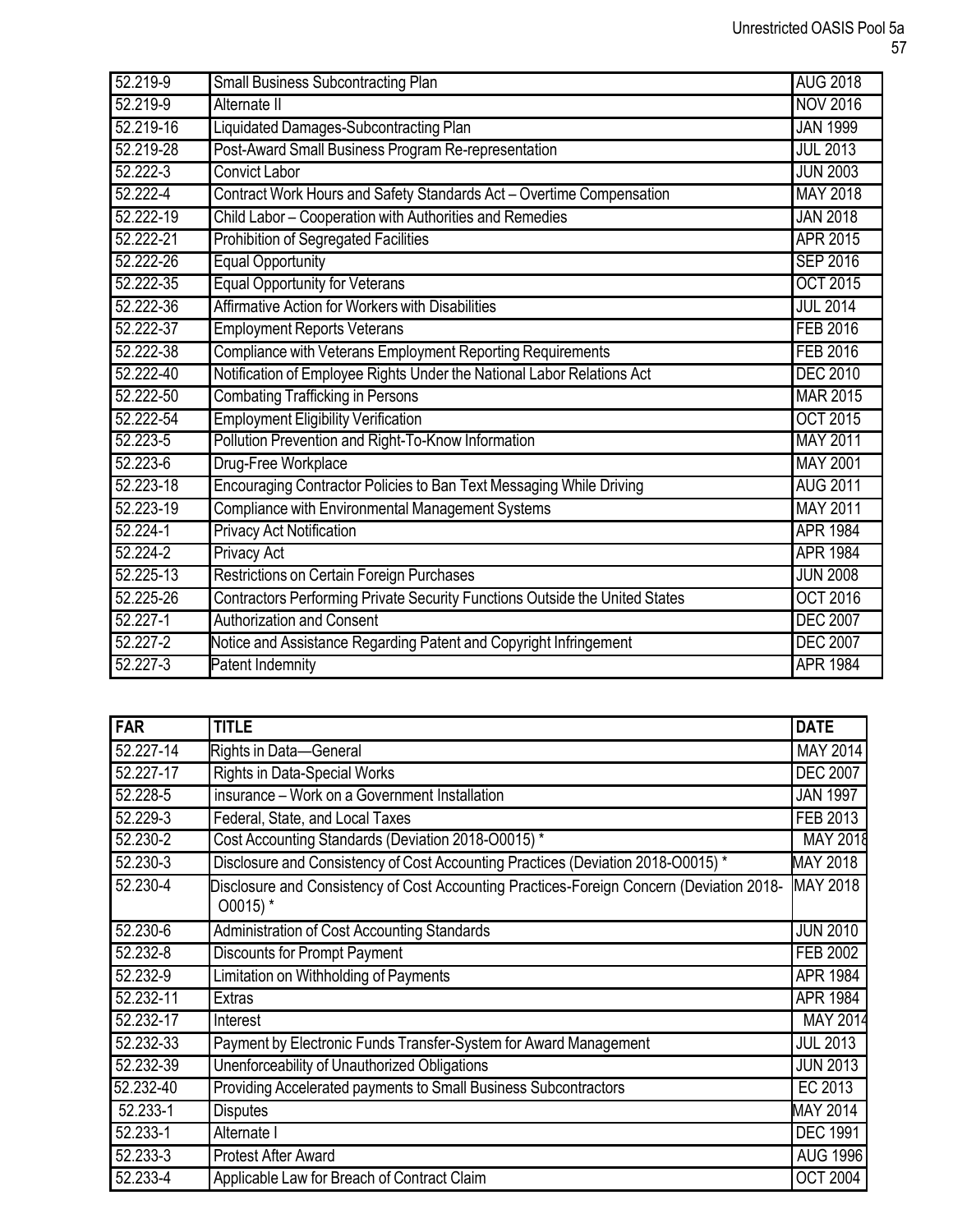| | | |
|---|---|---|
| 52.219-9 | Small Business Subcontracting Plan | AUG 2018 |
| 52.219-9 | Alternate II | NOV 2016 |
| 52.219-16 | Liquidated Damages-Subcontracting Plan | JAN 1999 |
| 52.219-28 | Post-Award Small Business Program Re-representation | JUL 2013 |
| 52.222-3 | Convict Labor | JUN 2003 |
| 52.222-4 | Contract Work Hours and Safety Standards Act – Overtime Compensation | MAY 2018 |
| 52.222-19 | Child Labor – Cooperation with Authorities and Remedies | JAN 2018 |
| 52.222-21 | Prohibition of Segregated Facilities | APR 2015 |
| 52.222-26 | Equal Opportunity | SEP 2016 |
| 52.222-35 | Equal Opportunity for Veterans | OCT 2015 |
| 52.222-36 | Affirmative Action for Workers with Disabilities | JUL 2014 |
| 52.222-37 | Employment Reports Veterans | FEB 2016 |
| 52.222-38 | Compliance with Veterans Employment Reporting Requirements | FEB 2016 |
| 52.222-40 | Notification of Employee Rights Under the National Labor Relations Act | DEC 2010 |
| 52.222-50 | Combating Trafficking in Persons | MAR 2015 |
| 52.222-54 | Employment Eligibility Verification | OCT 2015 |
| 52.223-5 | Pollution Prevention and Right-To-Know Information | MAY 2011 |
| 52.223-6 | Drug-Free Workplace | MAY 2001 |
| 52.223-18 | Encouraging Contractor Policies to Ban Text Messaging While Driving | AUG 2011 |
| 52.223-19 | Compliance with Environmental Management Systems | MAY 2011 |
| 52.224-1 | Privacy Act Notification | APR 1984 |
| 52.224-2 | Privacy Act | APR 1984 |
| 52.225-13 | Restrictions on Certain Foreign Purchases | JUN 2008 |
| 52.225-26 | Contractors Performing Private Security Functions Outside the United States | OCT 2016 |
| 52.227-1 | Authorization and Consent | DEC 2007 |
| 52.227-2 | Notice and Assistance Regarding Patent and Copyright Infringement | DEC 2007 |
| 52.227-3 | Patent Indemnity | APR 1984 |

| FAR | TITLE | DATE |
|---|---|---|
| 52.227-14 | Rights in Data—General | MAY 2014 |
| 52.227-17 | Rights in Data-Special Works | DEC 2007 |
| 52.228-5 | insurance – Work on a Government Installation | JAN 1997 |
| 52.229-3 | Federal, State, and Local Taxes | FEB 2013 |
| 52.230-2 | Cost Accounting Standards (Deviation 2018-O0015) * | MAY 2018 |
| 52.230-3 | Disclosure and Consistency of Cost Accounting Practices (Deviation 2018-O0015) * | MAY 2018 |
| 52.230-4 | Disclosure and Consistency of Cost Accounting Practices-Foreign Concern (Deviation 2018-O0015) * | MAY 2018 |
| 52.230-6 | Administration of Cost Accounting Standards | JUN 2010 |
| 52.232-8 | Discounts for Prompt Payment | FEB 2002 |
| 52.232-9 | Limitation on Withholding of Payments | APR 1984 |
| 52.232-11 | Extras | APR 1984 |
| 52.232-17 | Interest | MAY 2014 |
| 52.232-33 | Payment by Electronic Funds Transfer-System for Award Management | JUL 2013 |
| 52.232-39 | Unenforceability of Unauthorized Obligations | JUN 2013 |
| 52.232-40 | Providing Accelerated payments to Small Business Subcontractors | EC 2013 |
| 52.233-1 | Disputes | MAY 2014 |
| 52.233-1 | Alternate I | DEC 1991 |
| 52.233-3 | Protest After Award | AUG 1996 |
| 52.233-4 | Applicable Law for Breach of Contract Claim | OCT 2004 |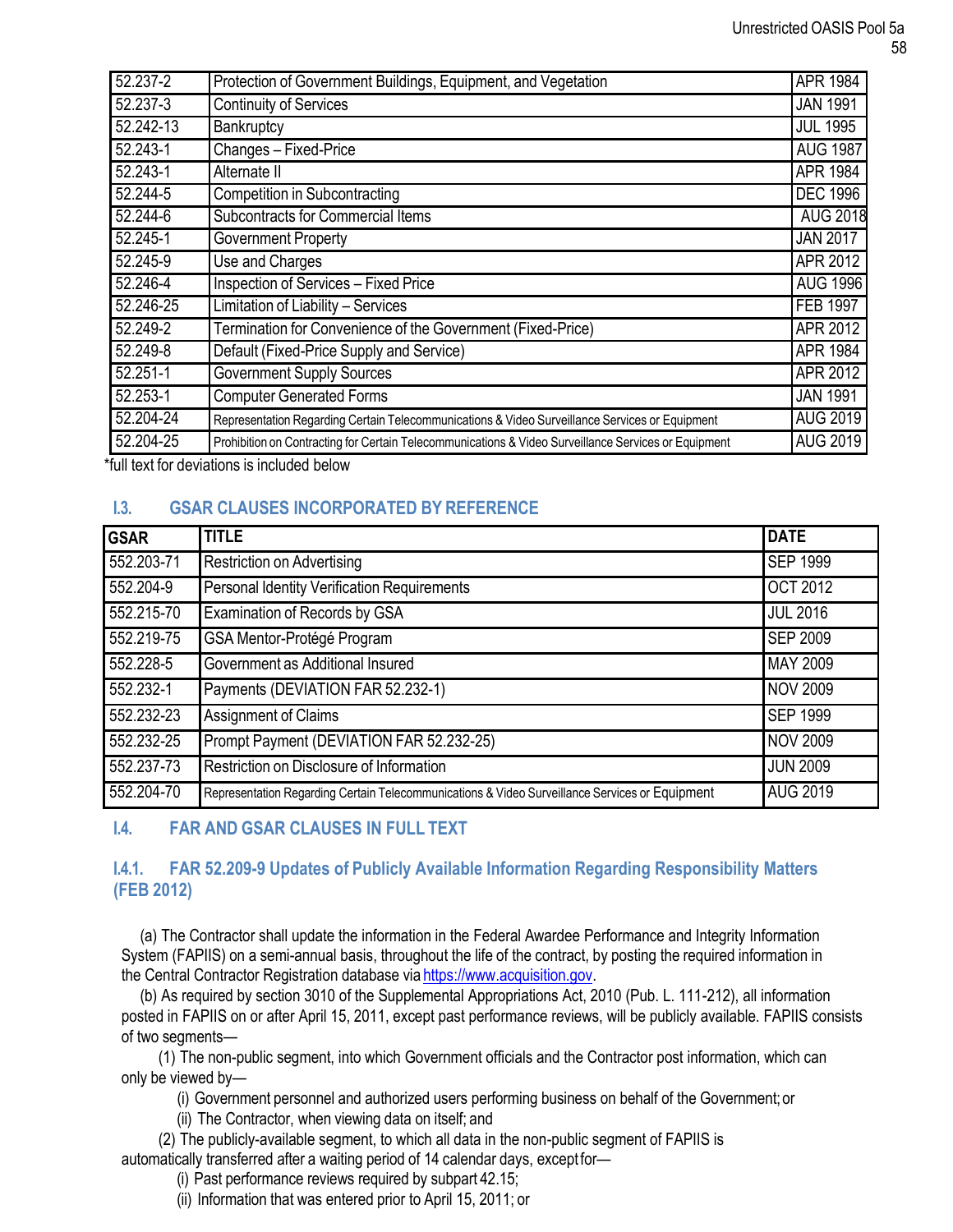| | | |
|---|---|---|
| 52.237-2 | Protection of Government Buildings, Equipment, and Vegetation | APR 1984 |
| 52.237-3 | Continuity of Services | JAN 1991 |
| 52.242-13 | Bankruptcy | JUL 1995 |
| 52.243-1 | Changes – Fixed-Price | AUG 1987 |
| 52.243-1 | Alternate II | APR 1984 |
| 52.244-5 | Competition in Subcontracting | DEC 1996 |
| 52.244-6 | Subcontracts for Commercial Items | AUG 2018 |
| 52.245-1 | Government Property | JAN 2017 |
| 52.245-9 | Use and Charges | APR 2012 |
| 52.246-4 | Inspection of Services – Fixed Price | AUG 1996 |
| 52.246-25 | Limitation of Liability – Services | FEB 1997 |
| 52.249-2 | Termination for Convenience of the Government (Fixed-Price) | APR 2012 |
| 52.249-8 | Default (Fixed-Price Supply and Service) | APR 1984 |
| 52.251-1 | Government Supply Sources | APR 2012 |
| 52.253-1 | Computer Generated Forms | JAN 1991 |
| 52.204-24 | Representation Regarding Certain Telecommunications & Video Surveillance Services or Equipment | AUG 2019 |
| 52.204-25 | Prohibition on Contracting for Certain Telecommunications & Video Surveillance Services or Equipment | AUG 2019 |

*full text for deviations is included below

## I.3. GSAR CLAUSES INCORPORATED BY REFERENCE

| GSAR | TITLE | DATE |
|---|---|---|
| 552.203-71 | Restriction on Advertising | SEP 1999 |
| 552.204-9 | Personal Identity Verification Requirements | OCT 2012 |
| 552.215-70 | Examination of Records by GSA | JUL 2016 |
| 552.219-75 | GSA Mentor-Protégé Program | SEP 2009 |
| 552.228-5 | Government as Additional Insured | MAY 2009 |
| 552.232-1 | Payments (DEVIATION FAR 52.232-1) | NOV 2009 |
| 552.232-23 | Assignment of Claims | SEP 1999 |
| 552.232-25 | Prompt Payment (DEVIATION FAR 52.232-25) | NOV 2009 |
| 552.237-73 | Restriction on Disclosure of Information | JUN 2009 |
| 552.204-70 | Representation Regarding Certain Telecommunications & Video Surveillance Services or Equipment | AUG 2019 |

## I.4. FAR AND GSAR CLAUSES IN FULL TEXT

### I.4.1. FAR 52.209-9 Updates of Publicly Available Information Regarding Responsibility Matters (FEB 2012)

(a) The Contractor shall update the information in the Federal Awardee Performance and Integrity Information System (FAPIIS) on a semi-annual basis, throughout the life of the contract, by posting the required information in the Central Contractor Registration database via https://www.acquisition.gov.

(b) As required by section 3010 of the Supplemental Appropriations Act, 2010 (Pub. L. 111-212), all information posted in FAPIIS on or after April 15, 2011, except past performance reviews, will be publicly available. FAPIIS consists of two segments—

(1) The non-public segment, into which Government officials and the Contractor post information, which can only be viewed by—

(i) Government personnel and authorized users performing business on behalf of the Government; or

(ii) The Contractor, when viewing data on itself; and

(2) The publicly-available segment, to which all data in the non-public segment of FAPIIS is automatically transferred after a waiting period of 14 calendar days, except for—

(i) Past performance reviews required by subpart 42.15;

(ii) Information that was entered prior to April 15, 2011; or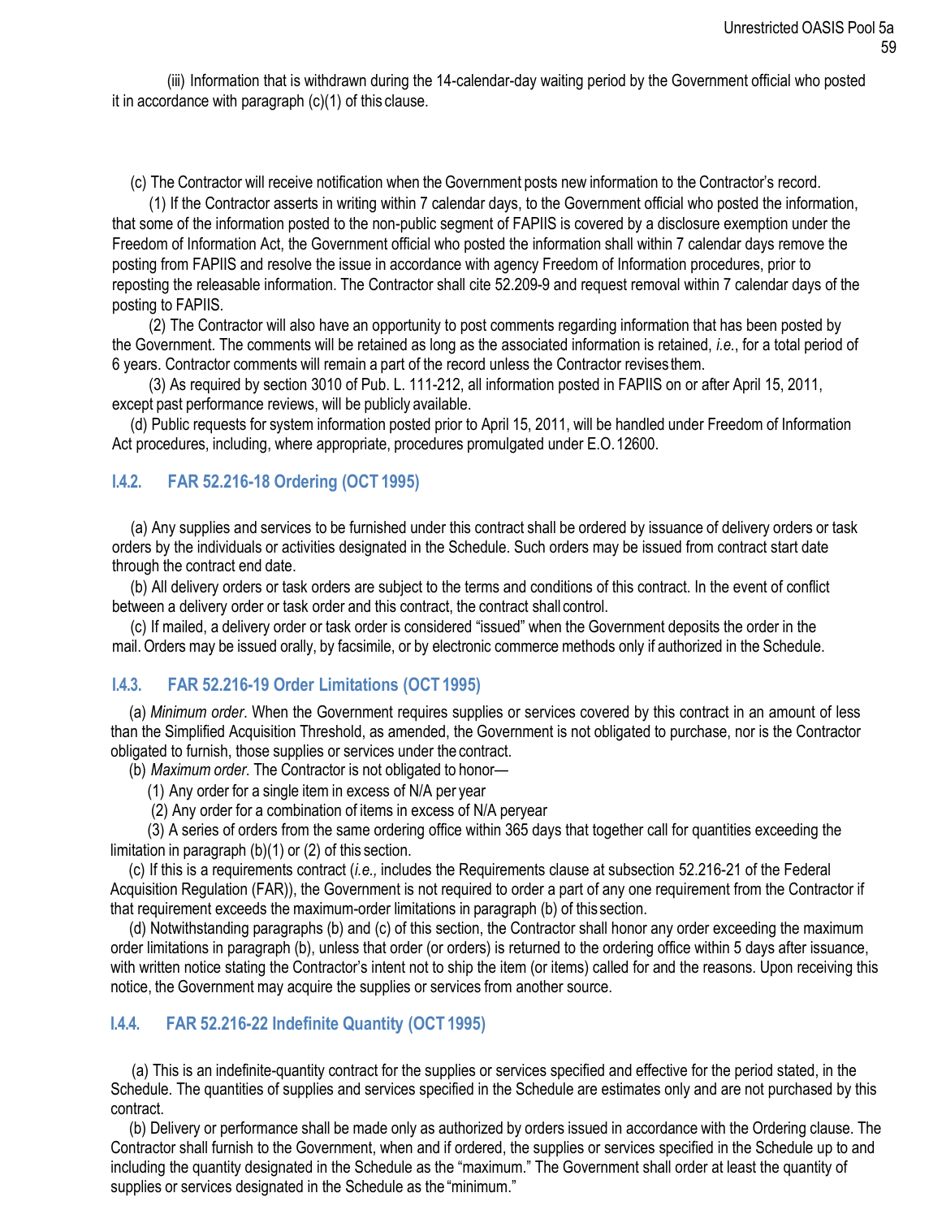(iii) Information that is withdrawn during the 14-calendar-day waiting period by the Government official who posted it in accordance with paragraph (c)(1) of this clause.

(c) The Contractor will receive notification when the Government posts new information to the Contractor's record.

(1) If the Contractor asserts in writing within 7 calendar days, to the Government official who posted the information, that some of the information posted to the non-public segment of FAPIIS is covered by a disclosure exemption under the Freedom of Information Act, the Government official who posted the information shall within 7 calendar days remove the posting from FAPIIS and resolve the issue in accordance with agency Freedom of Information procedures, prior to reposting the releasable information. The Contractor shall cite 52.209-9 and request removal within 7 calendar days of the posting to FAPIIS.

(2) The Contractor will also have an opportunity to post comments regarding information that has been posted by the Government. The comments will be retained as long as the associated information is retained, *i.e.*, for a total period of 6 years. Contractor comments will remain a part of the record unless the Contractor revises them.

(3) As required by section 3010 of Pub. L. 111-212, all information posted in FAPIIS on or after April 15, 2011, except past performance reviews, will be publicly available.

(d) Public requests for system information posted prior to April 15, 2011, will be handled under Freedom of Information Act procedures, including, where appropriate, procedures promulgated under E.O. 12600.

### I.4.2. FAR 52.216-18 Ordering (OCT 1995)

(a) Any supplies and services to be furnished under this contract shall be ordered by issuance of delivery orders or task orders by the individuals or activities designated in the Schedule. Such orders may be issued from contract start date through the contract end date.

(b) All delivery orders or task orders are subject to the terms and conditions of this contract. In the event of conflict between a delivery order or task order and this contract, the contract shall control.

(c) If mailed, a delivery order or task order is considered "issued" when the Government deposits the order in the mail. Orders may be issued orally, by facsimile, or by electronic commerce methods only if authorized in the Schedule.

### I.4.3. FAR 52.216-19 Order Limitations (OCT 1995)

(a) *Minimum order*. When the Government requires supplies or services covered by this contract in an amount of less than the Simplified Acquisition Threshold, as amended, the Government is not obligated to purchase, nor is the Contractor obligated to furnish, those supplies or services under the contract.

(b) *Maximum order*. The Contractor is not obligated to honor—

(1) Any order for a single item in excess of N/A per year

(2) Any order for a combination of items in excess of N/A peryear

(3) A series of orders from the same ordering office within 365 days that together call for quantities exceeding the limitation in paragraph (b)(1) or (2) of this section.

(c) If this is a requirements contract (*i.e.,* includes the Requirements clause at subsection 52.216-21 of the Federal Acquisition Regulation (FAR)), the Government is not required to order a part of any one requirement from the Contractor if that requirement exceeds the maximum-order limitations in paragraph (b) of this section.

(d) Notwithstanding paragraphs (b) and (c) of this section, the Contractor shall honor any order exceeding the maximum order limitations in paragraph (b), unless that order (or orders) is returned to the ordering office within 5 days after issuance, with written notice stating the Contractor's intent not to ship the item (or items) called for and the reasons. Upon receiving this notice, the Government may acquire the supplies or services from another source.

### I.4.4. FAR 52.216-22 Indefinite Quantity (OCT 1995)

(a) This is an indefinite-quantity contract for the supplies or services specified and effective for the period stated, in the Schedule. The quantities of supplies and services specified in the Schedule are estimates only and are not purchased by this contract.

(b) Delivery or performance shall be made only as authorized by orders issued in accordance with the Ordering clause. The Contractor shall furnish to the Government, when and if ordered, the supplies or services specified in the Schedule up to and including the quantity designated in the Schedule as the "maximum." The Government shall order at least the quantity of supplies or services designated in the Schedule as the "minimum."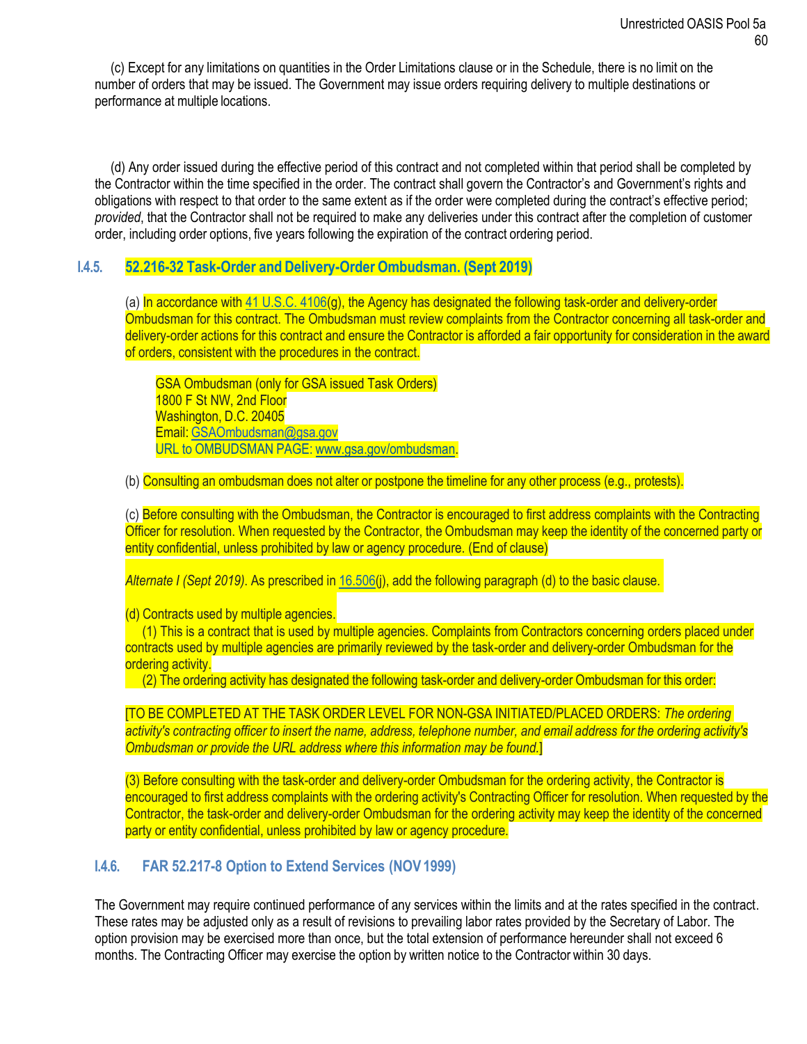(c) Except for any limitations on quantities in the Order Limitations clause or in the Schedule, there is no limit on the number of orders that may be issued. The Government may issue orders requiring delivery to multiple destinations or performance at multiple locations.

(d) Any order issued during the effective period of this contract and not completed within that period shall be completed by the Contractor within the time specified in the order. The contract shall govern the Contractor's and Government's rights and obligations with respect to that order to the same extent as if the order were completed during the contract's effective period; *provided*, that the Contractor shall not be required to make any deliveries under this contract after the completion of customer order, including order options, five years following the expiration of the contract ordering period.

### I.4.5. 52.216-32 Task-Order and Delivery-Order Ombudsman. (Sept 2019)

(a) In accordance with 41 U.S.C. 4106(g), the Agency has designated the following task-order and delivery-order Ombudsman for this contract. The Ombudsman must review complaints from the Contractor concerning all task-order and delivery-order actions for this contract and ensure the Contractor is afforded a fair opportunity for consideration in the award of orders, consistent with the procedures in the contract.

GSA Ombudsman (only for GSA issued Task Orders)
1800 F St NW, 2nd Floor
Washington, D.C. 20405
Email: GSAOmbudsman@gsa.gov
URL to OMBUDSMAN PAGE: www.gsa.gov/ombudsman.

(b) Consulting an ombudsman does not alter or postpone the timeline for any other process (e.g., protests).

(c) Before consulting with the Ombudsman, the Contractor is encouraged to first address complaints with the Contracting Officer for resolution. When requested by the Contractor, the Ombudsman may keep the identity of the concerned party or entity confidential, unless prohibited by law or agency procedure. (End of clause)

*Alternate I (Sept 2019)*. As prescribed in 16.506(j), add the following paragraph (d) to the basic clause.

(d) Contracts used by multiple agencies.

(1) This is a contract that is used by multiple agencies. Complaints from Contractors concerning orders placed under contracts used by multiple agencies are primarily reviewed by the task-order and delivery-order Ombudsman for the ordering activity.

(2) The ordering activity has designated the following task-order and delivery-order Ombudsman for this order:

[TO BE COMPLETED AT THE TASK ORDER LEVEL FOR NON-GSA INITIATED/PLACED ORDERS: *The ordering activity's contracting officer to insert the name, address, telephone number, and email address for the ordering activity's Ombudsman or provide the URL address where this information may be found.*]

(3) Before consulting with the task-order and delivery-order Ombudsman for the ordering activity, the Contractor is encouraged to first address complaints with the ordering activity's Contracting Officer for resolution. When requested by the Contractor, the task-order and delivery-order Ombudsman for the ordering activity may keep the identity of the concerned party or entity confidential, unless prohibited by law or agency procedure.

### I.4.6. FAR 52.217-8 Option to Extend Services (NOV 1999)

The Government may require continued performance of any services within the limits and at the rates specified in the contract. These rates may be adjusted only as a result of revisions to prevailing labor rates provided by the Secretary of Labor. The option provision may be exercised more than once, but the total extension of performance hereunder shall not exceed 6 months. The Contracting Officer may exercise the option by written notice to the Contractor within 30 days.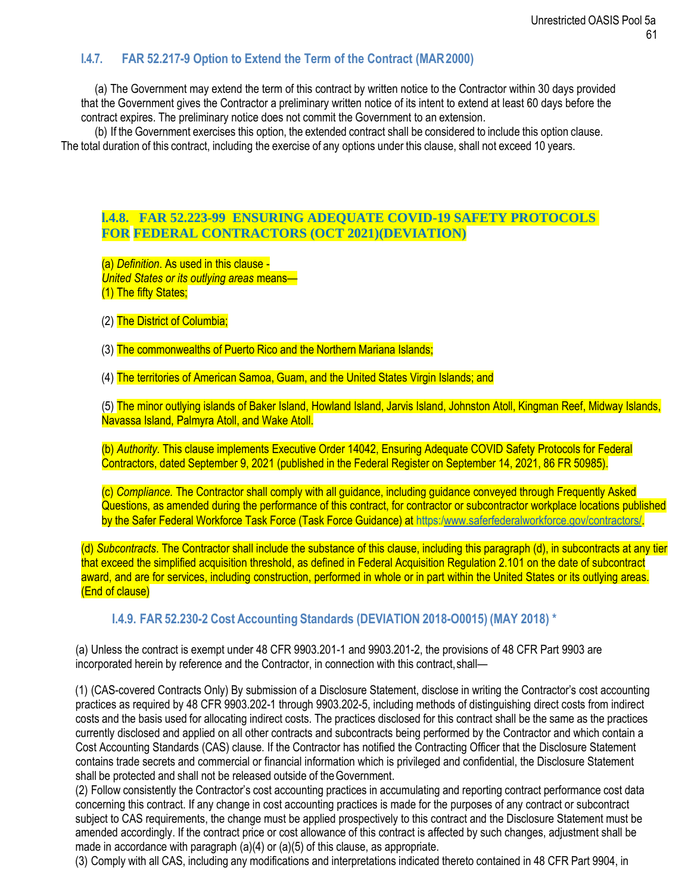### I.4.7. FAR 52.217-9 Option to Extend the Term of the Contract (MAR 2000)

(a) The Government may extend the term of this contract by written notice to the Contractor within 30 days provided that the Government gives the Contractor a preliminary written notice of its intent to extend at least 60 days before the contract expires. The preliminary notice does not commit the Government to an extension.

(b) If the Government exercises this option, the extended contract shall be considered to include this option clause. The total duration of this contract, including the exercise of any options under this clause, shall not exceed 10 years.

### I.4.8. FAR 52.223-99 ENSURING ADEQUATE COVID-19 SAFETY PROTOCOLS FOR FEDERAL CONTRACTORS (OCT 2021)(DEVIATION)

(a) *Definition*. As used in this clause -
*United States or its outlying areas* means—
(1) The fifty States;

(2) The District of Columbia;

(3) The commonwealths of Puerto Rico and the Northern Mariana Islands;

(4) The territories of American Samoa, Guam, and the United States Virgin Islands; and

(5) The minor outlying islands of Baker Island, Howland Island, Jarvis Island, Johnston Atoll, Kingman Reef, Midway Islands, Navassa Island, Palmyra Atoll, and Wake Atoll.

(b) *Authority.* This clause implements Executive Order 14042, Ensuring Adequate COVID Safety Protocols for Federal Contractors, dated September 9, 2021 (published in the Federal Register on September 14, 2021, 86 FR 50985).

(c) *Compliance.* The Contractor shall comply with all guidance, including guidance conveyed through Frequently Asked Questions, as amended during the performance of this contract, for contractor or subcontractor workplace locations published by the Safer Federal Workforce Task Force (Task Force Guidance) at https:/www.saferfederalworkforce.gov/contractors/.

(d) *Subcontracts*. The Contractor shall include the substance of this clause, including this paragraph (d), in subcontracts at any tier that exceed the simplified acquisition threshold, as defined in Federal Acquisition Regulation 2.101 on the date of subcontract award, and are for services, including construction, performed in whole or in part within the United States or its outlying areas. (End of clause)

### I.4.9. FAR 52.230-2 Cost Accounting Standards (DEVIATION 2018-O0015) (MAY 2018) *

(a) Unless the contract is exempt under 48 CFR 9903.201-1 and 9903.201-2, the provisions of 48 CFR Part 9903 are incorporated herein by reference and the Contractor, in connection with this contract, shall—

(1) (CAS-covered Contracts Only) By submission of a Disclosure Statement, disclose in writing the Contractor's cost accounting practices as required by 48 CFR 9903.202-1 through 9903.202-5, including methods of distinguishing direct costs from indirect costs and the basis used for allocating indirect costs. The practices disclosed for this contract shall be the same as the practices currently disclosed and applied on all other contracts and subcontracts being performed by the Contractor and which contain a Cost Accounting Standards (CAS) clause. If the Contractor has notified the Contracting Officer that the Disclosure Statement contains trade secrets and commercial or financial information which is privileged and confidential, the Disclosure Statement shall be protected and shall not be released outside of the Government.

(2) Follow consistently the Contractor's cost accounting practices in accumulating and reporting contract performance cost data concerning this contract. If any change in cost accounting practices is made for the purposes of any contract or subcontract subject to CAS requirements, the change must be applied prospectively to this contract and the Disclosure Statement must be amended accordingly. If the contract price or cost allowance of this contract is affected by such changes, adjustment shall be made in accordance with paragraph (a)(4) or (a)(5) of this clause, as appropriate.

(3) Comply with all CAS, including any modifications and interpretations indicated thereto contained in 48 CFR Part 9904, in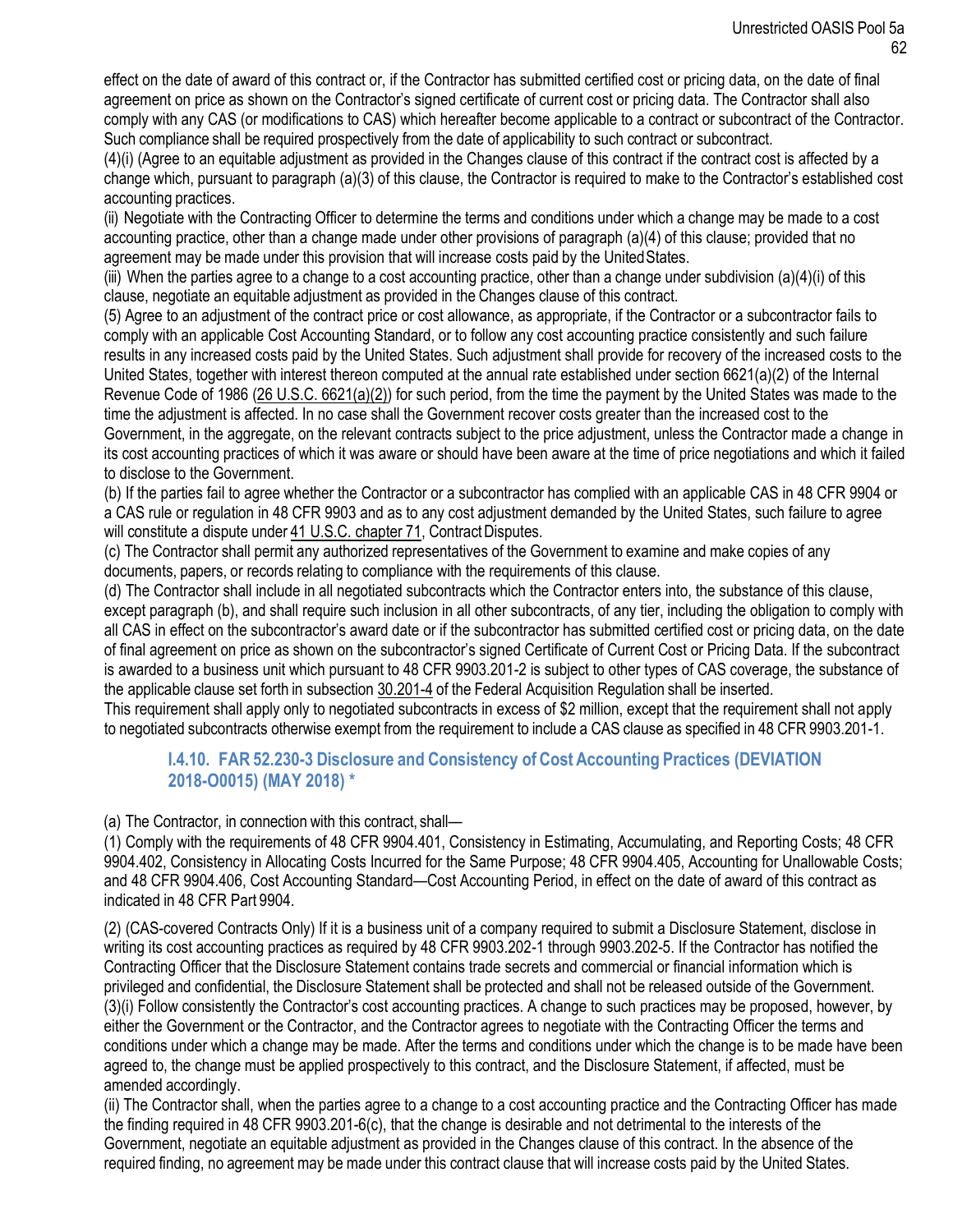effect on the date of award of this contract or, if the Contractor has submitted certified cost or pricing data, on the date of final agreement on price as shown on the Contractor's signed certificate of current cost or pricing data. The Contractor shall also comply with any CAS (or modifications to CAS) which hereafter become applicable to a contract or subcontract of the Contractor. Such compliance shall be required prospectively from the date of applicability to such contract or subcontract.

(4)(i) (Agree to an equitable adjustment as provided in the Changes clause of this contract if the contract cost is affected by a change which, pursuant to paragraph (a)(3) of this clause, the Contractor is required to make to the Contractor's established cost accounting practices.

(ii) Negotiate with the Contracting Officer to determine the terms and conditions under which a change may be made to a cost accounting practice, other than a change made under other provisions of paragraph (a)(4) of this clause; provided that no agreement may be made under this provision that will increase costs paid by the United States.

(iii) When the parties agree to a change to a cost accounting practice, other than a change under subdivision (a)(4)(i) of this clause, negotiate an equitable adjustment as provided in the Changes clause of this contract.

(5) Agree to an adjustment of the contract price or cost allowance, as appropriate, if the Contractor or a subcontractor fails to comply with an applicable Cost Accounting Standard, or to follow any cost accounting practice consistently and such failure results in any increased costs paid by the United States. Such adjustment shall provide for recovery of the increased costs to the United States, together with interest thereon computed at the annual rate established under section 6621(a)(2) of the Internal Revenue Code of 1986 (26 U.S.C. 6621(a)(2)) for such period, from the time the payment by the United States was made to the time the adjustment is affected. In no case shall the Government recover costs greater than the increased cost to the Government, in the aggregate, on the relevant contracts subject to the price adjustment, unless the Contractor made a change in its cost accounting practices of which it was aware or should have been aware at the time of price negotiations and which it failed to disclose to the Government.

(b) If the parties fail to agree whether the Contractor or a subcontractor has complied with an applicable CAS in 48 CFR 9904 or a CAS rule or regulation in 48 CFR 9903 and as to any cost adjustment demanded by the United States, such failure to agree will constitute a dispute under 41 U.S.C. chapter 71, Contract Disputes.

(c) The Contractor shall permit any authorized representatives of the Government to examine and make copies of any documents, papers, or records relating to compliance with the requirements of this clause.

(d) The Contractor shall include in all negotiated subcontracts which the Contractor enters into, the substance of this clause, except paragraph (b), and shall require such inclusion in all other subcontracts, of any tier, including the obligation to comply with all CAS in effect on the subcontractor's award date or if the subcontractor has submitted certified cost or pricing data, on the date of final agreement on price as shown on the subcontractor's signed Certificate of Current Cost or Pricing Data. If the subcontract is awarded to a business unit which pursuant to 48 CFR 9903.201-2 is subject to other types of CAS coverage, the substance of the applicable clause set forth in subsection 30.201-4 of the Federal Acquisition Regulation shall be inserted.

This requirement shall apply only to negotiated subcontracts in excess of $2 million, except that the requirement shall not apply to negotiated subcontracts otherwise exempt from the requirement to include a CAS clause as specified in 48 CFR 9903.201-1.

### I.4.10. FAR 52.230-3 Disclosure and Consistency of Cost Accounting Practices (DEVIATION 2018-O0015) (MAY 2018) *

(a) The Contractor, in connection with this contract, shall—

(1) Comply with the requirements of 48 CFR 9904.401, Consistency in Estimating, Accumulating, and Reporting Costs; 48 CFR 9904.402, Consistency in Allocating Costs Incurred for the Same Purpose; 48 CFR 9904.405, Accounting for Unallowable Costs; and 48 CFR 9904.406, Cost Accounting Standard—Cost Accounting Period, in effect on the date of award of this contract as indicated in 48 CFR Part 9904.

(2) (CAS-covered Contracts Only) If it is a business unit of a company required to submit a Disclosure Statement, disclose in writing its cost accounting practices as required by 48 CFR 9903.202-1 through 9903.202-5. If the Contractor has notified the Contracting Officer that the Disclosure Statement contains trade secrets and commercial or financial information which is privileged and confidential, the Disclosure Statement shall be protected and shall not be released outside of the Government.

(3)(i) Follow consistently the Contractor's cost accounting practices. A change to such practices may be proposed, however, by either the Government or the Contractor, and the Contractor agrees to negotiate with the Contracting Officer the terms and conditions under which a change may be made. After the terms and conditions under which the change is to be made have been agreed to, the change must be applied prospectively to this contract, and the Disclosure Statement, if affected, must be amended accordingly.

(ii) The Contractor shall, when the parties agree to a change to a cost accounting practice and the Contracting Officer has made the finding required in 48 CFR 9903.201-6(c), that the change is desirable and not detrimental to the interests of the Government, negotiate an equitable adjustment as provided in the Changes clause of this contract. In the absence of the required finding, no agreement may be made under this contract clause that will increase costs paid by the United States.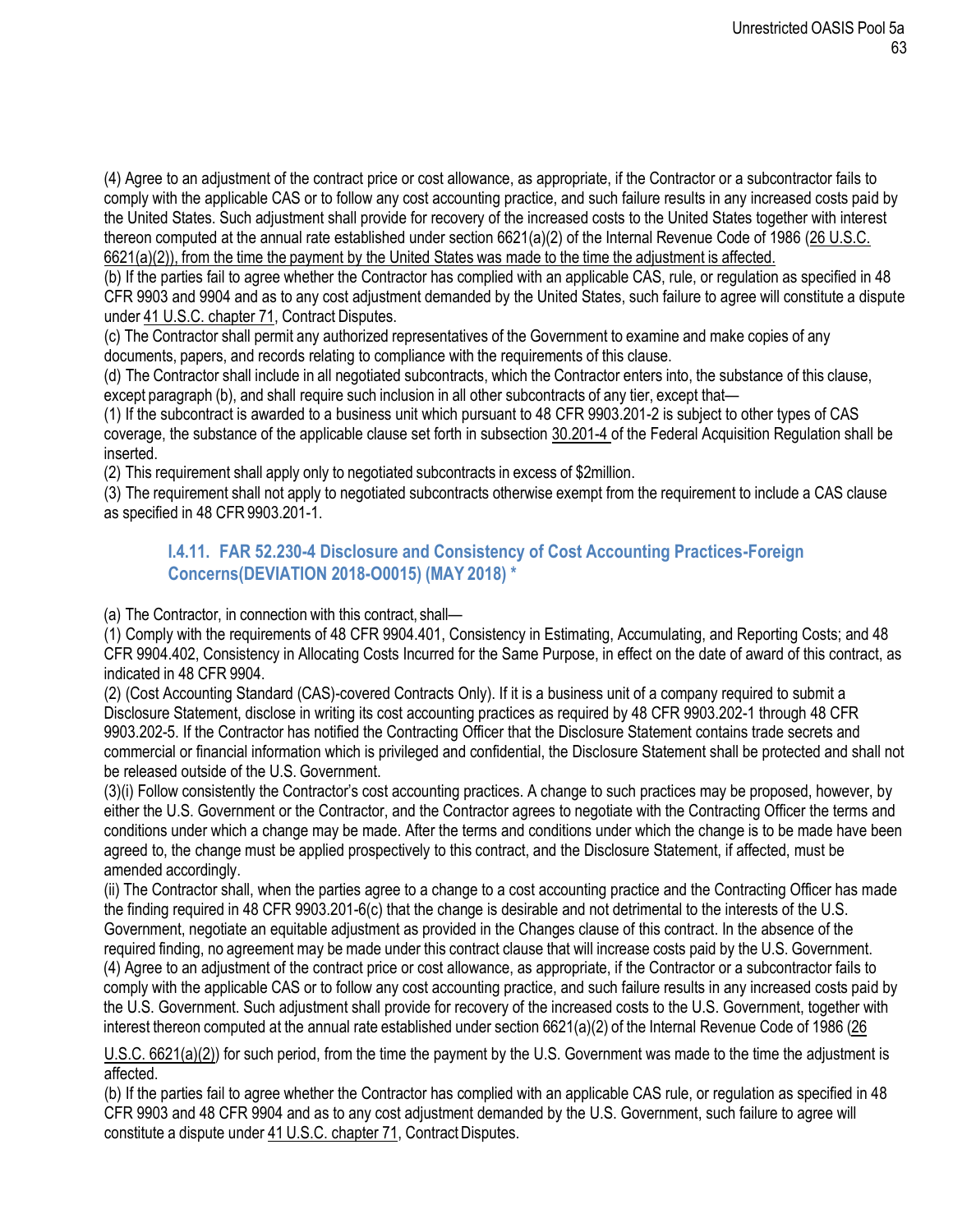(4) Agree to an adjustment of the contract price or cost allowance, as appropriate, if the Contractor or a subcontractor fails to comply with the applicable CAS or to follow any cost accounting practice, and such failure results in any increased costs paid by the United States. Such adjustment shall provide for recovery of the increased costs to the United States together with interest thereon computed at the annual rate established under section 6621(a)(2) of the Internal Revenue Code of 1986 (26 U.S.C. 6621(a)(2)), from the time the payment by the United States was made to the time the adjustment is affected.

(b) If the parties fail to agree whether the Contractor has complied with an applicable CAS, rule, or regulation as specified in 48 CFR 9903 and 9904 and as to any cost adjustment demanded by the United States, such failure to agree will constitute a dispute under 41 U.S.C. chapter 71, Contract Disputes.

(c) The Contractor shall permit any authorized representatives of the Government to examine and make copies of any documents, papers, and records relating to compliance with the requirements of this clause.

(d) The Contractor shall include in all negotiated subcontracts, which the Contractor enters into, the substance of this clause, except paragraph (b), and shall require such inclusion in all other subcontracts of any tier, except that—

(1) If the subcontract is awarded to a business unit which pursuant to 48 CFR 9903.201-2 is subject to other types of CAS coverage, the substance of the applicable clause set forth in subsection 30.201-4 of the Federal Acquisition Regulation shall be inserted.

(2) This requirement shall apply only to negotiated subcontracts in excess of $2million.

(3) The requirement shall not apply to negotiated subcontracts otherwise exempt from the requirement to include a CAS clause as specified in 48 CFR 9903.201-1.

### I.4.11. FAR 52.230-4 Disclosure and Consistency of Cost Accounting Practices-Foreign Concerns(DEVIATION 2018-O0015) (MAY 2018) *

(a) The Contractor, in connection with this contract, shall—

(1) Comply with the requirements of 48 CFR 9904.401, Consistency in Estimating, Accumulating, and Reporting Costs; and 48 CFR 9904.402, Consistency in Allocating Costs Incurred for the Same Purpose, in effect on the date of award of this contract, as indicated in 48 CFR 9904.

(2) (Cost Accounting Standard (CAS)-covered Contracts Only). If it is a business unit of a company required to submit a Disclosure Statement, disclose in writing its cost accounting practices as required by 48 CFR 9903.202-1 through 48 CFR 9903.202-5. If the Contractor has notified the Contracting Officer that the Disclosure Statement contains trade secrets and commercial or financial information which is privileged and confidential, the Disclosure Statement shall be protected and shall not be released outside of the U.S. Government.

(3)(i) Follow consistently the Contractor's cost accounting practices. A change to such practices may be proposed, however, by either the U.S. Government or the Contractor, and the Contractor agrees to negotiate with the Contracting Officer the terms and conditions under which a change may be made. After the terms and conditions under which the change is to be made have been agreed to, the change must be applied prospectively to this contract, and the Disclosure Statement, if affected, must be amended accordingly.

(ii) The Contractor shall, when the parties agree to a change to a cost accounting practice and the Contracting Officer has made the finding required in 48 CFR 9903.201-6(c) that the change is desirable and not detrimental to the interests of the U.S. Government, negotiate an equitable adjustment as provided in the Changes clause of this contract. In the absence of the required finding, no agreement may be made under this contract clause that will increase costs paid by the U.S. Government.

(4) Agree to an adjustment of the contract price or cost allowance, as appropriate, if the Contractor or a subcontractor fails to comply with the applicable CAS or to follow any cost accounting practice, and such failure results in any increased costs paid by the U.S. Government. Such adjustment shall provide for recovery of the increased costs to the U.S. Government, together with interest thereon computed at the annual rate established under section 6621(a)(2) of the Internal Revenue Code of 1986 (26 U.S.C. 6621(a)(2)) for such period, from the time the payment by the U.S. Government was made to the time the adjustment is affected.

(b) If the parties fail to agree whether the Contractor has complied with an applicable CAS rule, or regulation as specified in 48 CFR 9903 and 48 CFR 9904 and as to any cost adjustment demanded by the U.S. Government, such failure to agree will constitute a dispute under 41 U.S.C. chapter 71, Contract Disputes.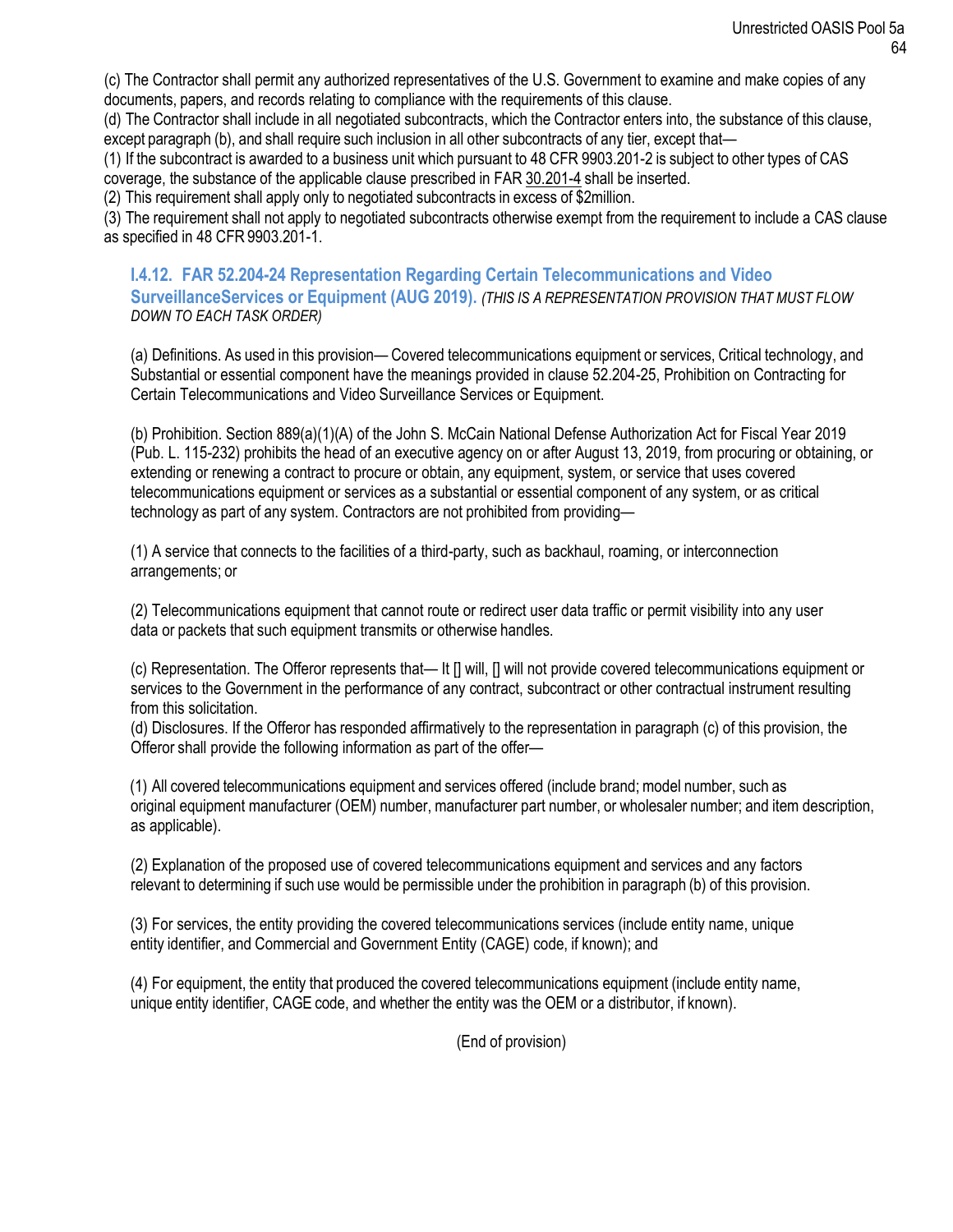(c) The Contractor shall permit any authorized representatives of the U.S. Government to examine and make copies of any documents, papers, and records relating to compliance with the requirements of this clause.

(d) The Contractor shall include in all negotiated subcontracts, which the Contractor enters into, the substance of this clause, except paragraph (b), and shall require such inclusion in all other subcontracts of any tier, except that—

(1) If the subcontract is awarded to a business unit which pursuant to 48 CFR 9903.201-2 is subject to other types of CAS coverage, the substance of the applicable clause prescribed in FAR 30.201-4 shall be inserted.

(2) This requirement shall apply only to negotiated subcontracts in excess of $2million.

(3) The requirement shall not apply to negotiated subcontracts otherwise exempt from the requirement to include a CAS clause as specified in 48 CFR 9903.201-1.

### I.4.12. FAR 52.204-24 Representation Regarding Certain Telecommunications and Video SurveillanceServices or Equipment (AUG 2019). *(THIS IS A REPRESENTATION PROVISION THAT MUST FLOW DOWN TO EACH TASK ORDER)*

(a) Definitions. As used in this provision— Covered telecommunications equipment or services, Critical technology, and Substantial or essential component have the meanings provided in clause 52.204-25, Prohibition on Contracting for Certain Telecommunications and Video Surveillance Services or Equipment.

(b) Prohibition. Section 889(a)(1)(A) of the John S. McCain National Defense Authorization Act for Fiscal Year 2019 (Pub. L. 115-232) prohibits the head of an executive agency on or after August 13, 2019, from procuring or obtaining, or extending or renewing a contract to procure or obtain, any equipment, system, or service that uses covered telecommunications equipment or services as a substantial or essential component of any system, or as critical technology as part of any system. Contractors are not prohibited from providing—

(1) A service that connects to the facilities of a third-party, such as backhaul, roaming, or interconnection arrangements; or

(2) Telecommunications equipment that cannot route or redirect user data traffic or permit visibility into any user data or packets that such equipment transmits or otherwise handles.

(c) Representation. The Offeror represents that— It [] will, [] will not provide covered telecommunications equipment or services to the Government in the performance of any contract, subcontract or other contractual instrument resulting from this solicitation.

(d) Disclosures. If the Offeror has responded affirmatively to the representation in paragraph (c) of this provision, the Offeror shall provide the following information as part of the offer—

(1) All covered telecommunications equipment and services offered (include brand; model number, such as original equipment manufacturer (OEM) number, manufacturer part number, or wholesaler number; and item description, as applicable).

(2) Explanation of the proposed use of covered telecommunications equipment and services and any factors relevant to determining if such use would be permissible under the prohibition in paragraph (b) of this provision.

(3) For services, the entity providing the covered telecommunications services (include entity name, unique entity identifier, and Commercial and Government Entity (CAGE) code, if known); and

(4) For equipment, the entity that produced the covered telecommunications equipment (include entity name, unique entity identifier, CAGE code, and whether the entity was the OEM or a distributor, if known).

(End of provision)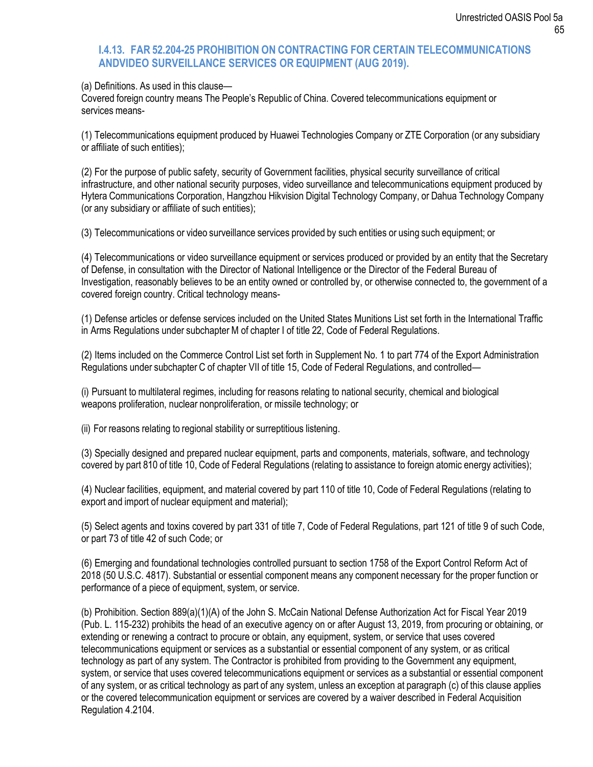### I.4.13. FAR 52.204-25 PROHIBITION ON CONTRACTING FOR CERTAIN TELECOMMUNICATIONS ANDVIDEO SURVEILLANCE SERVICES OR EQUIPMENT (AUG 2019).

(a) Definitions. As used in this clause—
Covered foreign country means The People's Republic of China. Covered telecommunications equipment or services means-

(1) Telecommunications equipment produced by Huawei Technologies Company or ZTE Corporation (or any subsidiary or affiliate of such entities);

(2) For the purpose of public safety, security of Government facilities, physical security surveillance of critical infrastructure, and other national security purposes, video surveillance and telecommunications equipment produced by Hytera Communications Corporation, Hangzhou Hikvision Digital Technology Company, or Dahua Technology Company (or any subsidiary or affiliate of such entities);

(3) Telecommunications or video surveillance services provided by such entities or using such equipment; or

(4) Telecommunications or video surveillance equipment or services produced or provided by an entity that the Secretary of Defense, in consultation with the Director of National Intelligence or the Director of the Federal Bureau of Investigation, reasonably believes to be an entity owned or controlled by, or otherwise connected to, the government of a covered foreign country. Critical technology means-

(1) Defense articles or defense services included on the United States Munitions List set forth in the International Traffic in Arms Regulations under subchapter M of chapter I of title 22, Code of Federal Regulations.

(2) Items included on the Commerce Control List set forth in Supplement No. 1 to part 774 of the Export Administration Regulations under subchapter C of chapter VII of title 15, Code of Federal Regulations, and controlled—

(i) Pursuant to multilateral regimes, including for reasons relating to national security, chemical and biological weapons proliferation, nuclear nonproliferation, or missile technology; or

(ii) For reasons relating to regional stability or surreptitious listening.

(3) Specially designed and prepared nuclear equipment, parts and components, materials, software, and technology covered by part 810 of title 10, Code of Federal Regulations (relating to assistance to foreign atomic energy activities);

(4) Nuclear facilities, equipment, and material covered by part 110 of title 10, Code of Federal Regulations (relating to export and import of nuclear equipment and material);

(5) Select agents and toxins covered by part 331 of title 7, Code of Federal Regulations, part 121 of title 9 of such Code, or part 73 of title 42 of such Code; or

(6) Emerging and foundational technologies controlled pursuant to section 1758 of the Export Control Reform Act of 2018 (50 U.S.C. 4817). Substantial or essential component means any component necessary for the proper function or performance of a piece of equipment, system, or service.

(b) Prohibition. Section 889(a)(1)(A) of the John S. McCain National Defense Authorization Act for Fiscal Year 2019 (Pub. L. 115-232) prohibits the head of an executive agency on or after August 13, 2019, from procuring or obtaining, or extending or renewing a contract to procure or obtain, any equipment, system, or service that uses covered telecommunications equipment or services as a substantial or essential component of any system, or as critical technology as part of any system. The Contractor is prohibited from providing to the Government any equipment, system, or service that uses covered telecommunications equipment or services as a substantial or essential component of any system, or as critical technology as part of any system, unless an exception at paragraph (c) of this clause applies or the covered telecommunication equipment or services are covered by a waiver described in Federal Acquisition Regulation 4.2104.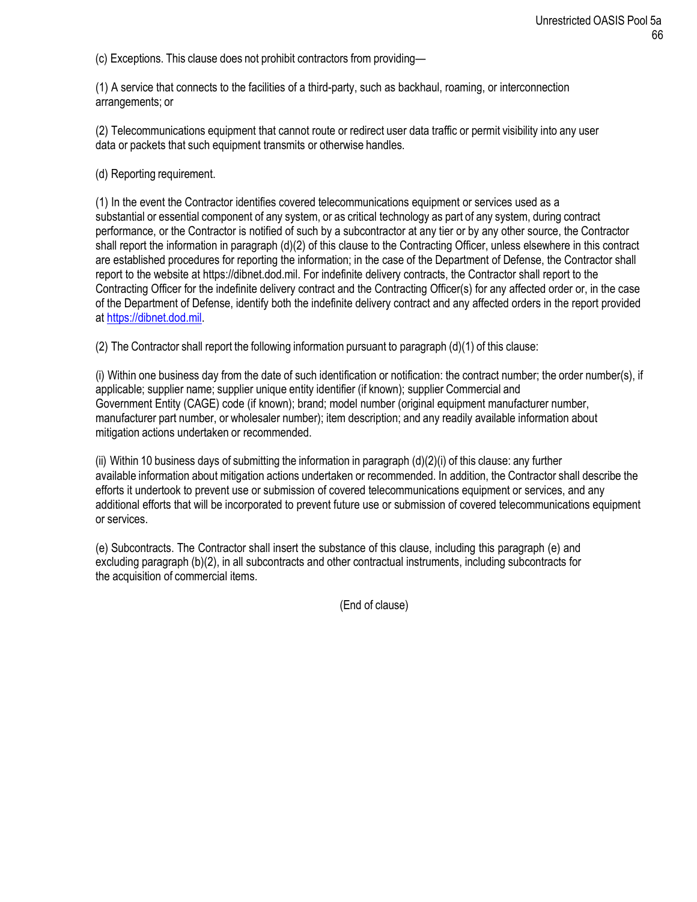(c) Exceptions. This clause does not prohibit contractors from providing—

(1) A service that connects to the facilities of a third-party, such as backhaul, roaming, or interconnection arrangements; or

(2) Telecommunications equipment that cannot route or redirect user data traffic or permit visibility into any user data or packets that such equipment transmits or otherwise handles.

(d) Reporting requirement.

(1) In the event the Contractor identifies covered telecommunications equipment or services used as a substantial or essential component of any system, or as critical technology as part of any system, during contract performance, or the Contractor is notified of such by a subcontractor at any tier or by any other source, the Contractor shall report the information in paragraph (d)(2) of this clause to the Contracting Officer, unless elsewhere in this contract are established procedures for reporting the information; in the case of the Department of Defense, the Contractor shall report to the website at https://dibnet.dod.mil. For indefinite delivery contracts, the Contractor shall report to the Contracting Officer for the indefinite delivery contract and the Contracting Officer(s) for any affected order or, in the case of the Department of Defense, identify both the indefinite delivery contract and any affected orders in the report provided at https://dibnet.dod.mil.

(2) The Contractor shall report the following information pursuant to paragraph (d)(1) of this clause:

(i) Within one business day from the date of such identification or notification: the contract number; the order number(s), if applicable; supplier name; supplier unique entity identifier (if known); supplier Commercial and Government Entity (CAGE) code (if known); brand; model number (original equipment manufacturer number, manufacturer part number, or wholesaler number); item description; and any readily available information about mitigation actions undertaken or recommended.

(ii) Within 10 business days of submitting the information in paragraph (d)(2)(i) of this clause: any further available information about mitigation actions undertaken or recommended. In addition, the Contractor shall describe the efforts it undertook to prevent use or submission of covered telecommunications equipment or services, and any additional efforts that will be incorporated to prevent future use or submission of covered telecommunications equipment or services.

(e) Subcontracts. The Contractor shall insert the substance of this clause, including this paragraph (e) and excluding paragraph (b)(2), in all subcontracts and other contractual instruments, including subcontracts for the acquisition of commercial items.

(End of clause)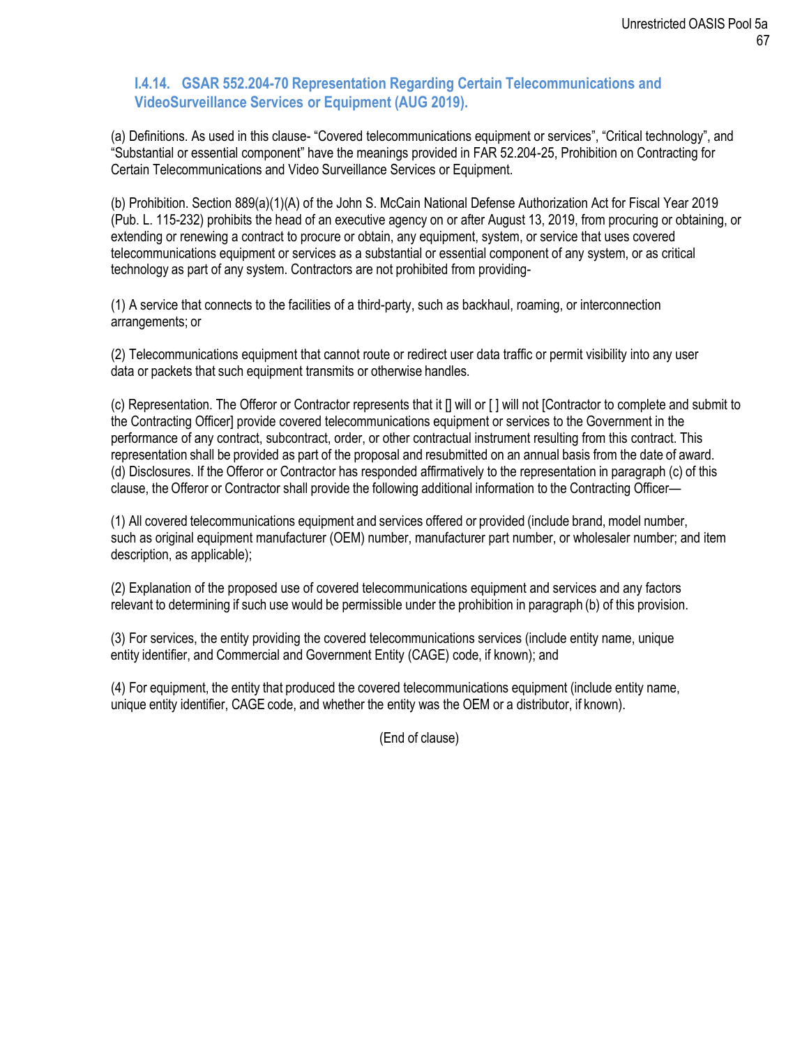### I.4.14. GSAR 552.204-70 Representation Regarding Certain Telecommunications and VideoSurveillance Services or Equipment (AUG 2019).

(a) Definitions. As used in this clause- “Covered telecommunications equipment or services”, “Critical technology”, and “Substantial or essential component” have the meanings provided in FAR 52.204-25, Prohibition on Contracting for Certain Telecommunications and Video Surveillance Services or Equipment.

(b) Prohibition. Section 889(a)(1)(A) of the John S. McCain National Defense Authorization Act for Fiscal Year 2019 (Pub. L. 115-232) prohibits the head of an executive agency on or after August 13, 2019, from procuring or obtaining, or extending or renewing a contract to procure or obtain, any equipment, system, or service that uses covered telecommunications equipment or services as a substantial or essential component of any system, or as critical technology as part of any system. Contractors are not prohibited from providing-

(1) A service that connects to the facilities of a third-party, such as backhaul, roaming, or interconnection arrangements; or

(2) Telecommunications equipment that cannot route or redirect user data traffic or permit visibility into any user data or packets that such equipment transmits or otherwise handles.

(c) Representation. The Offeror or Contractor represents that it [] will or [ ] will not [Contractor to complete and submit to the Contracting Officer] provide covered telecommunications equipment or services to the Government in the performance of any contract, subcontract, order, or other contractual instrument resulting from this contract. This representation shall be provided as part of the proposal and resubmitted on an annual basis from the date of award.
(d) Disclosures. If the Offeror or Contractor has responded affirmatively to the representation in paragraph (c) of this clause, the Offeror or Contractor shall provide the following additional information to the Contracting Officer—

(1) All covered telecommunications equipment and services offered or provided (include brand, model number, such as original equipment manufacturer (OEM) number, manufacturer part number, or wholesaler number; and item description, as applicable);

(2) Explanation of the proposed use of covered telecommunications equipment and services and any factors relevant to determining if such use would be permissible under the prohibition in paragraph (b) of this provision.

(3) For services, the entity providing the covered telecommunications services (include entity name, unique entity identifier, and Commercial and Government Entity (CAGE) code, if known); and

(4) For equipment, the entity that produced the covered telecommunications equipment (include entity name, unique entity identifier, CAGE code, and whether the entity was the OEM or a distributor, if known).

(End of clause)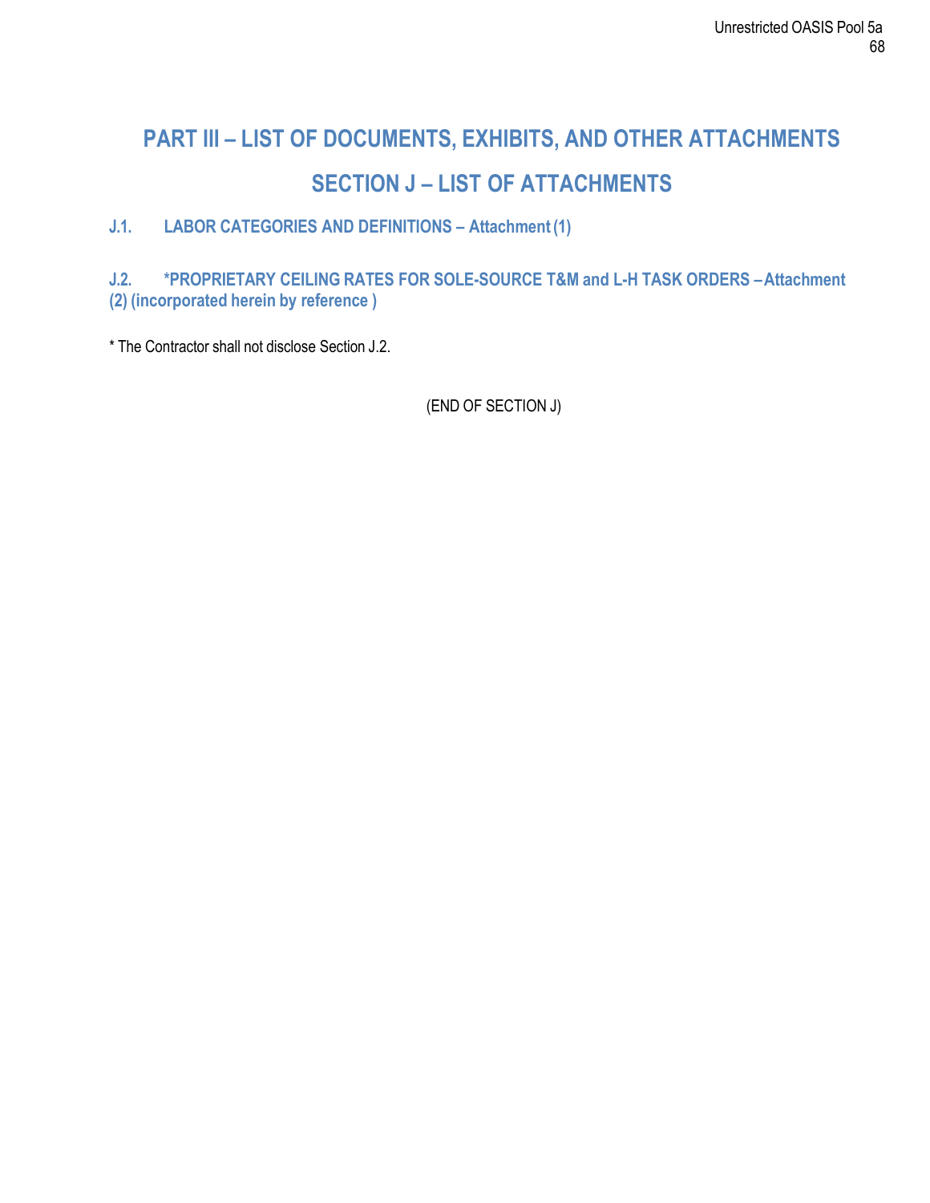# PART III – LIST OF DOCUMENTS, EXHIBITS, AND OTHER ATTACHMENTS

# SECTION J – LIST OF ATTACHMENTS

### J.1. LABOR CATEGORIES AND DEFINITIONS – Attachment (1)

### J.2. *PROPRIETARY CEILING RATES FOR SOLE-SOURCE T&M and L-H TASK ORDERS – Attachment (2) (incorporated herein by reference )

* The Contractor shall not disclose Section J.2.

(END OF SECTION J)